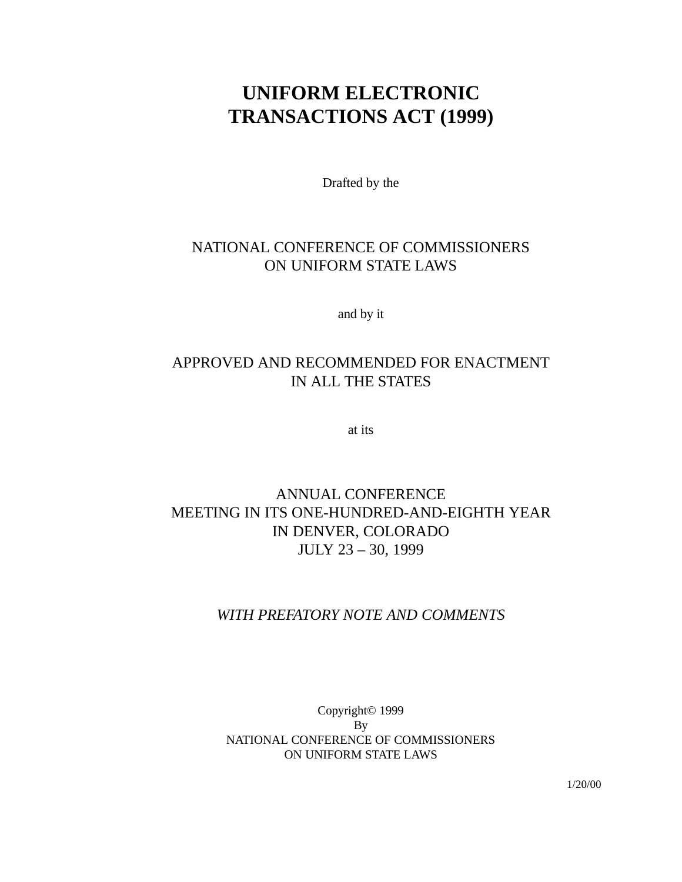# UNIFORM ELECTRONIC TRANSACTIONS ACT (1999)

Drafted by the

NATIONAL CONFERENCE OF COMMISSIONERS
ON UNIFORM STATE LAWS

and by it

APPROVED AND RECOMMENDED FOR ENACTMENT
IN ALL THE STATES

at its

ANNUAL CONFERENCE
MEETING IN ITS ONE-HUNDRED-AND-EIGHTH YEAR
IN DENVER, COLORADO
JULY 23 – 30, 1999

*WITH PREFATORY NOTE AND COMMENTS*

Copyright© 1999
By
NATIONAL CONFERENCE OF COMMISSIONERS
ON UNIFORM STATE LAWS

1/20/00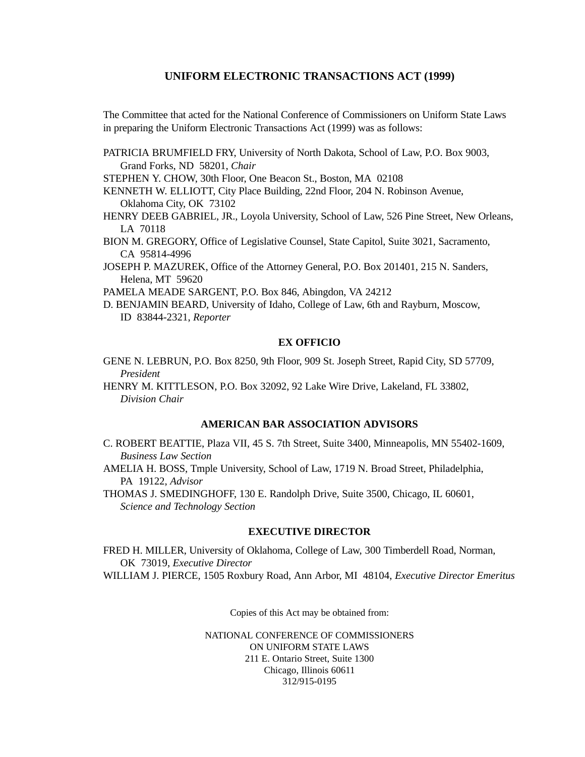# UNIFORM ELECTRONIC TRANSACTIONS ACT (1999)

The Committee that acted for the National Conference of Commissioners on Uniform State Laws in preparing the Uniform Electronic Transactions Act (1999) was as follows:

PATRICIA BRUMFIELD FRY, University of North Dakota, School of Law, P.O. Box 9003, Grand Forks, ND 58201, *Chair*

STEPHEN Y. CHOW, 30th Floor, One Beacon St., Boston, MA 02108

KENNETH W. ELLIOTT, City Place Building, 22nd Floor, 204 N. Robinson Avenue, Oklahoma City, OK 73102

HENRY DEEB GABRIEL, JR., Loyola University, School of Law, 526 Pine Street, New Orleans, LA 70118

BION M. GREGORY, Office of Legislative Counsel, State Capitol, Suite 3021, Sacramento, CA 95814-4996

JOSEPH P. MAZUREK, Office of the Attorney General, P.O. Box 201401, 215 N. Sanders, Helena, MT 59620

PAMELA MEADE SARGENT, P.O. Box 846, Abingdon, VA 24212

D. BENJAMIN BEARD, University of Idaho, College of Law, 6th and Rayburn, Moscow, ID 83844-2321, *Reporter*

## EX OFFICIO

GENE N. LEBRUN, P.O. Box 8250, 9th Floor, 909 St. Joseph Street, Rapid City, SD 57709, *President*

HENRY M. KITTLESON, P.O. Box 32092, 92 Lake Wire Drive, Lakeland, FL 33802, *Division Chair*

## AMERICAN BAR ASSOCIATION ADVISORS

C. ROBERT BEATTIE, Plaza VII, 45 S. 7th Street, Suite 3400, Minneapolis, MN 55402-1609, *Business Law Section*

AMELIA H. BOSS, Tmple University, School of Law, 1719 N. Broad Street, Philadelphia, PA 19122, *Advisor*

THOMAS J. SMEDINGHOFF, 130 E. Randolph Drive, Suite 3500, Chicago, IL 60601, *Science and Technology Section*

## EXECUTIVE DIRECTOR

FRED H. MILLER, University of Oklahoma, College of Law, 300 Timberdell Road, Norman, OK 73019, *Executive Director*

WILLIAM J. PIERCE, 1505 Roxbury Road, Ann Arbor, MI 48104, *Executive Director Emeritus*

Copies of this Act may be obtained from:

NATIONAL CONFERENCE OF COMMISSIONERS
ON UNIFORM STATE LAWS
211 E. Ontario Street, Suite 1300
Chicago, Illinois 60611
312/915-0195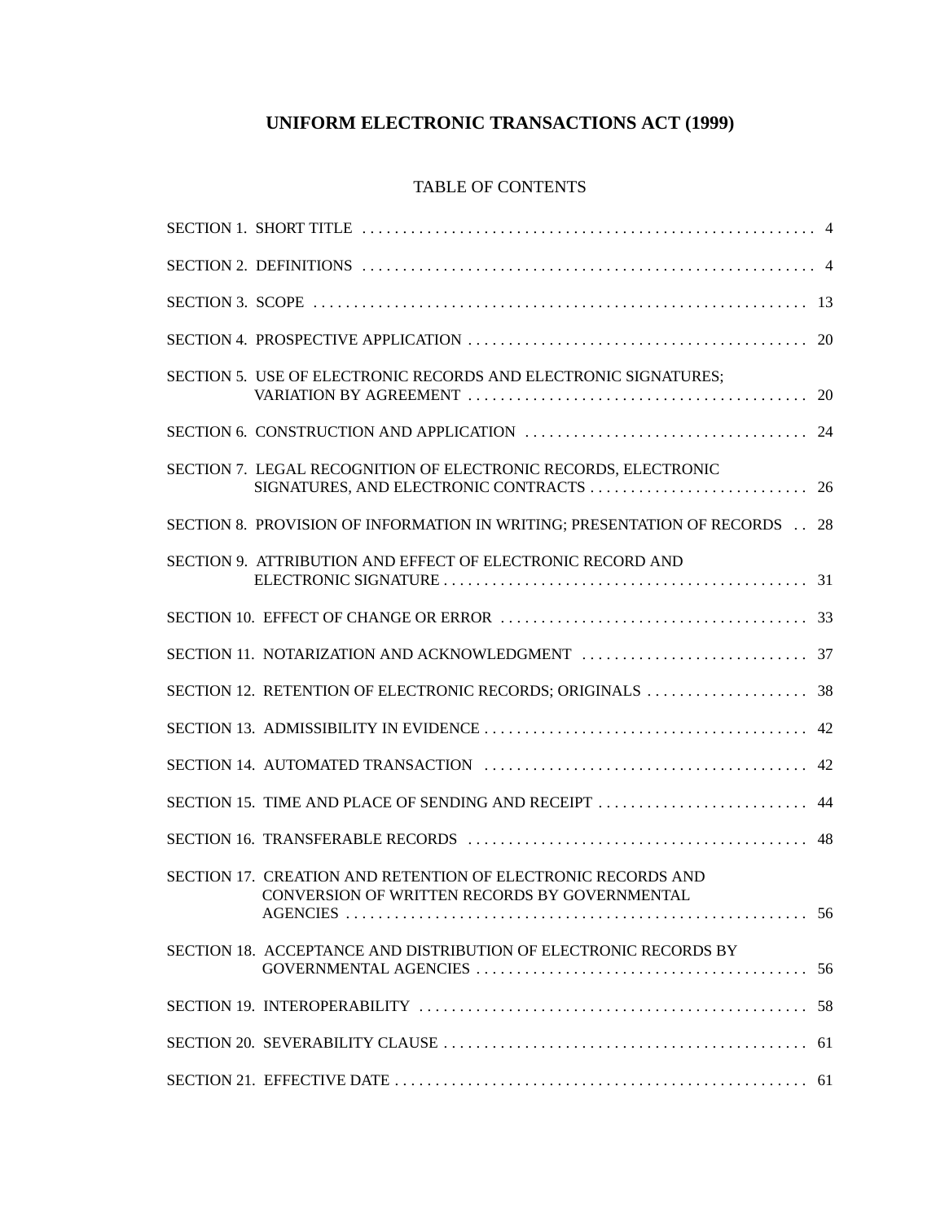# UNIFORM ELECTRONIC TRANSACTIONS ACT (1999)

## TABLE OF CONTENTS

| Section | Page |
|---|---|
| SECTION 1. SHORT TITLE | 4 |
| SECTION 2. DEFINITIONS | 4 |
| SECTION 3. SCOPE | 13 |
| SECTION 4. PROSPECTIVE APPLICATION | 20 |
| SECTION 5. USE OF ELECTRONIC RECORDS AND ELECTRONIC SIGNATURES; VARIATION BY AGREEMENT | 20 |
| SECTION 6. CONSTRUCTION AND APPLICATION | 24 |
| SECTION 7. LEGAL RECOGNITION OF ELECTRONIC RECORDS, ELECTRONIC SIGNATURES, AND ELECTRONIC CONTRACTS | 26 |
| SECTION 8. PROVISION OF INFORMATION IN WRITING; PRESENTATION OF RECORDS | 28 |
| SECTION 9. ATTRIBUTION AND EFFECT OF ELECTRONIC RECORD AND ELECTRONIC SIGNATURE | 31 |
| SECTION 10. EFFECT OF CHANGE OR ERROR | 33 |
| SECTION 11. NOTARIZATION AND ACKNOWLEDGMENT | 37 |
| SECTION 12. RETENTION OF ELECTRONIC RECORDS; ORIGINALS | 38 |
| SECTION 13. ADMISSIBILITY IN EVIDENCE | 42 |
| SECTION 14. AUTOMATED TRANSACTION | 42 |
| SECTION 15. TIME AND PLACE OF SENDING AND RECEIPT | 44 |
| SECTION 16. TRANSFERABLE RECORDS | 48 |
| SECTION 17. CREATION AND RETENTION OF ELECTRONIC RECORDS AND CONVERSION OF WRITTEN RECORDS BY GOVERNMENTAL AGENCIES | 56 |
| SECTION 18. ACCEPTANCE AND DISTRIBUTION OF ELECTRONIC RECORDS BY GOVERNMENTAL AGENCIES | 56 |
| SECTION 19. INTEROPERABILITY | 58 |
| SECTION 20. SEVERABILITY CLAUSE | 61 |
| SECTION 21. EFFECTIVE DATE | 61 |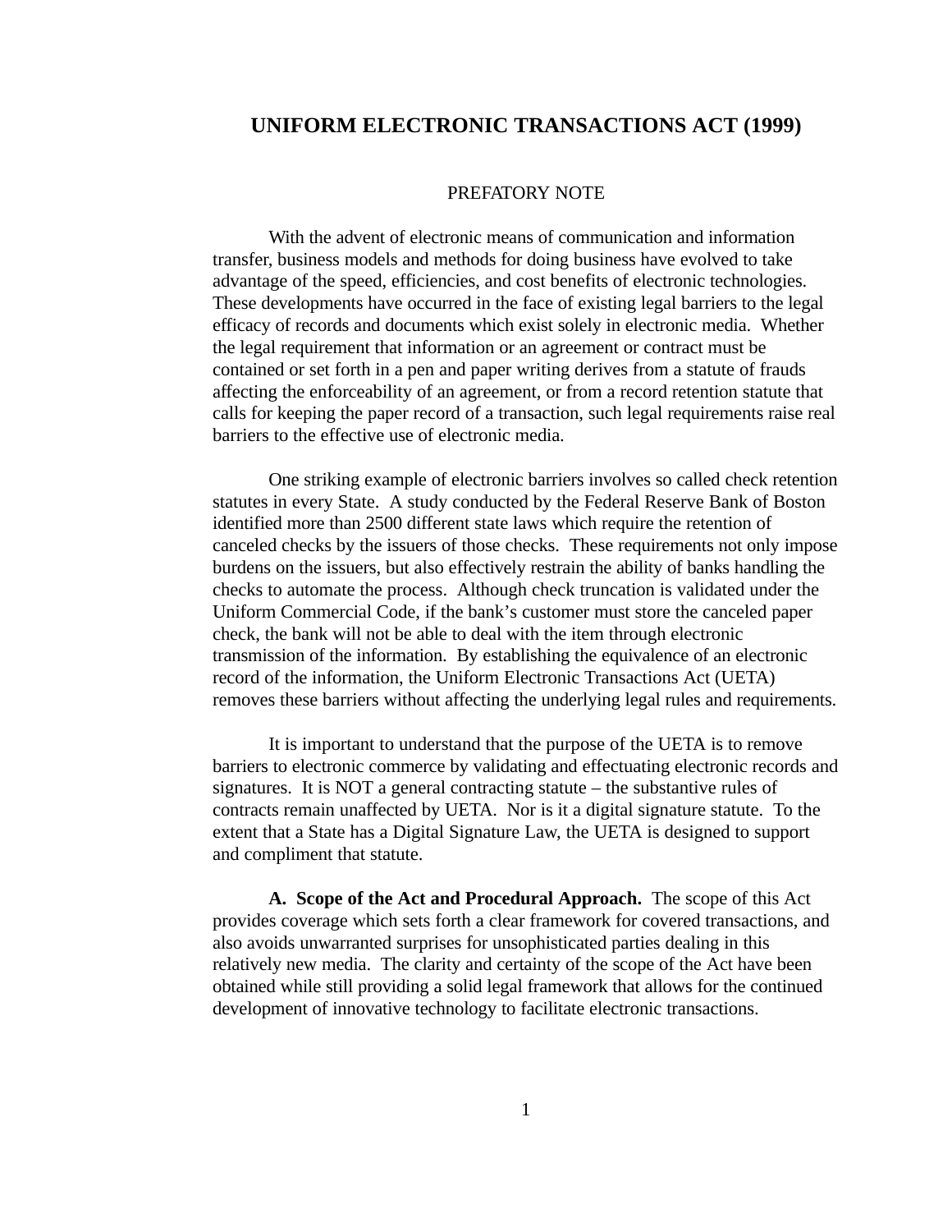# UNIFORM ELECTRONIC TRANSACTIONS ACT (1999)

## PREFATORY NOTE

With the advent of electronic means of communication and information transfer, business models and methods for doing business have evolved to take advantage of the speed, efficiencies, and cost benefits of electronic technologies. These developments have occurred in the face of existing legal barriers to the legal efficacy of records and documents which exist solely in electronic media. Whether the legal requirement that information or an agreement or contract must be contained or set forth in a pen and paper writing derives from a statute of frauds affecting the enforceability of an agreement, or from a record retention statute that calls for keeping the paper record of a transaction, such legal requirements raise real barriers to the effective use of electronic media.

One striking example of electronic barriers involves so called check retention statutes in every State. A study conducted by the Federal Reserve Bank of Boston identified more than 2500 different state laws which require the retention of canceled checks by the issuers of those checks. These requirements not only impose burdens on the issuers, but also effectively restrain the ability of banks handling the checks to automate the process. Although check truncation is validated under the Uniform Commercial Code, if the bank's customer must store the canceled paper check, the bank will not be able to deal with the item through electronic transmission of the information. By establishing the equivalence of an electronic record of the information, the Uniform Electronic Transactions Act (UETA) removes these barriers without affecting the underlying legal rules and requirements.

It is important to understand that the purpose of the UETA is to remove barriers to electronic commerce by validating and effectuating electronic records and signatures. It is NOT a general contracting statute – the substantive rules of contracts remain unaffected by UETA. Nor is it a digital signature statute. To the extent that a State has a Digital Signature Law, the UETA is designed to support and compliment that statute.

**A. Scope of the Act and Procedural Approach.** The scope of this Act provides coverage which sets forth a clear framework for covered transactions, and also avoids unwarranted surprises for unsophisticated parties dealing in this relatively new media. The clarity and certainty of the scope of the Act have been obtained while still providing a solid legal framework that allows for the continued development of innovative technology to facilitate electronic transactions.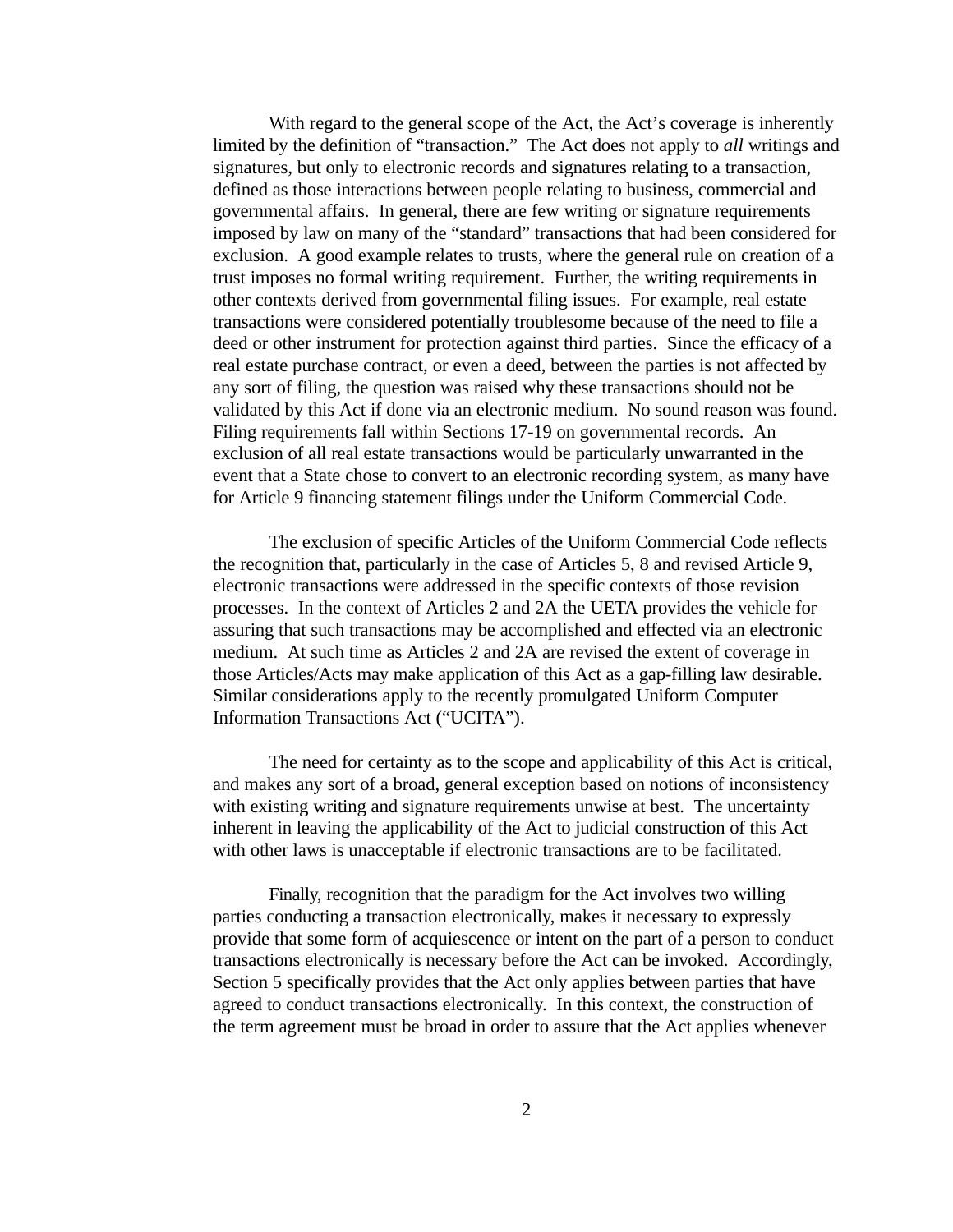With regard to the general scope of the Act, the Act's coverage is inherently limited by the definition of "transaction." The Act does not apply to *all* writings and signatures, but only to electronic records and signatures relating to a transaction, defined as those interactions between people relating to business, commercial and governmental affairs. In general, there are few writing or signature requirements imposed by law on many of the "standard" transactions that had been considered for exclusion. A good example relates to trusts, where the general rule on creation of a trust imposes no formal writing requirement. Further, the writing requirements in other contexts derived from governmental filing issues. For example, real estate transactions were considered potentially troublesome because of the need to file a deed or other instrument for protection against third parties. Since the efficacy of a real estate purchase contract, or even a deed, between the parties is not affected by any sort of filing, the question was raised why these transactions should not be validated by this Act if done via an electronic medium. No sound reason was found. Filing requirements fall within Sections 17-19 on governmental records. An exclusion of all real estate transactions would be particularly unwarranted in the event that a State chose to convert to an electronic recording system, as many have for Article 9 financing statement filings under the Uniform Commercial Code.

The exclusion of specific Articles of the Uniform Commercial Code reflects the recognition that, particularly in the case of Articles 5, 8 and revised Article 9, electronic transactions were addressed in the specific contexts of those revision processes. In the context of Articles 2 and 2A the UETA provides the vehicle for assuring that such transactions may be accomplished and effected via an electronic medium. At such time as Articles 2 and 2A are revised the extent of coverage in those Articles/Acts may make application of this Act as a gap-filling law desirable. Similar considerations apply to the recently promulgated Uniform Computer Information Transactions Act ("UCITA").

The need for certainty as to the scope and applicability of this Act is critical, and makes any sort of a broad, general exception based on notions of inconsistency with existing writing and signature requirements unwise at best. The uncertainty inherent in leaving the applicability of the Act to judicial construction of this Act with other laws is unacceptable if electronic transactions are to be facilitated.

Finally, recognition that the paradigm for the Act involves two willing parties conducting a transaction electronically, makes it necessary to expressly provide that some form of acquiescence or intent on the part of a person to conduct transactions electronically is necessary before the Act can be invoked. Accordingly, Section 5 specifically provides that the Act only applies between parties that have agreed to conduct transactions electronically. In this context, the construction of the term agreement must be broad in order to assure that the Act applies whenever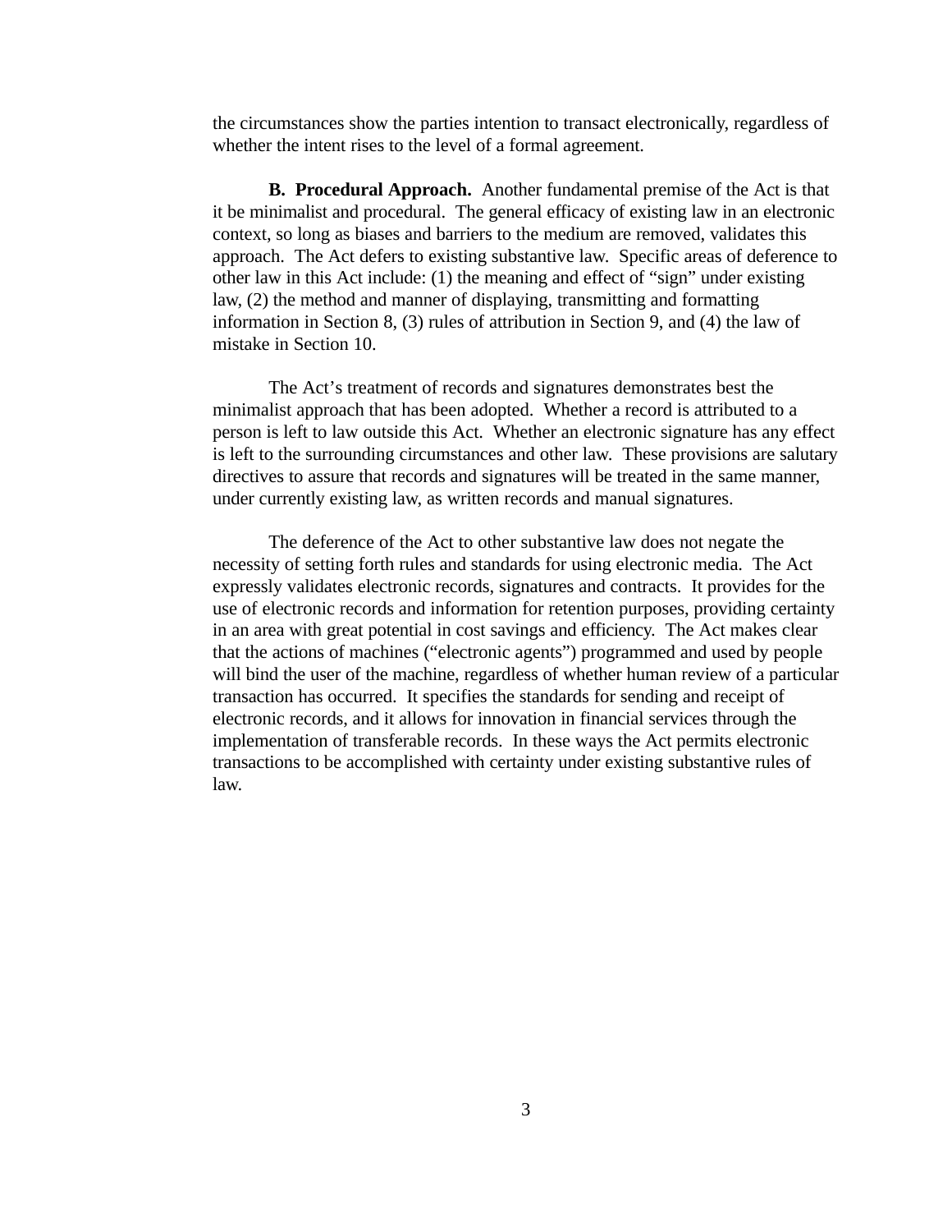the circumstances show the parties intention to transact electronically, regardless of whether the intent rises to the level of a formal agreement.

**B. Procedural Approach.** Another fundamental premise of the Act is that it be minimalist and procedural. The general efficacy of existing law in an electronic context, so long as biases and barriers to the medium are removed, validates this approach. The Act defers to existing substantive law. Specific areas of deference to other law in this Act include: (1) the meaning and effect of "sign" under existing law, (2) the method and manner of displaying, transmitting and formatting information in Section 8, (3) rules of attribution in Section 9, and (4) the law of mistake in Section 10.

The Act's treatment of records and signatures demonstrates best the minimalist approach that has been adopted. Whether a record is attributed to a person is left to law outside this Act. Whether an electronic signature has any effect is left to the surrounding circumstances and other law. These provisions are salutary directives to assure that records and signatures will be treated in the same manner, under currently existing law, as written records and manual signatures.

The deference of the Act to other substantive law does not negate the necessity of setting forth rules and standards for using electronic media. The Act expressly validates electronic records, signatures and contracts. It provides for the use of electronic records and information for retention purposes, providing certainty in an area with great potential in cost savings and efficiency. The Act makes clear that the actions of machines ("electronic agents") programmed and used by people will bind the user of the machine, regardless of whether human review of a particular transaction has occurred. It specifies the standards for sending and receipt of electronic records, and it allows for innovation in financial services through the implementation of transferable records. In these ways the Act permits electronic transactions to be accomplished with certainty under existing substantive rules of law.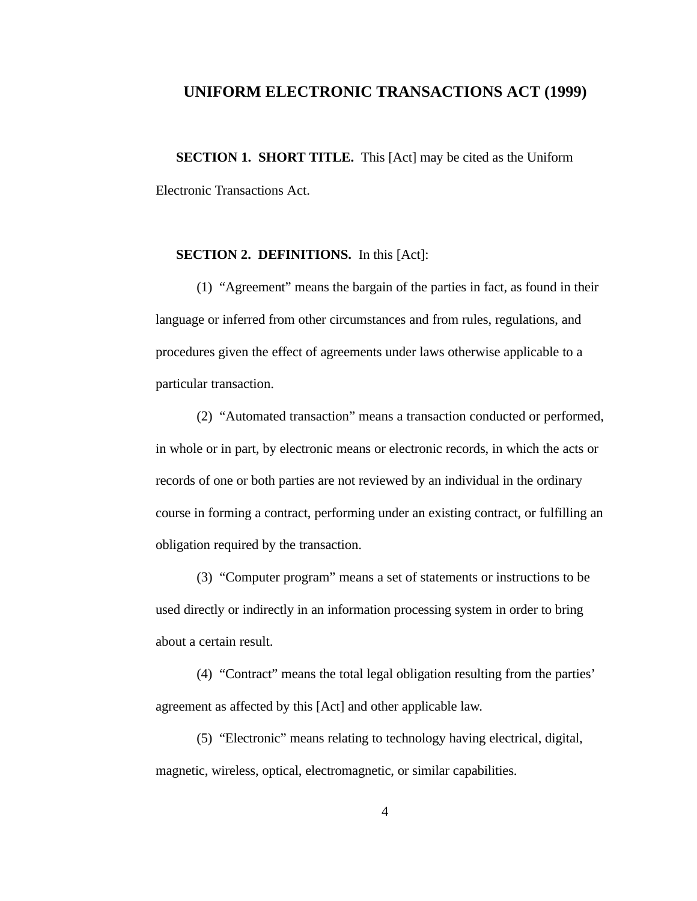# UNIFORM ELECTRONIC TRANSACTIONS ACT (1999)

**SECTION 1. SHORT TITLE.** This [Act] may be cited as the Uniform Electronic Transactions Act.

**SECTION 2. DEFINITIONS.** In this [Act]:

(1) "Agreement" means the bargain of the parties in fact, as found in their language or inferred from other circumstances and from rules, regulations, and procedures given the effect of agreements under laws otherwise applicable to a particular transaction.

(2) "Automated transaction" means a transaction conducted or performed, in whole or in part, by electronic means or electronic records, in which the acts or records of one or both parties are not reviewed by an individual in the ordinary course in forming a contract, performing under an existing contract, or fulfilling an obligation required by the transaction.

(3) "Computer program" means a set of statements or instructions to be used directly or indirectly in an information processing system in order to bring about a certain result.

(4) "Contract" means the total legal obligation resulting from the parties' agreement as affected by this [Act] and other applicable law.

(5) "Electronic" means relating to technology having electrical, digital, magnetic, wireless, optical, electromagnetic, or similar capabilities.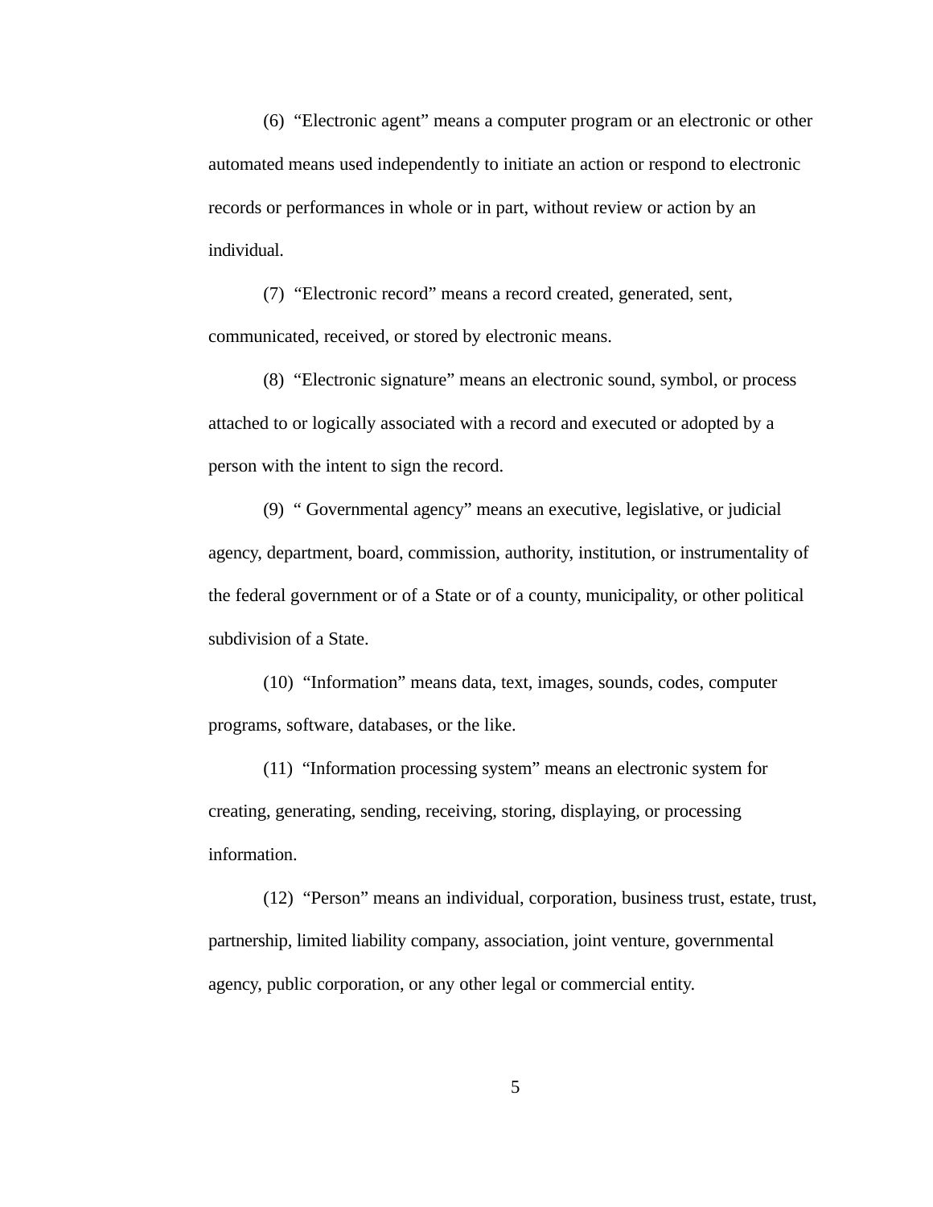(6) "Electronic agent" means a computer program or an electronic or other automated means used independently to initiate an action or respond to electronic records or performances in whole or in part, without review or action by an individual.

(7) "Electronic record" means a record created, generated, sent, communicated, received, or stored by electronic means.

(8) "Electronic signature" means an electronic sound, symbol, or process attached to or logically associated with a record and executed or adopted by a person with the intent to sign the record.

(9) " Governmental agency" means an executive, legislative, or judicial agency, department, board, commission, authority, institution, or instrumentality of the federal government or of a State or of a county, municipality, or other political subdivision of a State.

(10) "Information" means data, text, images, sounds, codes, computer programs, software, databases, or the like.

(11) "Information processing system" means an electronic system for creating, generating, sending, receiving, storing, displaying, or processing information.

(12) "Person" means an individual, corporation, business trust, estate, trust, partnership, limited liability company, association, joint venture, governmental agency, public corporation, or any other legal or commercial entity.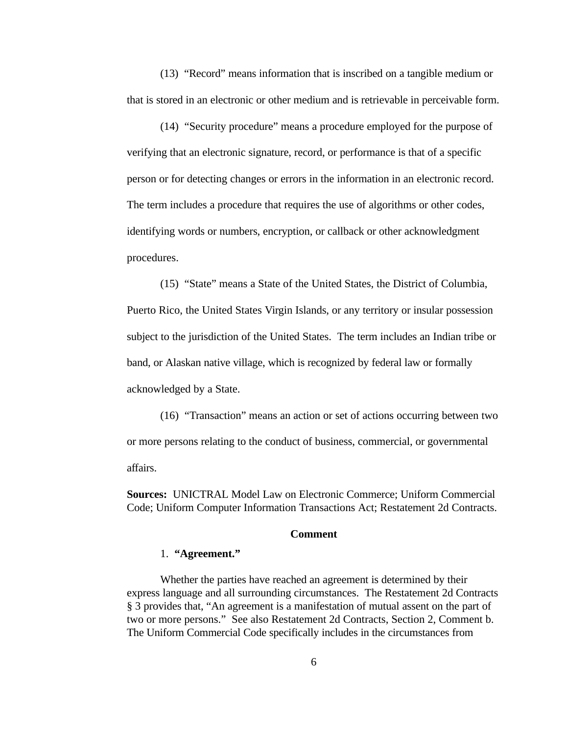(13) "Record" means information that is inscribed on a tangible medium or that is stored in an electronic or other medium and is retrievable in perceivable form.

(14) "Security procedure" means a procedure employed for the purpose of verifying that an electronic signature, record, or performance is that of a specific person or for detecting changes or errors in the information in an electronic record. The term includes a procedure that requires the use of algorithms or other codes, identifying words or numbers, encryption, or callback or other acknowledgment procedures.

(15) "State" means a State of the United States, the District of Columbia, Puerto Rico, the United States Virgin Islands, or any territory or insular possession subject to the jurisdiction of the United States. The term includes an Indian tribe or band, or Alaskan native village, which is recognized by federal law or formally acknowledged by a State.

(16) "Transaction" means an action or set of actions occurring between two or more persons relating to the conduct of business, commercial, or governmental affairs.

**Sources:** UNICTRAL Model Law on Electronic Commerce; Uniform Commercial Code; Uniform Computer Information Transactions Act; Restatement 2d Contracts.

### Comment

1. **"Agreement."**

Whether the parties have reached an agreement is determined by their express language and all surrounding circumstances. The Restatement 2d Contracts § 3 provides that, "An agreement is a manifestation of mutual assent on the part of two or more persons." See also Restatement 2d Contracts, Section 2, Comment b. The Uniform Commercial Code specifically includes in the circumstances from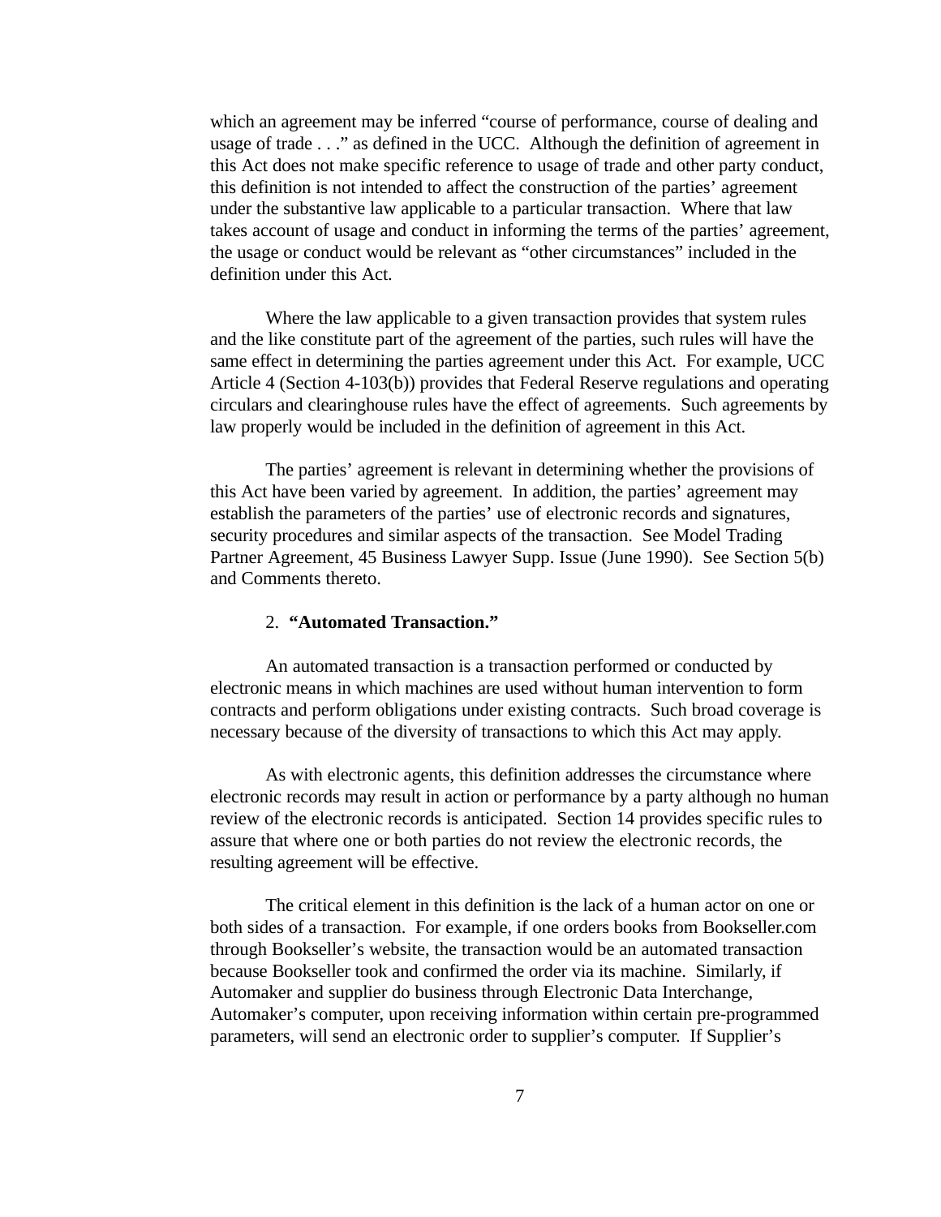which an agreement may be inferred "course of performance, course of dealing and usage of trade . . ." as defined in the UCC. Although the definition of agreement in this Act does not make specific reference to usage of trade and other party conduct, this definition is not intended to affect the construction of the parties' agreement under the substantive law applicable to a particular transaction. Where that law takes account of usage and conduct in informing the terms of the parties' agreement, the usage or conduct would be relevant as "other circumstances" included in the definition under this Act.

Where the law applicable to a given transaction provides that system rules and the like constitute part of the agreement of the parties, such rules will have the same effect in determining the parties agreement under this Act. For example, UCC Article 4 (Section 4-103(b)) provides that Federal Reserve regulations and operating circulars and clearinghouse rules have the effect of agreements. Such agreements by law properly would be included in the definition of agreement in this Act.

The parties' agreement is relevant in determining whether the provisions of this Act have been varied by agreement. In addition, the parties' agreement may establish the parameters of the parties' use of electronic records and signatures, security procedures and similar aspects of the transaction. See Model Trading Partner Agreement, 45 Business Lawyer Supp. Issue (June 1990). See Section 5(b) and Comments thereto.

2. **"Automated Transaction."**

An automated transaction is a transaction performed or conducted by electronic means in which machines are used without human intervention to form contracts and perform obligations under existing contracts. Such broad coverage is necessary because of the diversity of transactions to which this Act may apply.

As with electronic agents, this definition addresses the circumstance where electronic records may result in action or performance by a party although no human review of the electronic records is anticipated. Section 14 provides specific rules to assure that where one or both parties do not review the electronic records, the resulting agreement will be effective.

The critical element in this definition is the lack of a human actor on one or both sides of a transaction. For example, if one orders books from Bookseller.com through Bookseller's website, the transaction would be an automated transaction because Bookseller took and confirmed the order via its machine. Similarly, if Automaker and supplier do business through Electronic Data Interchange, Automaker's computer, upon receiving information within certain pre-programmed parameters, will send an electronic order to supplier's computer. If Supplier's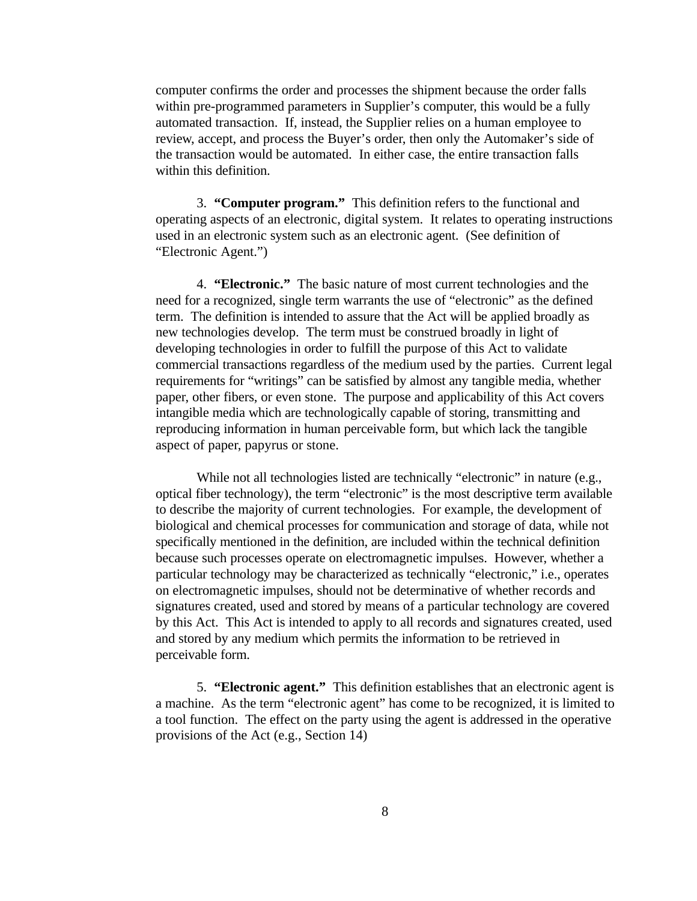computer confirms the order and processes the shipment because the order falls within pre-programmed parameters in Supplier's computer, this would be a fully automated transaction. If, instead, the Supplier relies on a human employee to review, accept, and process the Buyer's order, then only the Automaker's side of the transaction would be automated. In either case, the entire transaction falls within this definition.

3. **"Computer program."** This definition refers to the functional and operating aspects of an electronic, digital system. It relates to operating instructions used in an electronic system such as an electronic agent. (See definition of "Electronic Agent.")

4. **"Electronic."** The basic nature of most current technologies and the need for a recognized, single term warrants the use of "electronic" as the defined term. The definition is intended to assure that the Act will be applied broadly as new technologies develop. The term must be construed broadly in light of developing technologies in order to fulfill the purpose of this Act to validate commercial transactions regardless of the medium used by the parties. Current legal requirements for "writings" can be satisfied by almost any tangible media, whether paper, other fibers, or even stone. The purpose and applicability of this Act covers intangible media which are technologically capable of storing, transmitting and reproducing information in human perceivable form, but which lack the tangible aspect of paper, papyrus or stone.

While not all technologies listed are technically "electronic" in nature (e.g., optical fiber technology), the term "electronic" is the most descriptive term available to describe the majority of current technologies. For example, the development of biological and chemical processes for communication and storage of data, while not specifically mentioned in the definition, are included within the technical definition because such processes operate on electromagnetic impulses. However, whether a particular technology may be characterized as technically "electronic," i.e., operates on electromagnetic impulses, should not be determinative of whether records and signatures created, used and stored by means of a particular technology are covered by this Act. This Act is intended to apply to all records and signatures created, used and stored by any medium which permits the information to be retrieved in perceivable form.

5. **"Electronic agent."** This definition establishes that an electronic agent is a machine. As the term "electronic agent" has come to be recognized, it is limited to a tool function. The effect on the party using the agent is addressed in the operative provisions of the Act (e.g., Section 14)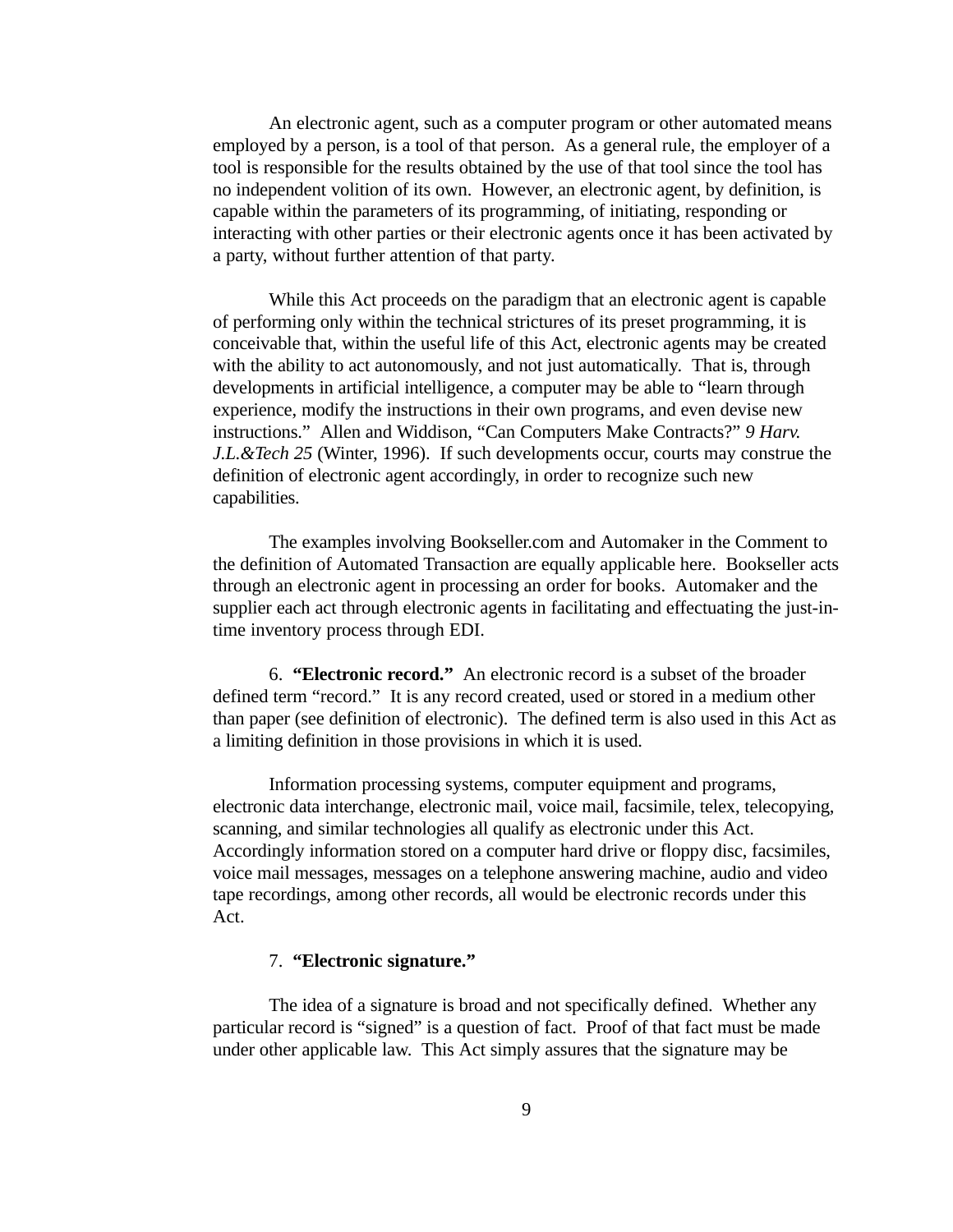An electronic agent, such as a computer program or other automated means employed by a person, is a tool of that person. As a general rule, the employer of a tool is responsible for the results obtained by the use of that tool since the tool has no independent volition of its own. However, an electronic agent, by definition, is capable within the parameters of its programming, of initiating, responding or interacting with other parties or their electronic agents once it has been activated by a party, without further attention of that party.

While this Act proceeds on the paradigm that an electronic agent is capable of performing only within the technical strictures of its preset programming, it is conceivable that, within the useful life of this Act, electronic agents may be created with the ability to act autonomously, and not just automatically. That is, through developments in artificial intelligence, a computer may be able to "learn through experience, modify the instructions in their own programs, and even devise new instructions." Allen and Widdison, "Can Computers Make Contracts?" *9 Harv. J.L.&Tech 25* (Winter, 1996). If such developments occur, courts may construe the definition of electronic agent accordingly, in order to recognize such new capabilities.

The examples involving Bookseller.com and Automaker in the Comment to the definition of Automated Transaction are equally applicable here. Bookseller acts through an electronic agent in processing an order for books. Automaker and the supplier each act through electronic agents in facilitating and effectuating the just-in-time inventory process through EDI.

6. **"Electronic record."** An electronic record is a subset of the broader defined term "record." It is any record created, used or stored in a medium other than paper (see definition of electronic). The defined term is also used in this Act as a limiting definition in those provisions in which it is used.

Information processing systems, computer equipment and programs, electronic data interchange, electronic mail, voice mail, facsimile, telex, telecopying, scanning, and similar technologies all qualify as electronic under this Act. Accordingly information stored on a computer hard drive or floppy disc, facsimiles, voice mail messages, messages on a telephone answering machine, audio and video tape recordings, among other records, all would be electronic records under this Act.

7. **"Electronic signature."**

The idea of a signature is broad and not specifically defined. Whether any particular record is "signed" is a question of fact. Proof of that fact must be made under other applicable law. This Act simply assures that the signature may be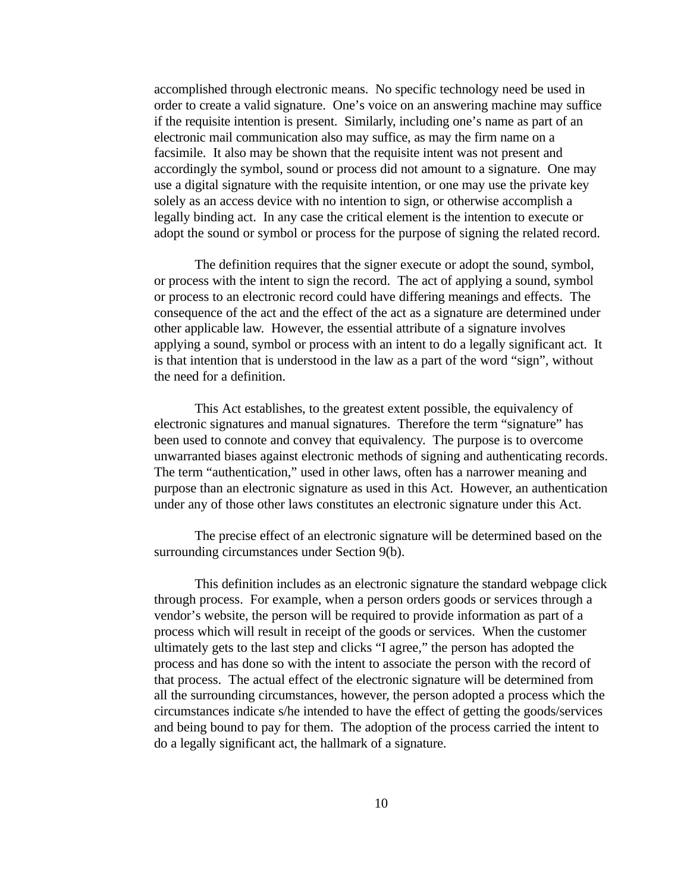accomplished through electronic means. No specific technology need be used in order to create a valid signature. One's voice on an answering machine may suffice if the requisite intention is present. Similarly, including one's name as part of an electronic mail communication also may suffice, as may the firm name on a facsimile. It also may be shown that the requisite intent was not present and accordingly the symbol, sound or process did not amount to a signature. One may use a digital signature with the requisite intention, or one may use the private key solely as an access device with no intention to sign, or otherwise accomplish a legally binding act. In any case the critical element is the intention to execute or adopt the sound or symbol or process for the purpose of signing the related record.

The definition requires that the signer execute or adopt the sound, symbol, or process with the intent to sign the record. The act of applying a sound, symbol or process to an electronic record could have differing meanings and effects. The consequence of the act and the effect of the act as a signature are determined under other applicable law. However, the essential attribute of a signature involves applying a sound, symbol or process with an intent to do a legally significant act. It is that intention that is understood in the law as a part of the word "sign", without the need for a definition.

This Act establishes, to the greatest extent possible, the equivalency of electronic signatures and manual signatures. Therefore the term "signature" has been used to connote and convey that equivalency. The purpose is to overcome unwarranted biases against electronic methods of signing and authenticating records. The term "authentication," used in other laws, often has a narrower meaning and purpose than an electronic signature as used in this Act. However, an authentication under any of those other laws constitutes an electronic signature under this Act.

The precise effect of an electronic signature will be determined based on the surrounding circumstances under Section 9(b).

This definition includes as an electronic signature the standard webpage click through process. For example, when a person orders goods or services through a vendor's website, the person will be required to provide information as part of a process which will result in receipt of the goods or services. When the customer ultimately gets to the last step and clicks "I agree," the person has adopted the process and has done so with the intent to associate the person with the record of that process. The actual effect of the electronic signature will be determined from all the surrounding circumstances, however, the person adopted a process which the circumstances indicate s/he intended to have the effect of getting the goods/services and being bound to pay for them. The adoption of the process carried the intent to do a legally significant act, the hallmark of a signature.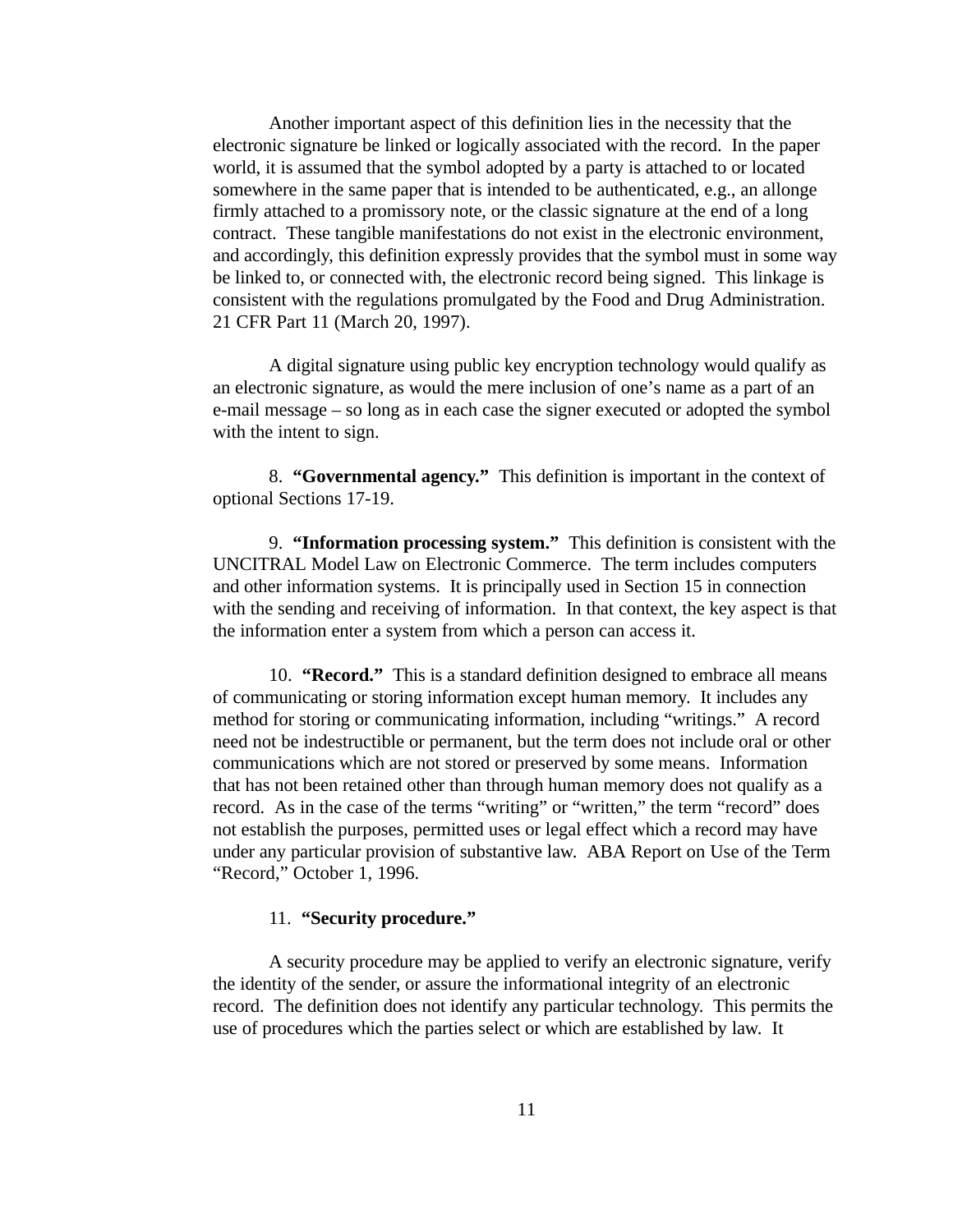Another important aspect of this definition lies in the necessity that the electronic signature be linked or logically associated with the record. In the paper world, it is assumed that the symbol adopted by a party is attached to or located somewhere in the same paper that is intended to be authenticated, e.g., an allonge firmly attached to a promissory note, or the classic signature at the end of a long contract. These tangible manifestations do not exist in the electronic environment, and accordingly, this definition expressly provides that the symbol must in some way be linked to, or connected with, the electronic record being signed. This linkage is consistent with the regulations promulgated by the Food and Drug Administration. 21 CFR Part 11 (March 20, 1997).

A digital signature using public key encryption technology would qualify as an electronic signature, as would the mere inclusion of one's name as a part of an e-mail message – so long as in each case the signer executed or adopted the symbol with the intent to sign.

8. **"Governmental agency."** This definition is important in the context of optional Sections 17-19.

9. **"Information processing system."** This definition is consistent with the UNCITRAL Model Law on Electronic Commerce. The term includes computers and other information systems. It is principally used in Section 15 in connection with the sending and receiving of information. In that context, the key aspect is that the information enter a system from which a person can access it.

10. **"Record."** This is a standard definition designed to embrace all means of communicating or storing information except human memory. It includes any method for storing or communicating information, including "writings." A record need not be indestructible or permanent, but the term does not include oral or other communications which are not stored or preserved by some means. Information that has not been retained other than through human memory does not qualify as a record. As in the case of the terms "writing" or "written," the term "record" does not establish the purposes, permitted uses or legal effect which a record may have under any particular provision of substantive law. ABA Report on Use of the Term "Record," October 1, 1996.

11. **"Security procedure."**

A security procedure may be applied to verify an electronic signature, verify the identity of the sender, or assure the informational integrity of an electronic record. The definition does not identify any particular technology. This permits the use of procedures which the parties select or which are established by law. It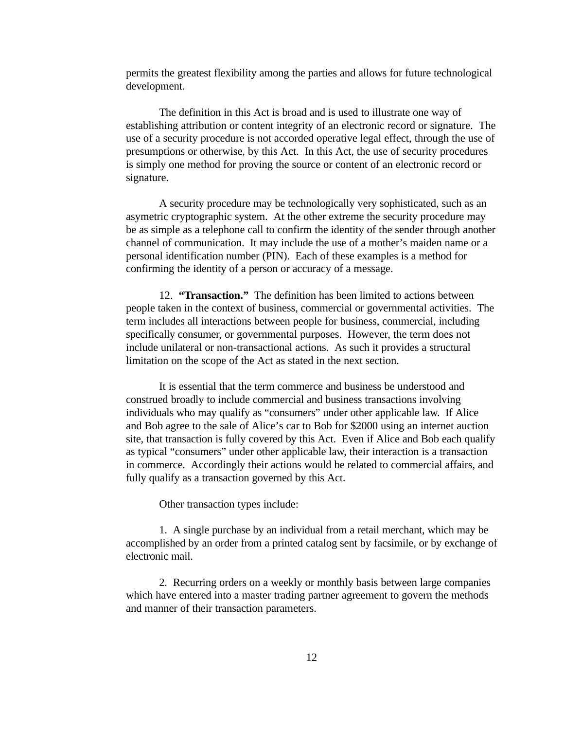permits the greatest flexibility among the parties and allows for future technological development.

The definition in this Act is broad and is used to illustrate one way of establishing attribution or content integrity of an electronic record or signature. The use of a security procedure is not accorded operative legal effect, through the use of presumptions or otherwise, by this Act. In this Act, the use of security procedures is simply one method for proving the source or content of an electronic record or signature.

A security procedure may be technologically very sophisticated, such as an asymetric cryptographic system. At the other extreme the security procedure may be as simple as a telephone call to confirm the identity of the sender through another channel of communication. It may include the use of a mother's maiden name or a personal identification number (PIN). Each of these examples is a method for confirming the identity of a person or accuracy of a message.

12. **"Transaction."** The definition has been limited to actions between people taken in the context of business, commercial or governmental activities. The term includes all interactions between people for business, commercial, including specifically consumer, or governmental purposes. However, the term does not include unilateral or non-transactional actions. As such it provides a structural limitation on the scope of the Act as stated in the next section.

It is essential that the term commerce and business be understood and construed broadly to include commercial and business transactions involving individuals who may qualify as "consumers" under other applicable law. If Alice and Bob agree to the sale of Alice's car to Bob for $2000 using an internet auction site, that transaction is fully covered by this Act. Even if Alice and Bob each qualify as typical "consumers" under other applicable law, their interaction is a transaction in commerce. Accordingly their actions would be related to commercial affairs, and fully qualify as a transaction governed by this Act.

Other transaction types include:

1. A single purchase by an individual from a retail merchant, which may be accomplished by an order from a printed catalog sent by facsimile, or by exchange of electronic mail.

2. Recurring orders on a weekly or monthly basis between large companies which have entered into a master trading partner agreement to govern the methods and manner of their transaction parameters.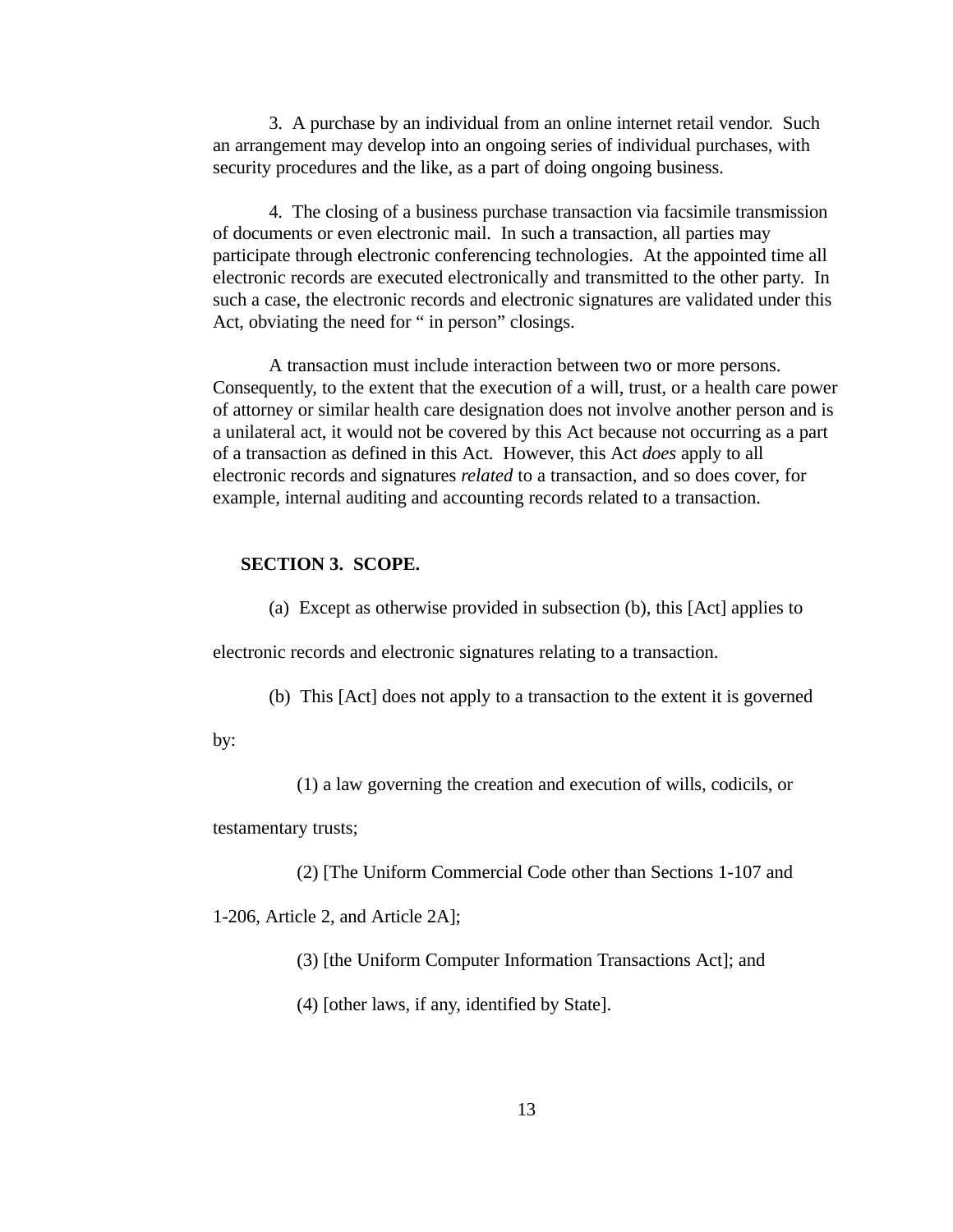3. A purchase by an individual from an online internet retail vendor. Such an arrangement may develop into an ongoing series of individual purchases, with security procedures and the like, as a part of doing ongoing business.

4. The closing of a business purchase transaction via facsimile transmission of documents or even electronic mail. In such a transaction, all parties may participate through electronic conferencing technologies. At the appointed time all electronic records are executed electronically and transmitted to the other party. In such a case, the electronic records and electronic signatures are validated under this Act, obviating the need for " in person" closings.

A transaction must include interaction between two or more persons. Consequently, to the extent that the execution of a will, trust, or a health care power of attorney or similar health care designation does not involve another person and is a unilateral act, it would not be covered by this Act because not occurring as a part of a transaction as defined in this Act. However, this Act *does* apply to all electronic records and signatures *related* to a transaction, and so does cover, for example, internal auditing and accounting records related to a transaction.

## SECTION 3. SCOPE.

(a) Except as otherwise provided in subsection (b), this [Act] applies to electronic records and electronic signatures relating to a transaction.

(b) This [Act] does not apply to a transaction to the extent it is governed by:

(1) a law governing the creation and execution of wills, codicils, or testamentary trusts;

(2) [The Uniform Commercial Code other than Sections 1-107 and 1-206, Article 2, and Article 2A];

(3) [the Uniform Computer Information Transactions Act]; and

(4) [other laws, if any, identified by State].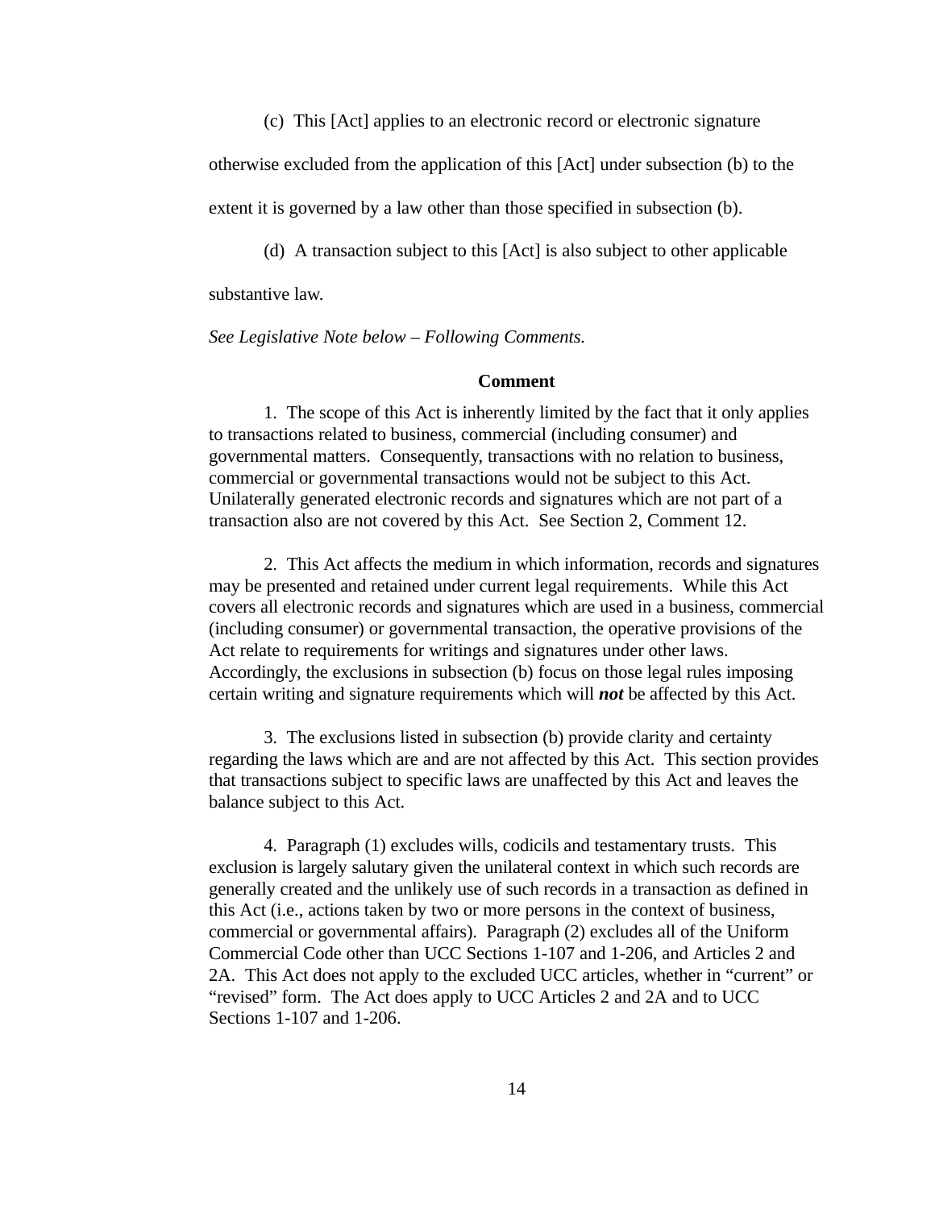(c) This [Act] applies to an electronic record or electronic signature otherwise excluded from the application of this [Act] under subsection (b) to the extent it is governed by a law other than those specified in subsection (b).

(d) A transaction subject to this [Act] is also subject to other applicable substantive law.

*See Legislative Note below – Following Comments.*

**Comment**

1. The scope of this Act is inherently limited by the fact that it only applies to transactions related to business, commercial (including consumer) and governmental matters. Consequently, transactions with no relation to business, commercial or governmental transactions would not be subject to this Act. Unilaterally generated electronic records and signatures which are not part of a transaction also are not covered by this Act. See Section 2, Comment 12.

2. This Act affects the medium in which information, records and signatures may be presented and retained under current legal requirements. While this Act covers all electronic records and signatures which are used in a business, commercial (including consumer) or governmental transaction, the operative provisions of the Act relate to requirements for writings and signatures under other laws. Accordingly, the exclusions in subsection (b) focus on those legal rules imposing certain writing and signature requirements which will ***not*** be affected by this Act.

3. The exclusions listed in subsection (b) provide clarity and certainty regarding the laws which are and are not affected by this Act. This section provides that transactions subject to specific laws are unaffected by this Act and leaves the balance subject to this Act.

4. Paragraph (1) excludes wills, codicils and testamentary trusts. This exclusion is largely salutary given the unilateral context in which such records are generally created and the unlikely use of such records in a transaction as defined in this Act (i.e., actions taken by two or more persons in the context of business, commercial or governmental affairs). Paragraph (2) excludes all of the Uniform Commercial Code other than UCC Sections 1-107 and 1-206, and Articles 2 and 2A. This Act does not apply to the excluded UCC articles, whether in "current" or "revised" form. The Act does apply to UCC Articles 2 and 2A and to UCC Sections 1-107 and 1-206.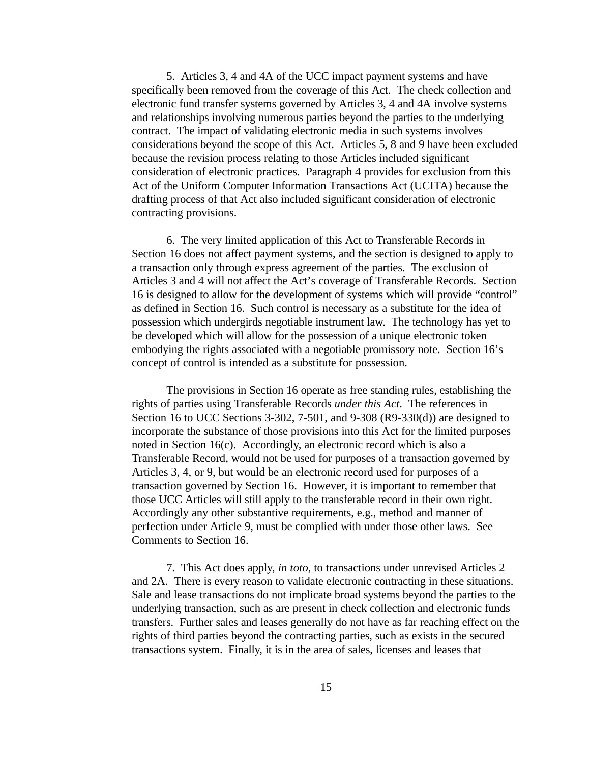5. Articles 3, 4 and 4A of the UCC impact payment systems and have specifically been removed from the coverage of this Act. The check collection and electronic fund transfer systems governed by Articles 3, 4 and 4A involve systems and relationships involving numerous parties beyond the parties to the underlying contract. The impact of validating electronic media in such systems involves considerations beyond the scope of this Act. Articles 5, 8 and 9 have been excluded because the revision process relating to those Articles included significant consideration of electronic practices. Paragraph 4 provides for exclusion from this Act of the Uniform Computer Information Transactions Act (UCITA) because the drafting process of that Act also included significant consideration of electronic contracting provisions.

6. The very limited application of this Act to Transferable Records in Section 16 does not affect payment systems, and the section is designed to apply to a transaction only through express agreement of the parties. The exclusion of Articles 3 and 4 will not affect the Act's coverage of Transferable Records. Section 16 is designed to allow for the development of systems which will provide "control" as defined in Section 16. Such control is necessary as a substitute for the idea of possession which undergirds negotiable instrument law. The technology has yet to be developed which will allow for the possession of a unique electronic token embodying the rights associated with a negotiable promissory note. Section 16's concept of control is intended as a substitute for possession.

The provisions in Section 16 operate as free standing rules, establishing the rights of parties using Transferable Records *under this Act*. The references in Section 16 to UCC Sections 3-302, 7-501, and 9-308 (R9-330(d)) are designed to incorporate the substance of those provisions into this Act for the limited purposes noted in Section 16(c). Accordingly, an electronic record which is also a Transferable Record, would not be used for purposes of a transaction governed by Articles 3, 4, or 9, but would be an electronic record used for purposes of a transaction governed by Section 16. However, it is important to remember that those UCC Articles will still apply to the transferable record in their own right. Accordingly any other substantive requirements, e.g., method and manner of perfection under Article 9, must be complied with under those other laws. See Comments to Section 16.

7. This Act does apply, *in toto*, to transactions under unrevised Articles 2 and 2A. There is every reason to validate electronic contracting in these situations. Sale and lease transactions do not implicate broad systems beyond the parties to the underlying transaction, such as are present in check collection and electronic funds transfers. Further sales and leases generally do not have as far reaching effect on the rights of third parties beyond the contracting parties, such as exists in the secured transactions system. Finally, it is in the area of sales, licenses and leases that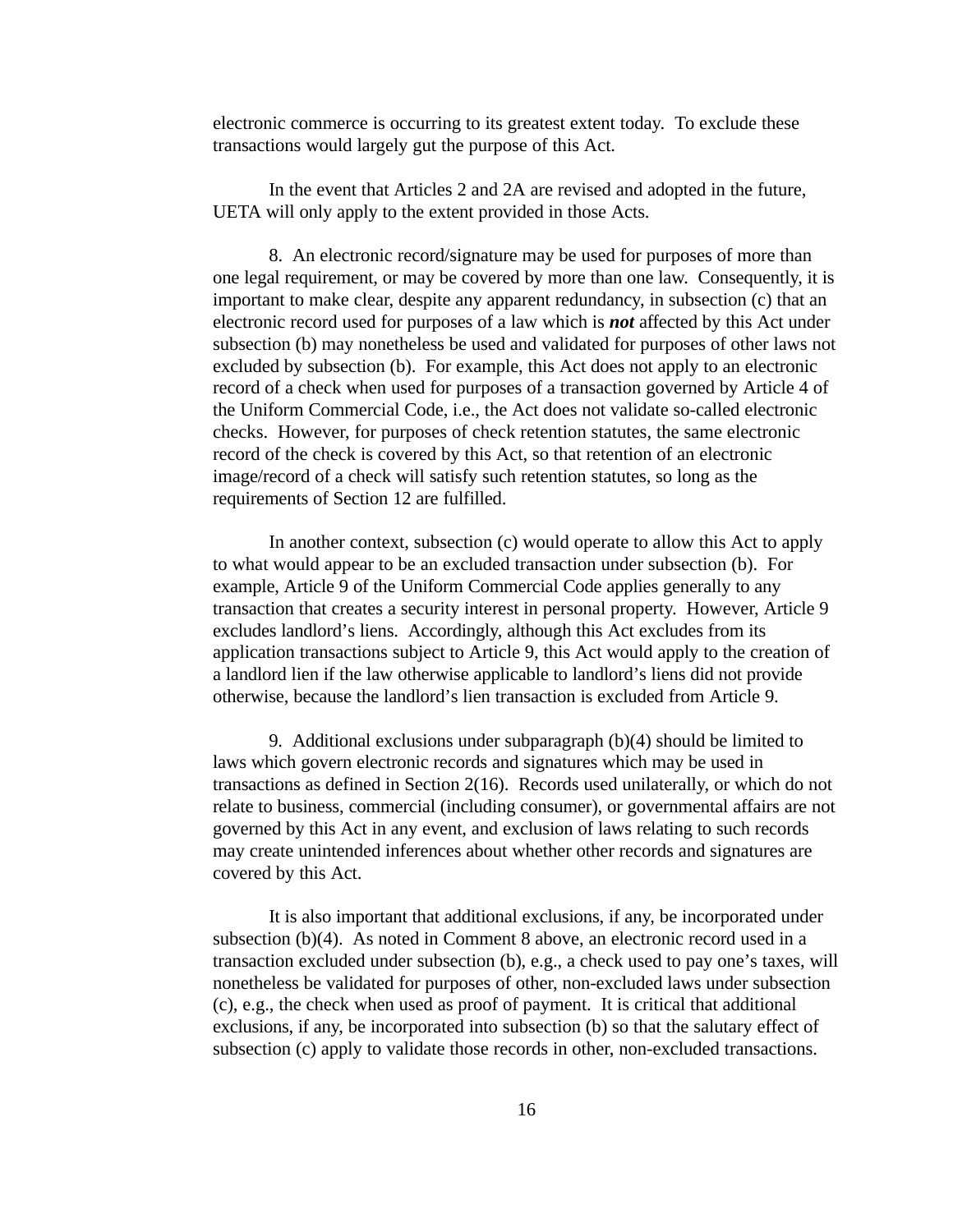electronic commerce is occurring to its greatest extent today. To exclude these transactions would largely gut the purpose of this Act.

In the event that Articles 2 and 2A are revised and adopted in the future, UETA will only apply to the extent provided in those Acts.

8. An electronic record/signature may be used for purposes of more than one legal requirement, or may be covered by more than one law. Consequently, it is important to make clear, despite any apparent redundancy, in subsection (c) that an electronic record used for purposes of a law which is ***not*** affected by this Act under subsection (b) may nonetheless be used and validated for purposes of other laws not excluded by subsection (b). For example, this Act does not apply to an electronic record of a check when used for purposes of a transaction governed by Article 4 of the Uniform Commercial Code, i.e., the Act does not validate so-called electronic checks. However, for purposes of check retention statutes, the same electronic record of the check is covered by this Act, so that retention of an electronic image/record of a check will satisfy such retention statutes, so long as the requirements of Section 12 are fulfilled.

In another context, subsection (c) would operate to allow this Act to apply to what would appear to be an excluded transaction under subsection (b). For example, Article 9 of the Uniform Commercial Code applies generally to any transaction that creates a security interest in personal property. However, Article 9 excludes landlord's liens. Accordingly, although this Act excludes from its application transactions subject to Article 9, this Act would apply to the creation of a landlord lien if the law otherwise applicable to landlord's liens did not provide otherwise, because the landlord's lien transaction is excluded from Article 9.

9. Additional exclusions under subparagraph (b)(4) should be limited to laws which govern electronic records and signatures which may be used in transactions as defined in Section 2(16). Records used unilaterally, or which do not relate to business, commercial (including consumer), or governmental affairs are not governed by this Act in any event, and exclusion of laws relating to such records may create unintended inferences about whether other records and signatures are covered by this Act.

It is also important that additional exclusions, if any, be incorporated under subsection (b)(4). As noted in Comment 8 above, an electronic record used in a transaction excluded under subsection (b), e.g., a check used to pay one's taxes, will nonetheless be validated for purposes of other, non-excluded laws under subsection (c), e.g., the check when used as proof of payment. It is critical that additional exclusions, if any, be incorporated into subsection (b) so that the salutary effect of subsection (c) apply to validate those records in other, non-excluded transactions.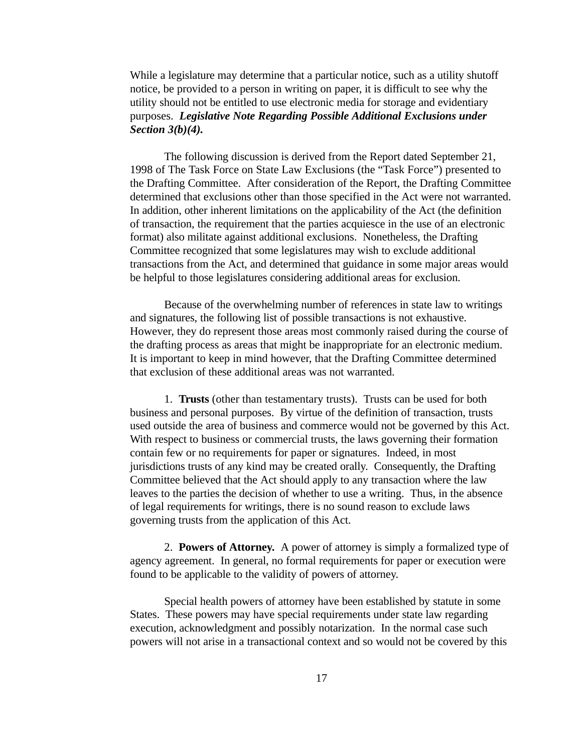While a legislature may determine that a particular notice, such as a utility shutoff notice, be provided to a person in writing on paper, it is difficult to see why the utility should not be entitled to use electronic media for storage and evidentiary purposes. ***Legislative Note Regarding Possible Additional Exclusions under Section 3(b)(4).***

The following discussion is derived from the Report dated September 21, 1998 of The Task Force on State Law Exclusions (the "Task Force") presented to the Drafting Committee. After consideration of the Report, the Drafting Committee determined that exclusions other than those specified in the Act were not warranted. In addition, other inherent limitations on the applicability of the Act (the definition of transaction, the requirement that the parties acquiesce in the use of an electronic format) also militate against additional exclusions. Nonetheless, the Drafting Committee recognized that some legislatures may wish to exclude additional transactions from the Act, and determined that guidance in some major areas would be helpful to those legislatures considering additional areas for exclusion.

Because of the overwhelming number of references in state law to writings and signatures, the following list of possible transactions is not exhaustive. However, they do represent those areas most commonly raised during the course of the drafting process as areas that might be inappropriate for an electronic medium. It is important to keep in mind however, that the Drafting Committee determined that exclusion of these additional areas was not warranted.

1. **Trusts** (other than testamentary trusts). Trusts can be used for both business and personal purposes. By virtue of the definition of transaction, trusts used outside the area of business and commerce would not be governed by this Act. With respect to business or commercial trusts, the laws governing their formation contain few or no requirements for paper or signatures. Indeed, in most jurisdictions trusts of any kind may be created orally. Consequently, the Drafting Committee believed that the Act should apply to any transaction where the law leaves to the parties the decision of whether to use a writing. Thus, in the absence of legal requirements for writings, there is no sound reason to exclude laws governing trusts from the application of this Act.

2. **Powers of Attorney.** A power of attorney is simply a formalized type of agency agreement. In general, no formal requirements for paper or execution were found to be applicable to the validity of powers of attorney.

Special health powers of attorney have been established by statute in some States. These powers may have special requirements under state law regarding execution, acknowledgment and possibly notarization. In the normal case such powers will not arise in a transactional context and so would not be covered by this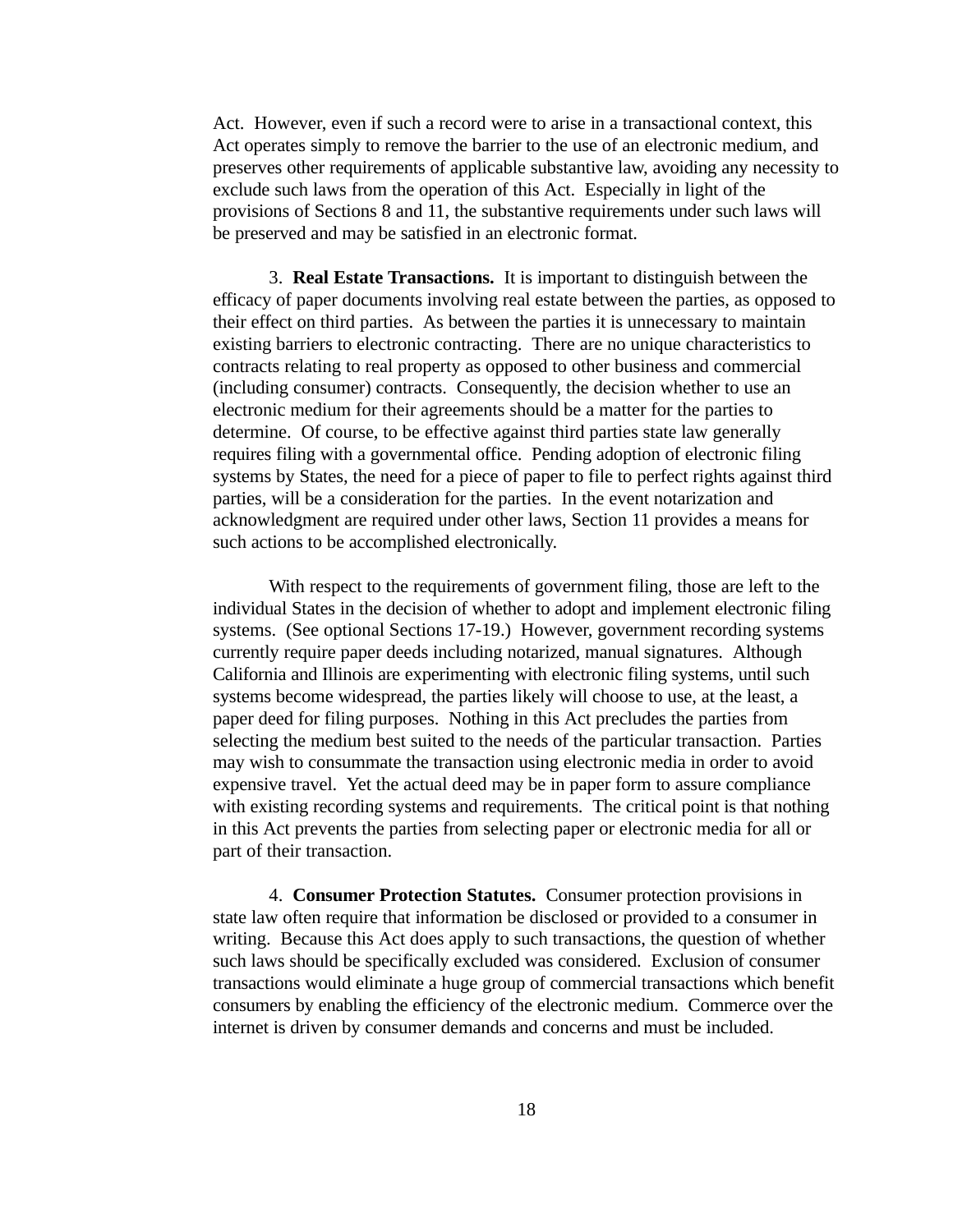Act. However, even if such a record were to arise in a transactional context, this Act operates simply to remove the barrier to the use of an electronic medium, and preserves other requirements of applicable substantive law, avoiding any necessity to exclude such laws from the operation of this Act. Especially in light of the provisions of Sections 8 and 11, the substantive requirements under such laws will be preserved and may be satisfied in an electronic format.

3. **Real Estate Transactions.** It is important to distinguish between the efficacy of paper documents involving real estate between the parties, as opposed to their effect on third parties. As between the parties it is unnecessary to maintain existing barriers to electronic contracting. There are no unique characteristics to contracts relating to real property as opposed to other business and commercial (including consumer) contracts. Consequently, the decision whether to use an electronic medium for their agreements should be a matter for the parties to determine. Of course, to be effective against third parties state law generally requires filing with a governmental office. Pending adoption of electronic filing systems by States, the need for a piece of paper to file to perfect rights against third parties, will be a consideration for the parties. In the event notarization and acknowledgment are required under other laws, Section 11 provides a means for such actions to be accomplished electronically.

With respect to the requirements of government filing, those are left to the individual States in the decision of whether to adopt and implement electronic filing systems. (See optional Sections 17-19.) However, government recording systems currently require paper deeds including notarized, manual signatures. Although California and Illinois are experimenting with electronic filing systems, until such systems become widespread, the parties likely will choose to use, at the least, a paper deed for filing purposes. Nothing in this Act precludes the parties from selecting the medium best suited to the needs of the particular transaction. Parties may wish to consummate the transaction using electronic media in order to avoid expensive travel. Yet the actual deed may be in paper form to assure compliance with existing recording systems and requirements. The critical point is that nothing in this Act prevents the parties from selecting paper or electronic media for all or part of their transaction.

4. **Consumer Protection Statutes.** Consumer protection provisions in state law often require that information be disclosed or provided to a consumer in writing. Because this Act does apply to such transactions, the question of whether such laws should be specifically excluded was considered. Exclusion of consumer transactions would eliminate a huge group of commercial transactions which benefit consumers by enabling the efficiency of the electronic medium. Commerce over the internet is driven by consumer demands and concerns and must be included.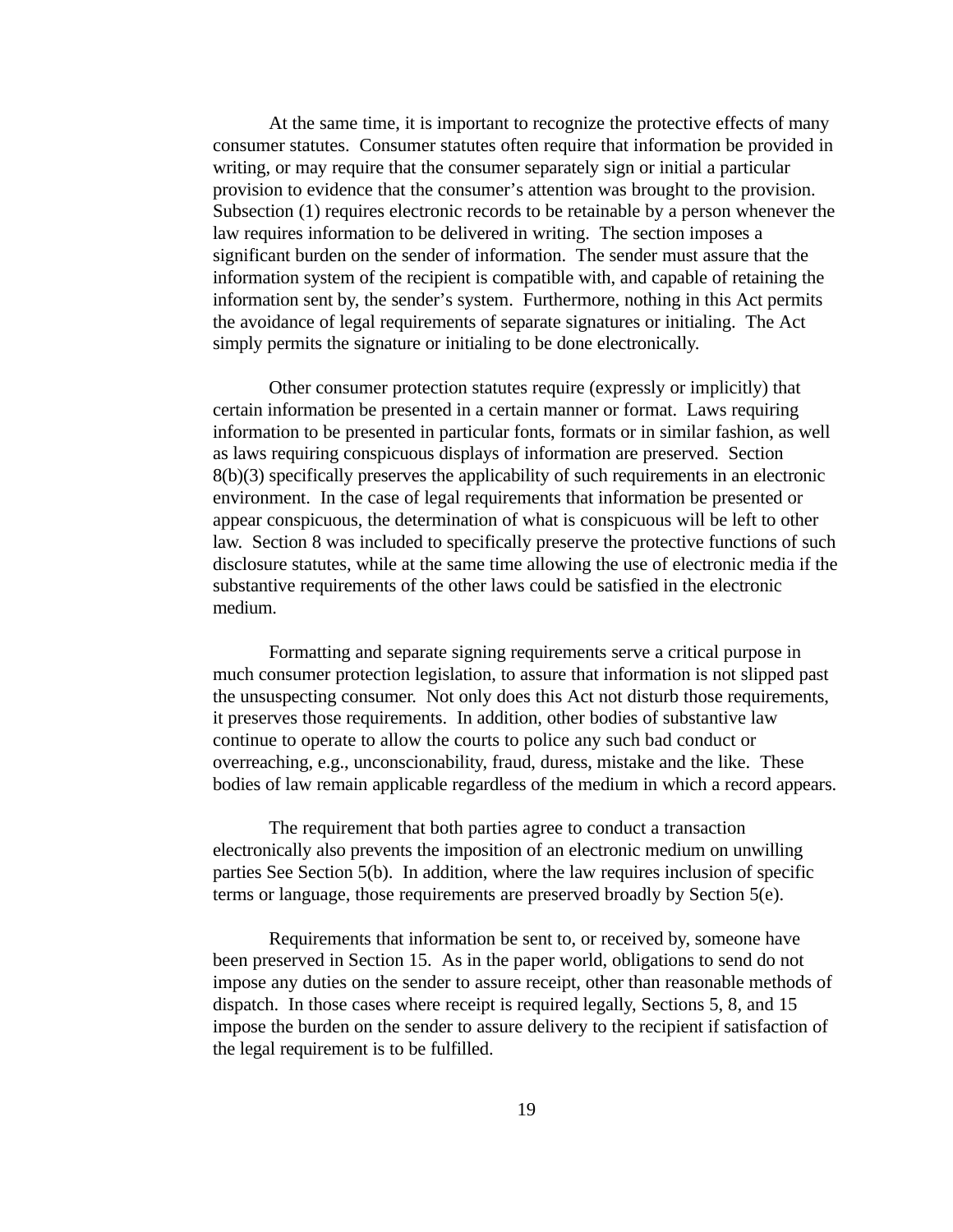At the same time, it is important to recognize the protective effects of many consumer statutes. Consumer statutes often require that information be provided in writing, or may require that the consumer separately sign or initial a particular provision to evidence that the consumer's attention was brought to the provision. Subsection (1) requires electronic records to be retainable by a person whenever the law requires information to be delivered in writing. The section imposes a significant burden on the sender of information. The sender must assure that the information system of the recipient is compatible with, and capable of retaining the information sent by, the sender's system. Furthermore, nothing in this Act permits the avoidance of legal requirements of separate signatures or initialing. The Act simply permits the signature or initialing to be done electronically.

Other consumer protection statutes require (expressly or implicitly) that certain information be presented in a certain manner or format. Laws requiring information to be presented in particular fonts, formats or in similar fashion, as well as laws requiring conspicuous displays of information are preserved. Section 8(b)(3) specifically preserves the applicability of such requirements in an electronic environment. In the case of legal requirements that information be presented or appear conspicuous, the determination of what is conspicuous will be left to other law. Section 8 was included to specifically preserve the protective functions of such disclosure statutes, while at the same time allowing the use of electronic media if the substantive requirements of the other laws could be satisfied in the electronic medium.

Formatting and separate signing requirements serve a critical purpose in much consumer protection legislation, to assure that information is not slipped past the unsuspecting consumer. Not only does this Act not disturb those requirements, it preserves those requirements. In addition, other bodies of substantive law continue to operate to allow the courts to police any such bad conduct or overreaching, e.g., unconscionability, fraud, duress, mistake and the like. These bodies of law remain applicable regardless of the medium in which a record appears.

The requirement that both parties agree to conduct a transaction electronically also prevents the imposition of an electronic medium on unwilling parties See Section 5(b). In addition, where the law requires inclusion of specific terms or language, those requirements are preserved broadly by Section 5(e).

Requirements that information be sent to, or received by, someone have been preserved in Section 15. As in the paper world, obligations to send do not impose any duties on the sender to assure receipt, other than reasonable methods of dispatch. In those cases where receipt is required legally, Sections 5, 8, and 15 impose the burden on the sender to assure delivery to the recipient if satisfaction of the legal requirement is to be fulfilled.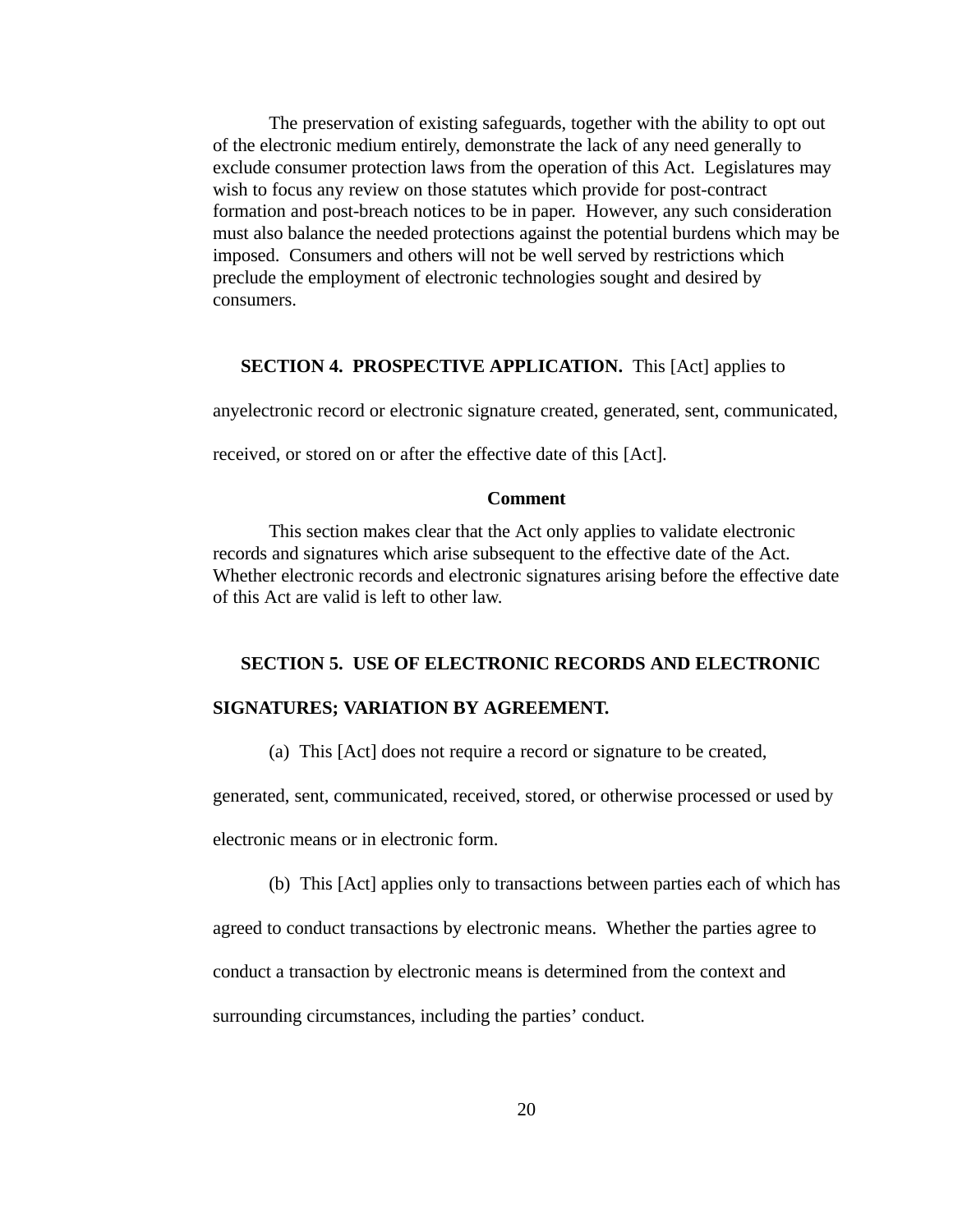The preservation of existing safeguards, together with the ability to opt out of the electronic medium entirely, demonstrate the lack of any need generally to exclude consumer protection laws from the operation of this Act. Legislatures may wish to focus any review on those statutes which provide for post-contract formation and post-breach notices to be in paper. However, any such consideration must also balance the needed protections against the potential burdens which may be imposed. Consumers and others will not be well served by restrictions which preclude the employment of electronic technologies sought and desired by consumers.

**SECTION 4. PROSPECTIVE APPLICATION.** This [Act] applies to anyelectronic record or electronic signature created, generated, sent, communicated, received, or stored on or after the effective date of this [Act].

**Comment**

This section makes clear that the Act only applies to validate electronic records and signatures which arise subsequent to the effective date of the Act. Whether electronic records and electronic signatures arising before the effective date of this Act are valid is left to other law.

**SECTION 5. USE OF ELECTRONIC RECORDS AND ELECTRONIC SIGNATURES; VARIATION BY AGREEMENT.**

(a) This [Act] does not require a record or signature to be created, generated, sent, communicated, received, stored, or otherwise processed or used by electronic means or in electronic form.

(b) This [Act] applies only to transactions between parties each of which has agreed to conduct transactions by electronic means. Whether the parties agree to conduct a transaction by electronic means is determined from the context and surrounding circumstances, including the parties' conduct.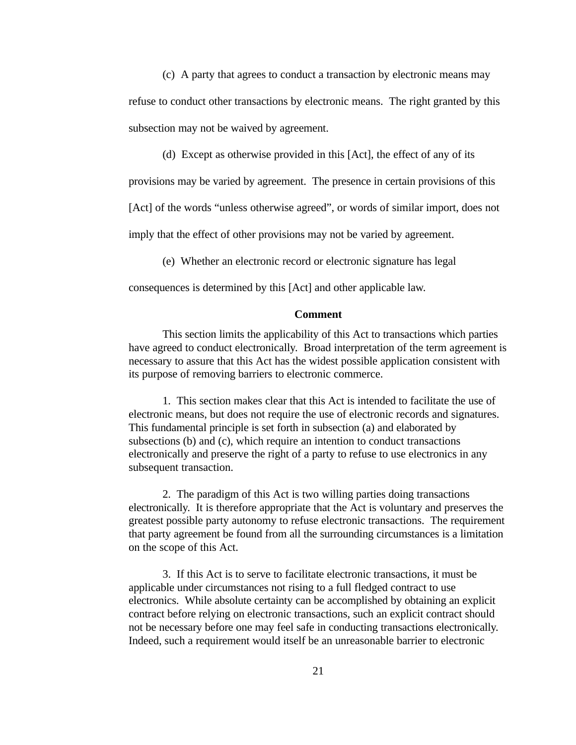(c) A party that agrees to conduct a transaction by electronic means may refuse to conduct other transactions by electronic means. The right granted by this subsection may not be waived by agreement.

(d) Except as otherwise provided in this [Act], the effect of any of its provisions may be varied by agreement. The presence in certain provisions of this [Act] of the words "unless otherwise agreed", or words of similar import, does not imply that the effect of other provisions may not be varied by agreement.

(e) Whether an electronic record or electronic signature has legal consequences is determined by this [Act] and other applicable law.

**Comment**

This section limits the applicability of this Act to transactions which parties have agreed to conduct electronically. Broad interpretation of the term agreement is necessary to assure that this Act has the widest possible application consistent with its purpose of removing barriers to electronic commerce.

1. This section makes clear that this Act is intended to facilitate the use of electronic means, but does not require the use of electronic records and signatures. This fundamental principle is set forth in subsection (a) and elaborated by subsections (b) and (c), which require an intention to conduct transactions electronically and preserve the right of a party to refuse to use electronics in any subsequent transaction.

2. The paradigm of this Act is two willing parties doing transactions electronically. It is therefore appropriate that the Act is voluntary and preserves the greatest possible party autonomy to refuse electronic transactions. The requirement that party agreement be found from all the surrounding circumstances is a limitation on the scope of this Act.

3. If this Act is to serve to facilitate electronic transactions, it must be applicable under circumstances not rising to a full fledged contract to use electronics. While absolute certainty can be accomplished by obtaining an explicit contract before relying on electronic transactions, such an explicit contract should not be necessary before one may feel safe in conducting transactions electronically. Indeed, such a requirement would itself be an unreasonable barrier to electronic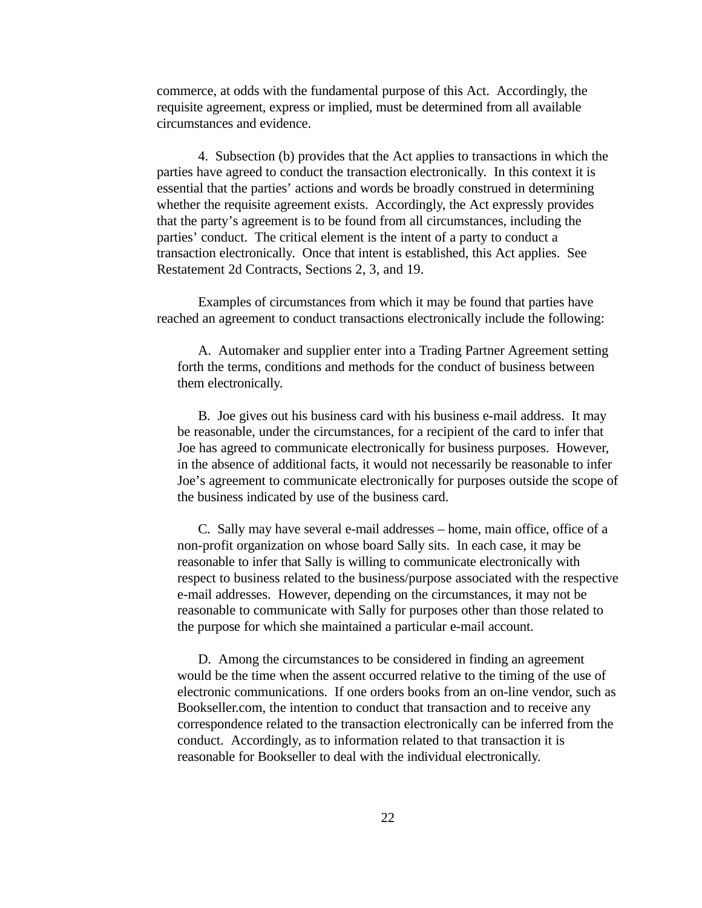commerce, at odds with the fundamental purpose of this Act. Accordingly, the requisite agreement, express or implied, must be determined from all available circumstances and evidence.

4. Subsection (b) provides that the Act applies to transactions in which the parties have agreed to conduct the transaction electronically. In this context it is essential that the parties' actions and words be broadly construed in determining whether the requisite agreement exists. Accordingly, the Act expressly provides that the party's agreement is to be found from all circumstances, including the parties' conduct. The critical element is the intent of a party to conduct a transaction electronically. Once that intent is established, this Act applies. See Restatement 2d Contracts, Sections 2, 3, and 19.

Examples of circumstances from which it may be found that parties have reached an agreement to conduct transactions electronically include the following:

A. Automaker and supplier enter into a Trading Partner Agreement setting forth the terms, conditions and methods for the conduct of business between them electronically.

B. Joe gives out his business card with his business e-mail address. It may be reasonable, under the circumstances, for a recipient of the card to infer that Joe has agreed to communicate electronically for business purposes. However, in the absence of additional facts, it would not necessarily be reasonable to infer Joe's agreement to communicate electronically for purposes outside the scope of the business indicated by use of the business card.

C. Sally may have several e-mail addresses – home, main office, office of a non-profit organization on whose board Sally sits. In each case, it may be reasonable to infer that Sally is willing to communicate electronically with respect to business related to the business/purpose associated with the respective e-mail addresses. However, depending on the circumstances, it may not be reasonable to communicate with Sally for purposes other than those related to the purpose for which she maintained a particular e-mail account.

D. Among the circumstances to be considered in finding an agreement would be the time when the assent occurred relative to the timing of the use of electronic communications. If one orders books from an on-line vendor, such as Bookseller.com, the intention to conduct that transaction and to receive any correspondence related to the transaction electronically can be inferred from the conduct. Accordingly, as to information related to that transaction it is reasonable for Bookseller to deal with the individual electronically.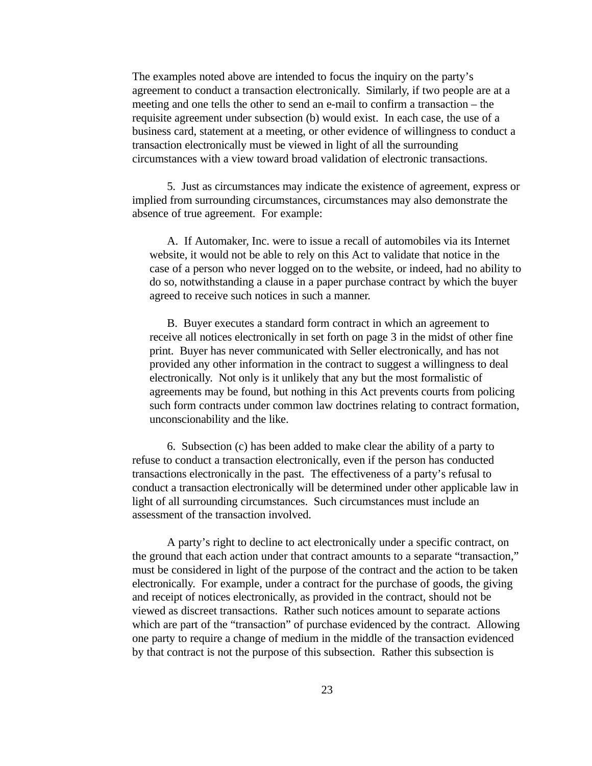The examples noted above are intended to focus the inquiry on the party's agreement to conduct a transaction electronically. Similarly, if two people are at a meeting and one tells the other to send an e-mail to confirm a transaction – the requisite agreement under subsection (b) would exist. In each case, the use of a business card, statement at a meeting, or other evidence of willingness to conduct a transaction electronically must be viewed in light of all the surrounding circumstances with a view toward broad validation of electronic transactions.

5. Just as circumstances may indicate the existence of agreement, express or implied from surrounding circumstances, circumstances may also demonstrate the absence of true agreement. For example:

A. If Automaker, Inc. were to issue a recall of automobiles via its Internet website, it would not be able to rely on this Act to validate that notice in the case of a person who never logged on to the website, or indeed, had no ability to do so, notwithstanding a clause in a paper purchase contract by which the buyer agreed to receive such notices in such a manner.

B. Buyer executes a standard form contract in which an agreement to receive all notices electronically in set forth on page 3 in the midst of other fine print. Buyer has never communicated with Seller electronically, and has not provided any other information in the contract to suggest a willingness to deal electronically. Not only is it unlikely that any but the most formalistic of agreements may be found, but nothing in this Act prevents courts from policing such form contracts under common law doctrines relating to contract formation, unconscionability and the like.

6. Subsection (c) has been added to make clear the ability of a party to refuse to conduct a transaction electronically, even if the person has conducted transactions electronically in the past. The effectiveness of a party's refusal to conduct a transaction electronically will be determined under other applicable law in light of all surrounding circumstances. Such circumstances must include an assessment of the transaction involved.

A party's right to decline to act electronically under a specific contract, on the ground that each action under that contract amounts to a separate "transaction," must be considered in light of the purpose of the contract and the action to be taken electronically. For example, under a contract for the purchase of goods, the giving and receipt of notices electronically, as provided in the contract, should not be viewed as discreet transactions. Rather such notices amount to separate actions which are part of the "transaction" of purchase evidenced by the contract. Allowing one party to require a change of medium in the middle of the transaction evidenced by that contract is not the purpose of this subsection. Rather this subsection is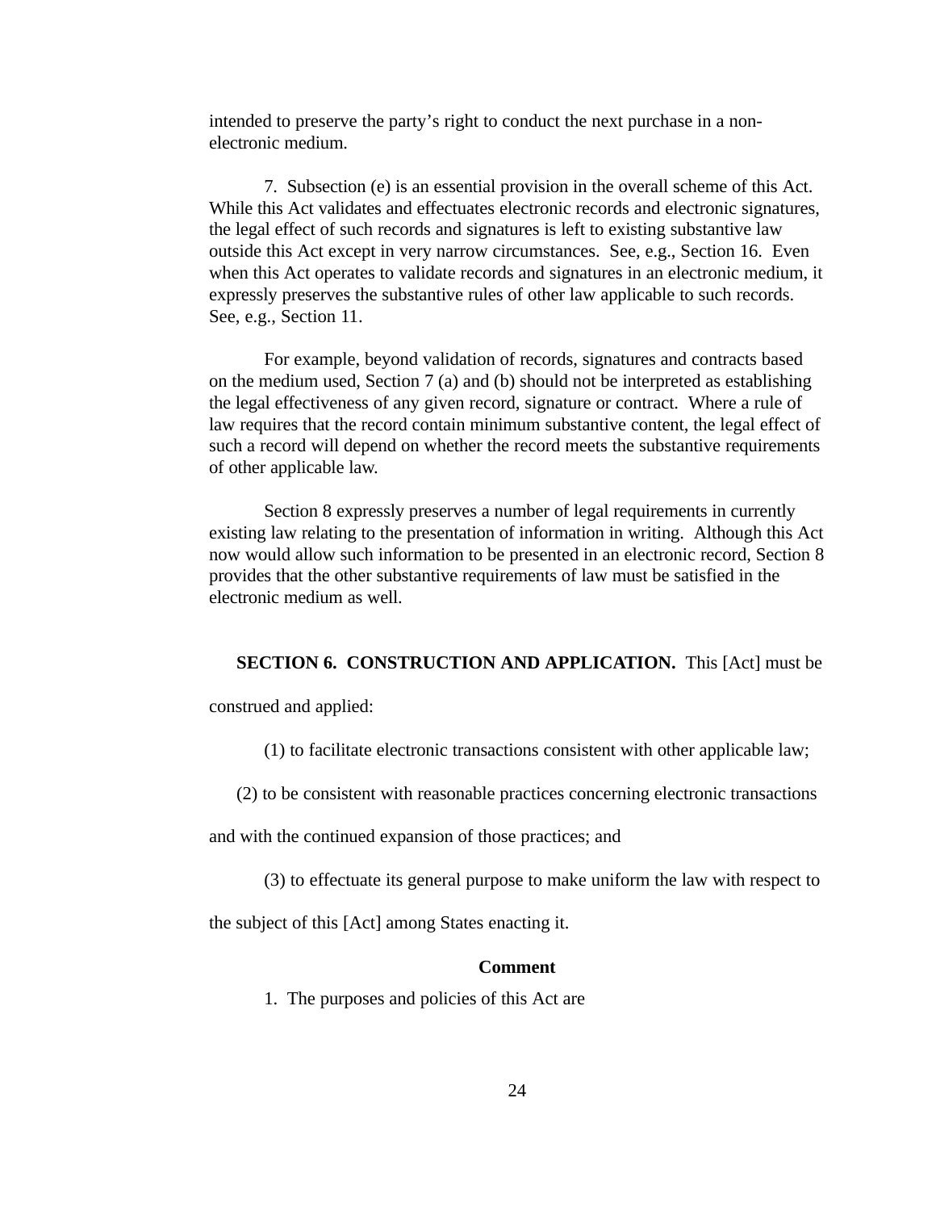intended to preserve the party's right to conduct the next purchase in a non-electronic medium.

7. Subsection (e) is an essential provision in the overall scheme of this Act. While this Act validates and effectuates electronic records and electronic signatures, the legal effect of such records and signatures is left to existing substantive law outside this Act except in very narrow circumstances. See, e.g., Section 16. Even when this Act operates to validate records and signatures in an electronic medium, it expressly preserves the substantive rules of other law applicable to such records. See, e.g., Section 11.

For example, beyond validation of records, signatures and contracts based on the medium used, Section 7 (a) and (b) should not be interpreted as establishing the legal effectiveness of any given record, signature or contract. Where a rule of law requires that the record contain minimum substantive content, the legal effect of such a record will depend on whether the record meets the substantive requirements of other applicable law.

Section 8 expressly preserves a number of legal requirements in currently existing law relating to the presentation of information in writing. Although this Act now would allow such information to be presented in an electronic record, Section 8 provides that the other substantive requirements of law must be satisfied in the electronic medium as well.

**SECTION 6. CONSTRUCTION AND APPLICATION.** This [Act] must be construed and applied:

(1) to facilitate electronic transactions consistent with other applicable law;

(2) to be consistent with reasonable practices concerning electronic transactions and with the continued expansion of those practices; and

(3) to effectuate its general purpose to make uniform the law with respect to the subject of this [Act] among States enacting it.

**Comment**

1. The purposes and policies of this Act are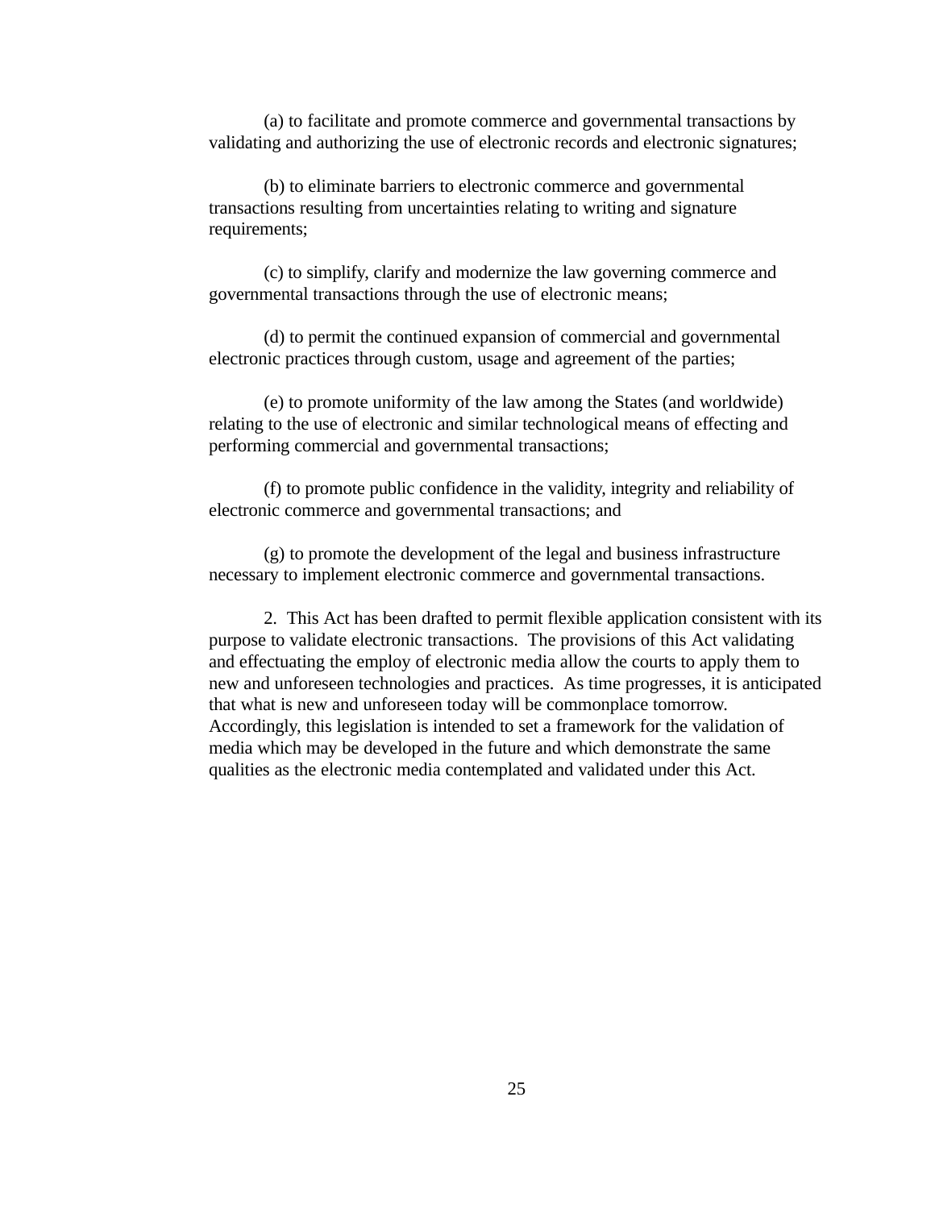(a) to facilitate and promote commerce and governmental transactions by validating and authorizing the use of electronic records and electronic signatures;

(b) to eliminate barriers to electronic commerce and governmental transactions resulting from uncertainties relating to writing and signature requirements;

(c) to simplify, clarify and modernize the law governing commerce and governmental transactions through the use of electronic means;

(d) to permit the continued expansion of commercial and governmental electronic practices through custom, usage and agreement of the parties;

(e) to promote uniformity of the law among the States (and worldwide) relating to the use of electronic and similar technological means of effecting and performing commercial and governmental transactions;

(f) to promote public confidence in the validity, integrity and reliability of electronic commerce and governmental transactions; and

(g) to promote the development of the legal and business infrastructure necessary to implement electronic commerce and governmental transactions.

2. This Act has been drafted to permit flexible application consistent with its purpose to validate electronic transactions. The provisions of this Act validating and effectuating the employ of electronic media allow the courts to apply them to new and unforeseen technologies and practices. As time progresses, it is anticipated that what is new and unforeseen today will be commonplace tomorrow. Accordingly, this legislation is intended to set a framework for the validation of media which may be developed in the future and which demonstrate the same qualities as the electronic media contemplated and validated under this Act.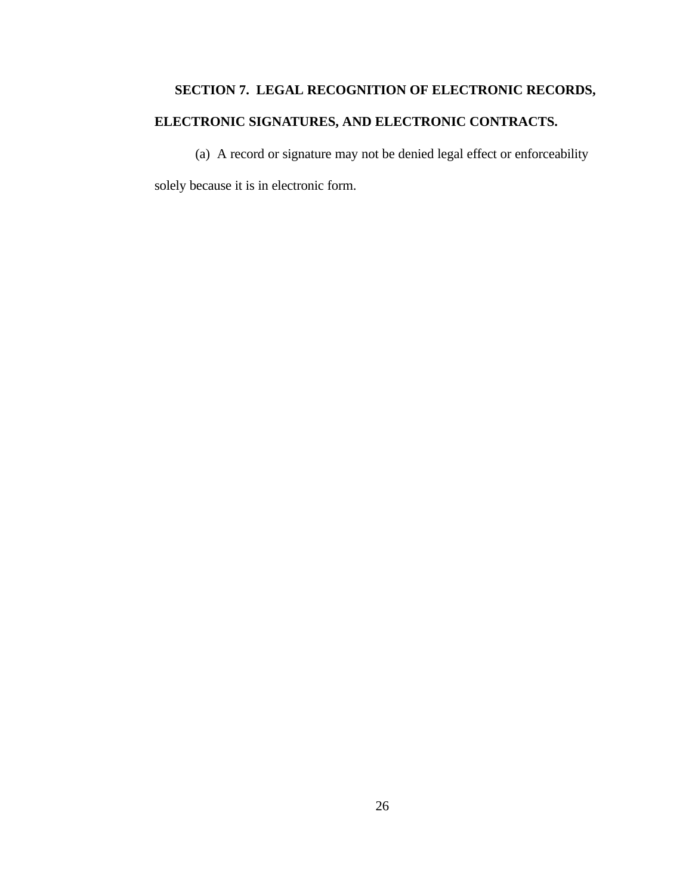**SECTION 7. LEGAL RECOGNITION OF ELECTRONIC RECORDS, ELECTRONIC SIGNATURES, AND ELECTRONIC CONTRACTS.**

(a) A record or signature may not be denied legal effect or enforceability solely because it is in electronic form.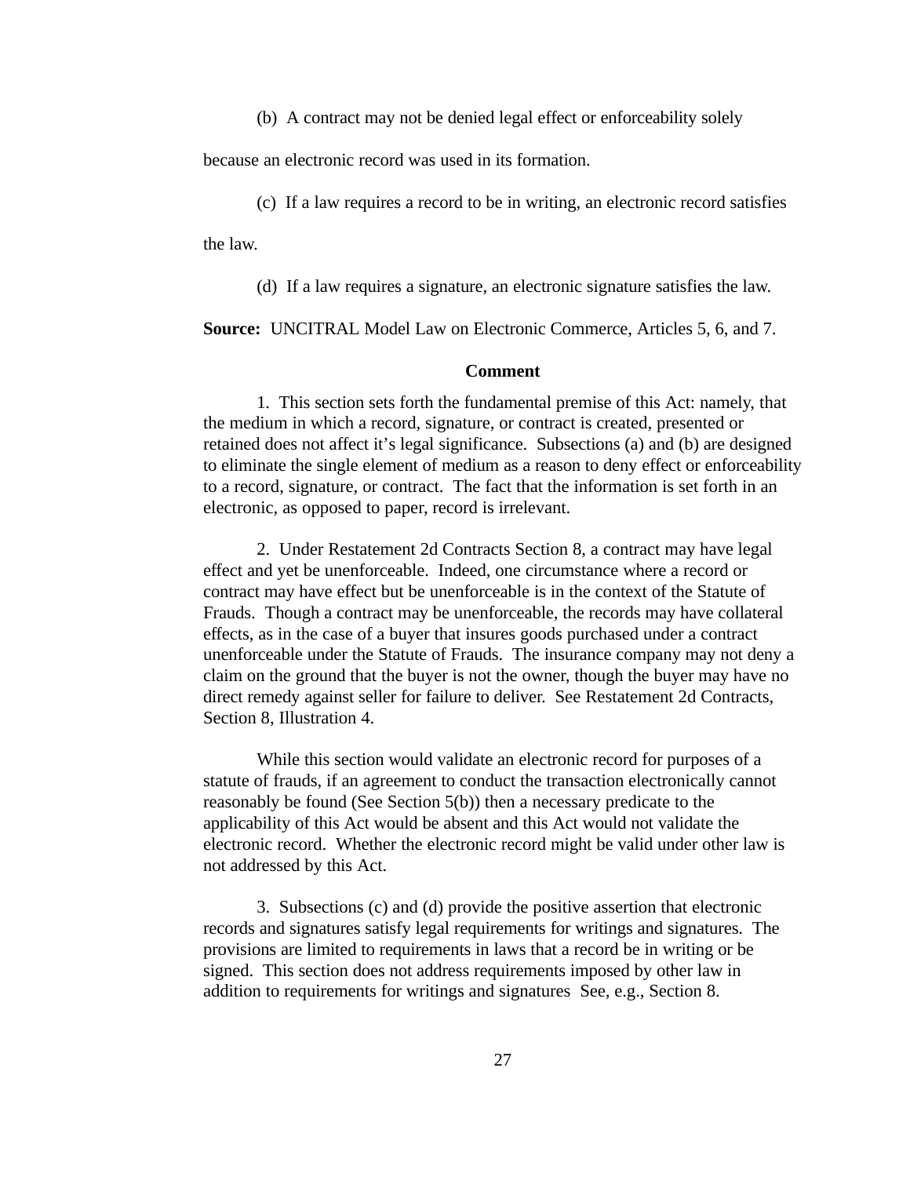(b) A contract may not be denied legal effect or enforceability solely because an electronic record was used in its formation.

(c) If a law requires a record to be in writing, an electronic record satisfies the law.

(d) If a law requires a signature, an electronic signature satisfies the law.

**Source:** UNCITRAL Model Law on Electronic Commerce, Articles 5, 6, and 7.

**Comment**

1. This section sets forth the fundamental premise of this Act: namely, that the medium in which a record, signature, or contract is created, presented or retained does not affect it's legal significance. Subsections (a) and (b) are designed to eliminate the single element of medium as a reason to deny effect or enforceability to a record, signature, or contract. The fact that the information is set forth in an electronic, as opposed to paper, record is irrelevant.

2. Under Restatement 2d Contracts Section 8, a contract may have legal effect and yet be unenforceable. Indeed, one circumstance where a record or contract may have effect but be unenforceable is in the context of the Statute of Frauds. Though a contract may be unenforceable, the records may have collateral effects, as in the case of a buyer that insures goods purchased under a contract unenforceable under the Statute of Frauds. The insurance company may not deny a claim on the ground that the buyer is not the owner, though the buyer may have no direct remedy against seller for failure to deliver. See Restatement 2d Contracts, Section 8, Illustration 4.

While this section would validate an electronic record for purposes of a statute of frauds, if an agreement to conduct the transaction electronically cannot reasonably be found (See Section 5(b)) then a necessary predicate to the applicability of this Act would be absent and this Act would not validate the electronic record. Whether the electronic record might be valid under other law is not addressed by this Act.

3. Subsections (c) and (d) provide the positive assertion that electronic records and signatures satisfy legal requirements for writings and signatures. The provisions are limited to requirements in laws that a record be in writing or be signed. This section does not address requirements imposed by other law in addition to requirements for writings and signatures See, e.g., Section 8.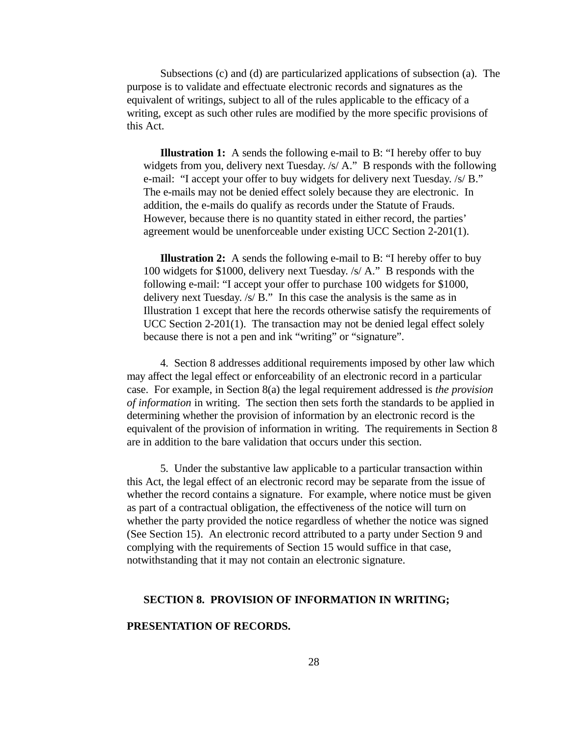Subsections (c) and (d) are particularized applications of subsection (a). The purpose is to validate and effectuate electronic records and signatures as the equivalent of writings, subject to all of the rules applicable to the efficacy of a writing, except as such other rules are modified by the more specific provisions of this Act.

> **Illustration 1:** A sends the following e-mail to B: "I hereby offer to buy widgets from you, delivery next Tuesday. /s/ A." B responds with the following e-mail: "I accept your offer to buy widgets for delivery next Tuesday. /s/ B." The e-mails may not be denied effect solely because they are electronic. In addition, the e-mails do qualify as records under the Statute of Frauds. However, because there is no quantity stated in either record, the parties' agreement would be unenforceable under existing UCC Section 2-201(1).

> **Illustration 2:** A sends the following e-mail to B: "I hereby offer to buy 100 widgets for $1000, delivery next Tuesday. /s/ A." B responds with the following e-mail: "I accept your offer to purchase 100 widgets for $1000, delivery next Tuesday. /s/ B." In this case the analysis is the same as in Illustration 1 except that here the records otherwise satisfy the requirements of UCC Section 2-201(1). The transaction may not be denied legal effect solely because there is not a pen and ink "writing" or "signature".

4. Section 8 addresses additional requirements imposed by other law which may affect the legal effect or enforceability of an electronic record in a particular case. For example, in Section 8(a) the legal requirement addressed is *the provision of information* in writing. The section then sets forth the standards to be applied in determining whether the provision of information by an electronic record is the equivalent of the provision of information in writing. The requirements in Section 8 are in addition to the bare validation that occurs under this section.

5. Under the substantive law applicable to a particular transaction within this Act, the legal effect of an electronic record may be separate from the issue of whether the record contains a signature. For example, where notice must be given as part of a contractual obligation, the effectiveness of the notice will turn on whether the party provided the notice regardless of whether the notice was signed (See Section 15). An electronic record attributed to a party under Section 9 and complying with the requirements of Section 15 would suffice in that case, notwithstanding that it may not contain an electronic signature.

## SECTION 8. PROVISION OF INFORMATION IN WRITING; PRESENTATION OF RECORDS.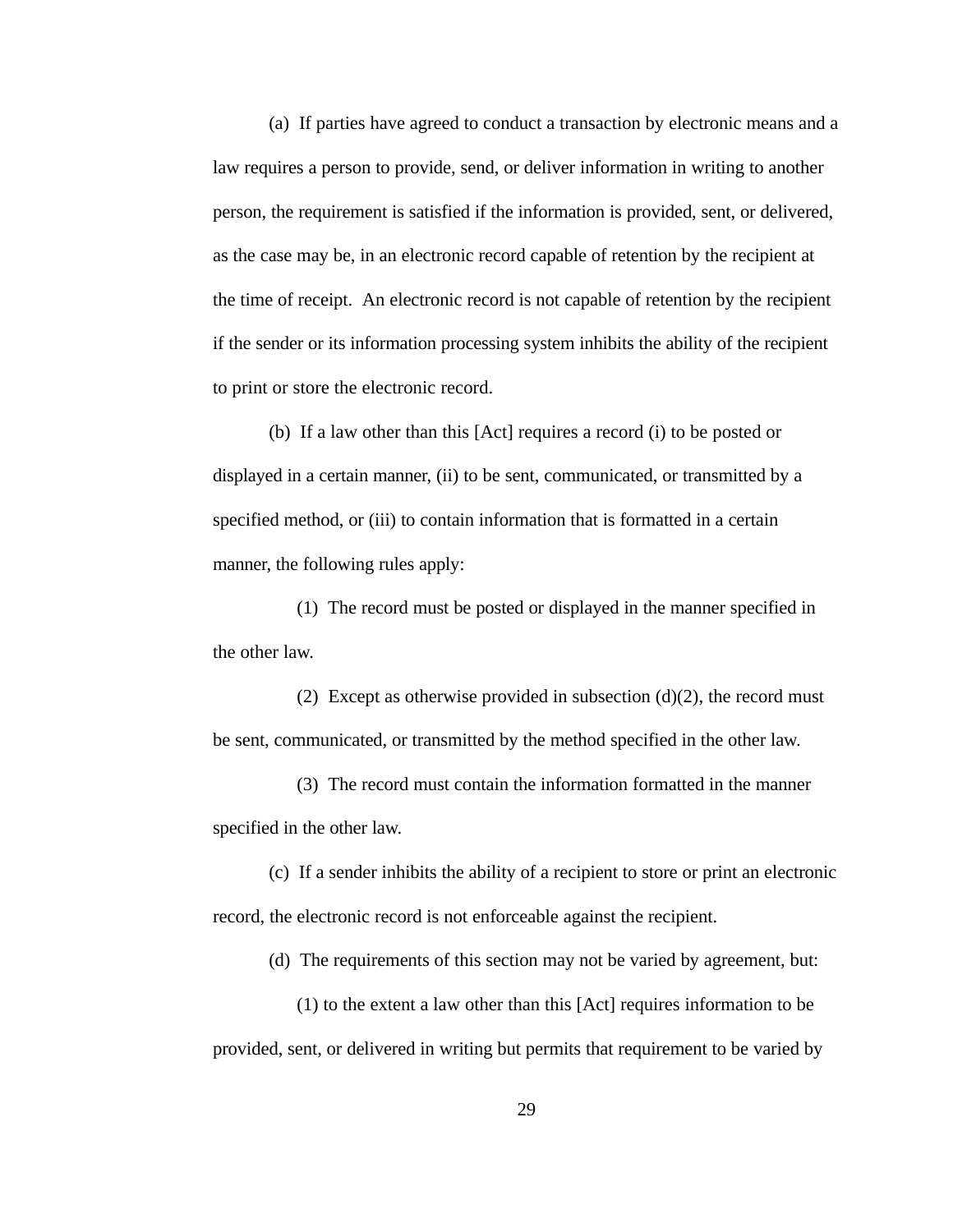(a) If parties have agreed to conduct a transaction by electronic means and a law requires a person to provide, send, or deliver information in writing to another person, the requirement is satisfied if the information is provided, sent, or delivered, as the case may be, in an electronic record capable of retention by the recipient at the time of receipt. An electronic record is not capable of retention by the recipient if the sender or its information processing system inhibits the ability of the recipient to print or store the electronic record.

(b) If a law other than this [Act] requires a record (i) to be posted or displayed in a certain manner, (ii) to be sent, communicated, or transmitted by a specified method, or (iii) to contain information that is formatted in a certain manner, the following rules apply:

(1) The record must be posted or displayed in the manner specified in the other law.

(2) Except as otherwise provided in subsection (d)(2), the record must be sent, communicated, or transmitted by the method specified in the other law.

(3) The record must contain the information formatted in the manner specified in the other law.

(c) If a sender inhibits the ability of a recipient to store or print an electronic record, the electronic record is not enforceable against the recipient.

(d) The requirements of this section may not be varied by agreement, but:

(1) to the extent a law other than this [Act] requires information to be provided, sent, or delivered in writing but permits that requirement to be varied by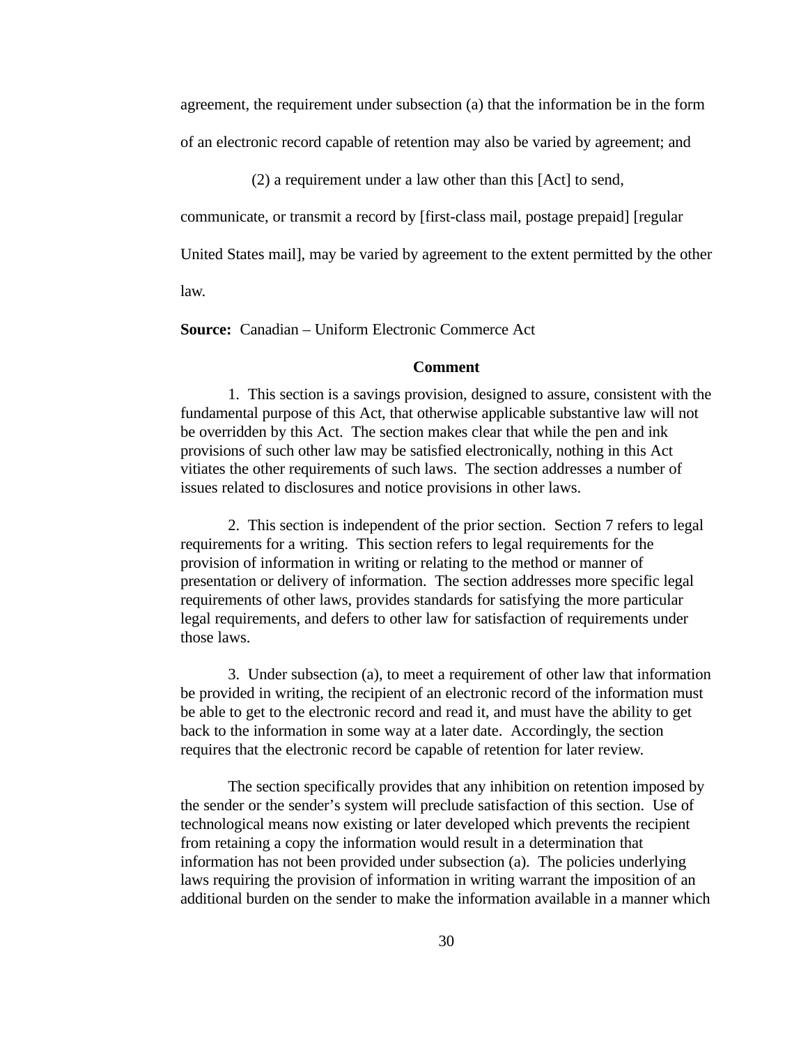agreement, the requirement under subsection (a) that the information be in the form of an electronic record capable of retention may also be varied by agreement; and

(2) a requirement under a law other than this [Act] to send, communicate, or transmit a record by [first-class mail, postage prepaid] [regular United States mail], may be varied by agreement to the extent permitted by the other law.

**Source:** Canadian – Uniform Electronic Commerce Act

**Comment**

1. This section is a savings provision, designed to assure, consistent with the fundamental purpose of this Act, that otherwise applicable substantive law will not be overridden by this Act. The section makes clear that while the pen and ink provisions of such other law may be satisfied electronically, nothing in this Act vitiates the other requirements of such laws. The section addresses a number of issues related to disclosures and notice provisions in other laws.

2. This section is independent of the prior section. Section 7 refers to legal requirements for a writing. This section refers to legal requirements for the provision of information in writing or relating to the method or manner of presentation or delivery of information. The section addresses more specific legal requirements of other laws, provides standards for satisfying the more particular legal requirements, and defers to other law for satisfaction of requirements under those laws.

3. Under subsection (a), to meet a requirement of other law that information be provided in writing, the recipient of an electronic record of the information must be able to get to the electronic record and read it, and must have the ability to get back to the information in some way at a later date. Accordingly, the section requires that the electronic record be capable of retention for later review.

The section specifically provides that any inhibition on retention imposed by the sender or the sender's system will preclude satisfaction of this section. Use of technological means now existing or later developed which prevents the recipient from retaining a copy the information would result in a determination that information has not been provided under subsection (a). The policies underlying laws requiring the provision of information in writing warrant the imposition of an additional burden on the sender to make the information available in a manner which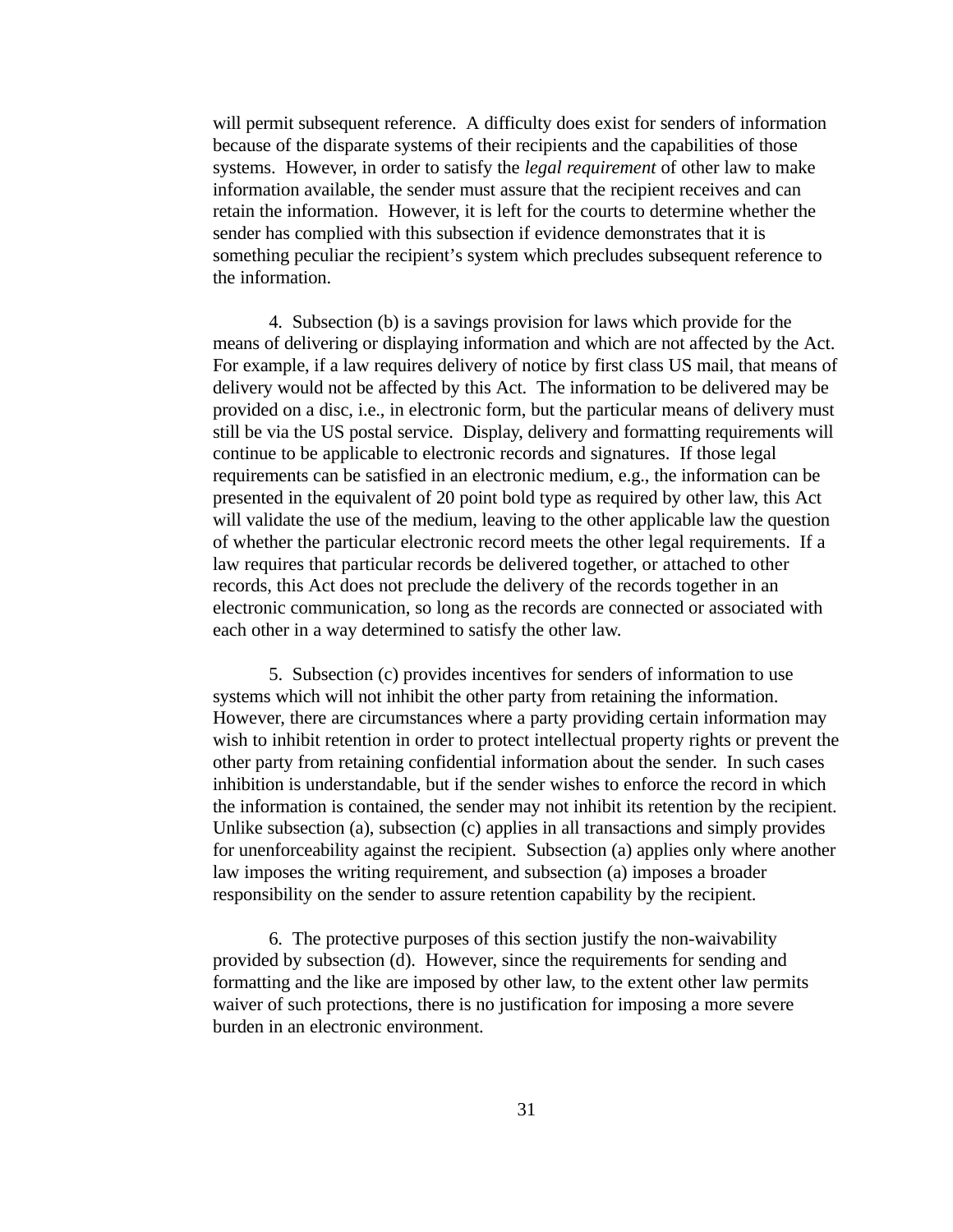will permit subsequent reference. A difficulty does exist for senders of information because of the disparate systems of their recipients and the capabilities of those systems. However, in order to satisfy the *legal requirement* of other law to make information available, the sender must assure that the recipient receives and can retain the information. However, it is left for the courts to determine whether the sender has complied with this subsection if evidence demonstrates that it is something peculiar the recipient's system which precludes subsequent reference to the information.

4. Subsection (b) is a savings provision for laws which provide for the means of delivering or displaying information and which are not affected by the Act. For example, if a law requires delivery of notice by first class US mail, that means of delivery would not be affected by this Act. The information to be delivered may be provided on a disc, i.e., in electronic form, but the particular means of delivery must still be via the US postal service. Display, delivery and formatting requirements will continue to be applicable to electronic records and signatures. If those legal requirements can be satisfied in an electronic medium, e.g., the information can be presented in the equivalent of 20 point bold type as required by other law, this Act will validate the use of the medium, leaving to the other applicable law the question of whether the particular electronic record meets the other legal requirements. If a law requires that particular records be delivered together, or attached to other records, this Act does not preclude the delivery of the records together in an electronic communication, so long as the records are connected or associated with each other in a way determined to satisfy the other law.

5. Subsection (c) provides incentives for senders of information to use systems which will not inhibit the other party from retaining the information. However, there are circumstances where a party providing certain information may wish to inhibit retention in order to protect intellectual property rights or prevent the other party from retaining confidential information about the sender. In such cases inhibition is understandable, but if the sender wishes to enforce the record in which the information is contained, the sender may not inhibit its retention by the recipient. Unlike subsection (a), subsection (c) applies in all transactions and simply provides for unenforceability against the recipient. Subsection (a) applies only where another law imposes the writing requirement, and subsection (a) imposes a broader responsibility on the sender to assure retention capability by the recipient.

6. The protective purposes of this section justify the non-waivability provided by subsection (d). However, since the requirements for sending and formatting and the like are imposed by other law, to the extent other law permits waiver of such protections, there is no justification for imposing a more severe burden in an electronic environment.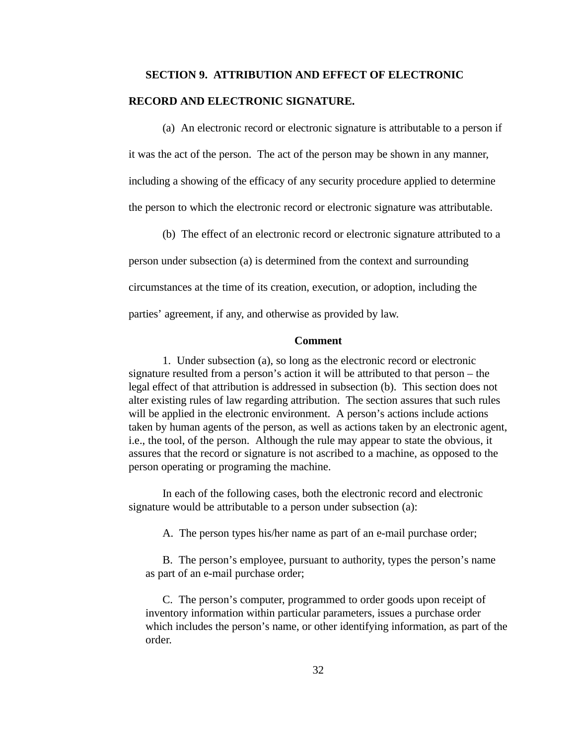## SECTION 9. ATTRIBUTION AND EFFECT OF ELECTRONIC RECORD AND ELECTRONIC SIGNATURE.

(a) An electronic record or electronic signature is attributable to a person if it was the act of the person. The act of the person may be shown in any manner, including a showing of the efficacy of any security procedure applied to determine the person to which the electronic record or electronic signature was attributable.

(b) The effect of an electronic record or electronic signature attributed to a person under subsection (a) is determined from the context and surrounding circumstances at the time of its creation, execution, or adoption, including the parties' agreement, if any, and otherwise as provided by law.

**Comment**

1. Under subsection (a), so long as the electronic record or electronic signature resulted from a person's action it will be attributed to that person – the legal effect of that attribution is addressed in subsection (b). This section does not alter existing rules of law regarding attribution. The section assures that such rules will be applied in the electronic environment. A person's actions include actions taken by human agents of the person, as well as actions taken by an electronic agent, i.e., the tool, of the person. Although the rule may appear to state the obvious, it assures that the record or signature is not ascribed to a machine, as opposed to the person operating or programing the machine.

In each of the following cases, both the electronic record and electronic signature would be attributable to a person under subsection (a):

A. The person types his/her name as part of an e-mail purchase order;

B. The person's employee, pursuant to authority, types the person's name as part of an e-mail purchase order;

C. The person's computer, programmed to order goods upon receipt of inventory information within particular parameters, issues a purchase order which includes the person's name, or other identifying information, as part of the order.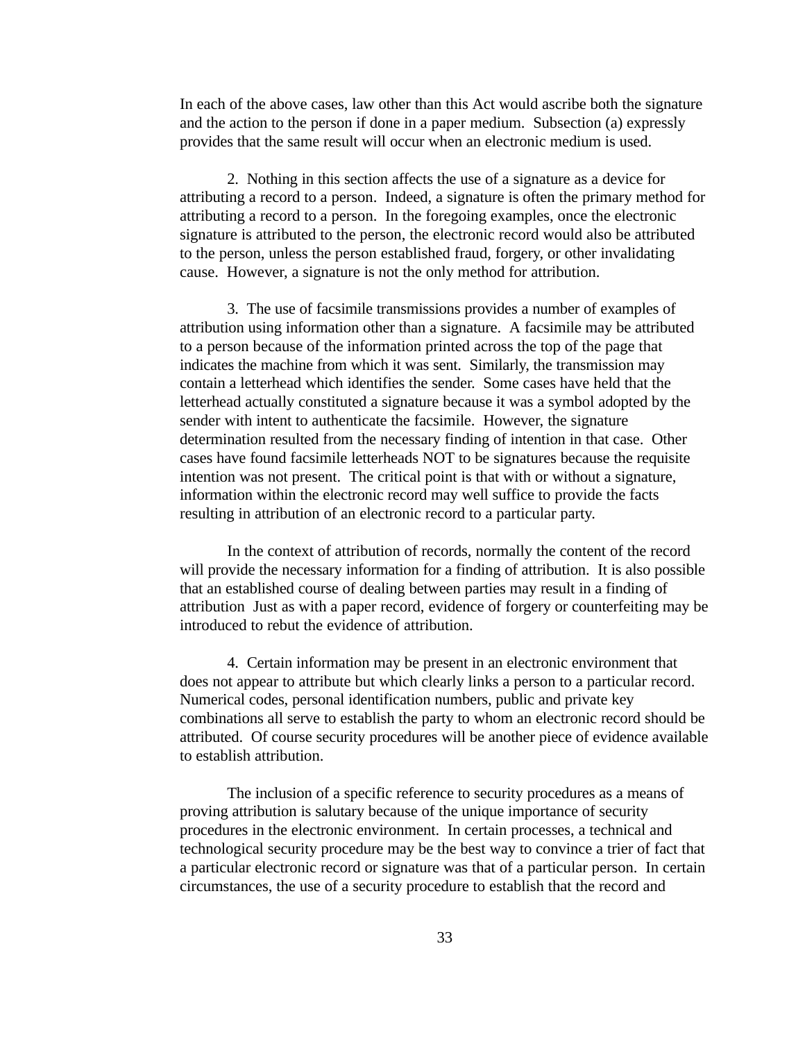In each of the above cases, law other than this Act would ascribe both the signature and the action to the person if done in a paper medium. Subsection (a) expressly provides that the same result will occur when an electronic medium is used.

2. Nothing in this section affects the use of a signature as a device for attributing a record to a person. Indeed, a signature is often the primary method for attributing a record to a person. In the foregoing examples, once the electronic signature is attributed to the person, the electronic record would also be attributed to the person, unless the person established fraud, forgery, or other invalidating cause. However, a signature is not the only method for attribution.

3. The use of facsimile transmissions provides a number of examples of attribution using information other than a signature. A facsimile may be attributed to a person because of the information printed across the top of the page that indicates the machine from which it was sent. Similarly, the transmission may contain a letterhead which identifies the sender. Some cases have held that the letterhead actually constituted a signature because it was a symbol adopted by the sender with intent to authenticate the facsimile. However, the signature determination resulted from the necessary finding of intention in that case. Other cases have found facsimile letterheads NOT to be signatures because the requisite intention was not present. The critical point is that with or without a signature, information within the electronic record may well suffice to provide the facts resulting in attribution of an electronic record to a particular party.

In the context of attribution of records, normally the content of the record will provide the necessary information for a finding of attribution. It is also possible that an established course of dealing between parties may result in a finding of attribution Just as with a paper record, evidence of forgery or counterfeiting may be introduced to rebut the evidence of attribution.

4. Certain information may be present in an electronic environment that does not appear to attribute but which clearly links a person to a particular record. Numerical codes, personal identification numbers, public and private key combinations all serve to establish the party to whom an electronic record should be attributed. Of course security procedures will be another piece of evidence available to establish attribution.

The inclusion of a specific reference to security procedures as a means of proving attribution is salutary because of the unique importance of security procedures in the electronic environment. In certain processes, a technical and technological security procedure may be the best way to convince a trier of fact that a particular electronic record or signature was that of a particular person. In certain circumstances, the use of a security procedure to establish that the record and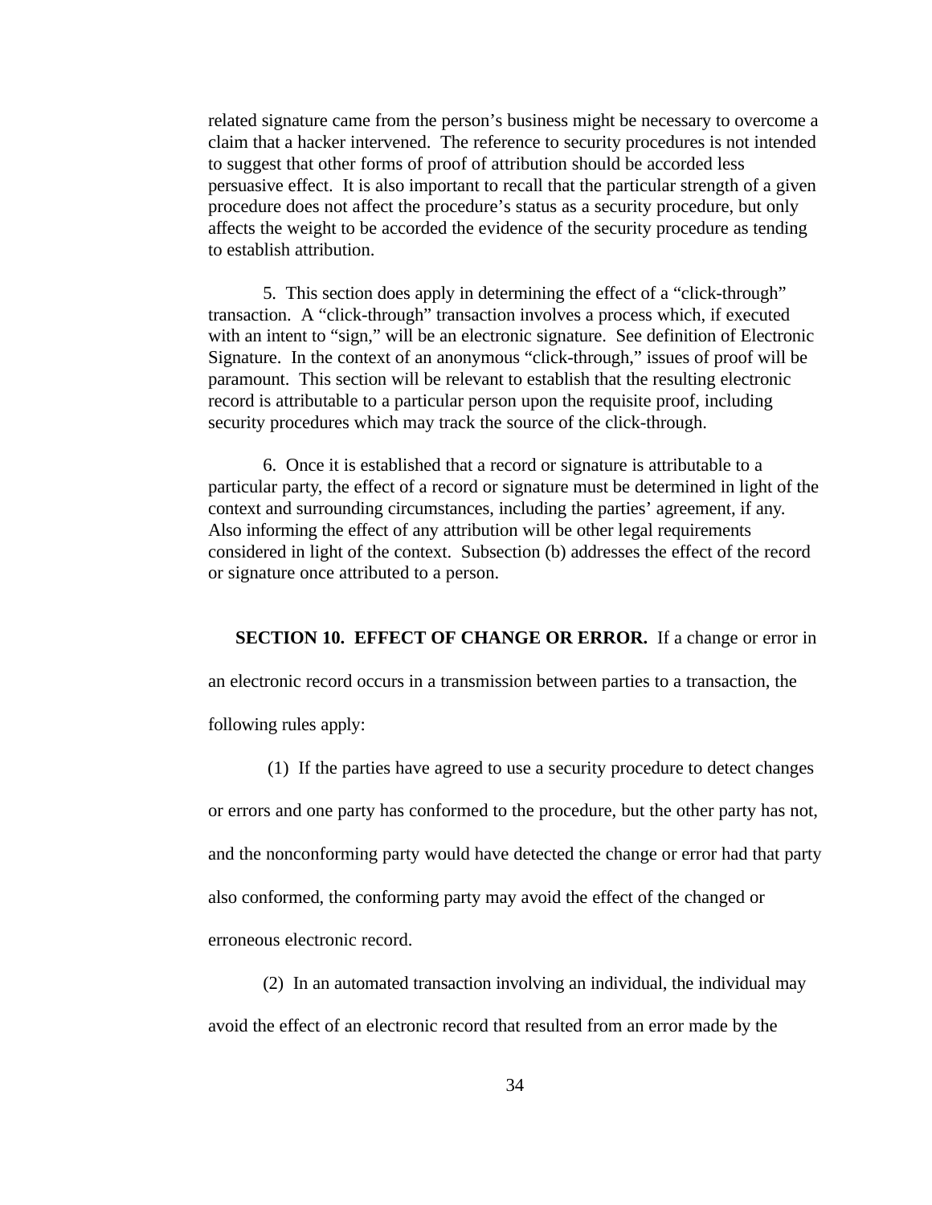related signature came from the person's business might be necessary to overcome a claim that a hacker intervened. The reference to security procedures is not intended to suggest that other forms of proof of attribution should be accorded less persuasive effect. It is also important to recall that the particular strength of a given procedure does not affect the procedure's status as a security procedure, but only affects the weight to be accorded the evidence of the security procedure as tending to establish attribution.

5. This section does apply in determining the effect of a "click-through" transaction. A "click-through" transaction involves a process which, if executed with an intent to "sign," will be an electronic signature. See definition of Electronic Signature. In the context of an anonymous "click-through," issues of proof will be paramount. This section will be relevant to establish that the resulting electronic record is attributable to a particular person upon the requisite proof, including security procedures which may track the source of the click-through.

6. Once it is established that a record or signature is attributable to a particular party, the effect of a record or signature must be determined in light of the context and surrounding circumstances, including the parties' agreement, if any. Also informing the effect of any attribution will be other legal requirements considered in light of the context. Subsection (b) addresses the effect of the record or signature once attributed to a person.

**SECTION 10. EFFECT OF CHANGE OR ERROR.** If a change or error in an electronic record occurs in a transmission between parties to a transaction, the following rules apply:

(1) If the parties have agreed to use a security procedure to detect changes or errors and one party has conformed to the procedure, but the other party has not, and the nonconforming party would have detected the change or error had that party also conformed, the conforming party may avoid the effect of the changed or erroneous electronic record.

(2) In an automated transaction involving an individual, the individual may avoid the effect of an electronic record that resulted from an error made by the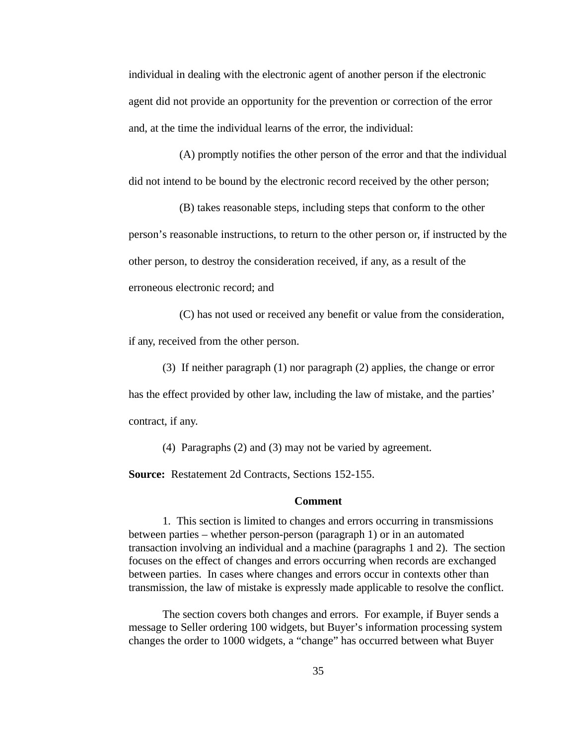individual in dealing with the electronic agent of another person if the electronic agent did not provide an opportunity for the prevention or correction of the error and, at the time the individual learns of the error, the individual:

(A) promptly notifies the other person of the error and that the individual did not intend to be bound by the electronic record received by the other person;

(B) takes reasonable steps, including steps that conform to the other person's reasonable instructions, to return to the other person or, if instructed by the other person, to destroy the consideration received, if any, as a result of the erroneous electronic record; and

(C) has not used or received any benefit or value from the consideration, if any, received from the other person.

(3) If neither paragraph (1) nor paragraph (2) applies, the change or error has the effect provided by other law, including the law of mistake, and the parties' contract, if any.

(4) Paragraphs (2) and (3) may not be varied by agreement.

**Source:** Restatement 2d Contracts, Sections 152-155.

**Comment**

1. This section is limited to changes and errors occurring in transmissions between parties – whether person-person (paragraph 1) or in an automated transaction involving an individual and a machine (paragraphs 1 and 2). The section focuses on the effect of changes and errors occurring when records are exchanged between parties. In cases where changes and errors occur in contexts other than transmission, the law of mistake is expressly made applicable to resolve the conflict.

The section covers both changes and errors. For example, if Buyer sends a message to Seller ordering 100 widgets, but Buyer's information processing system changes the order to 1000 widgets, a "change" has occurred between what Buyer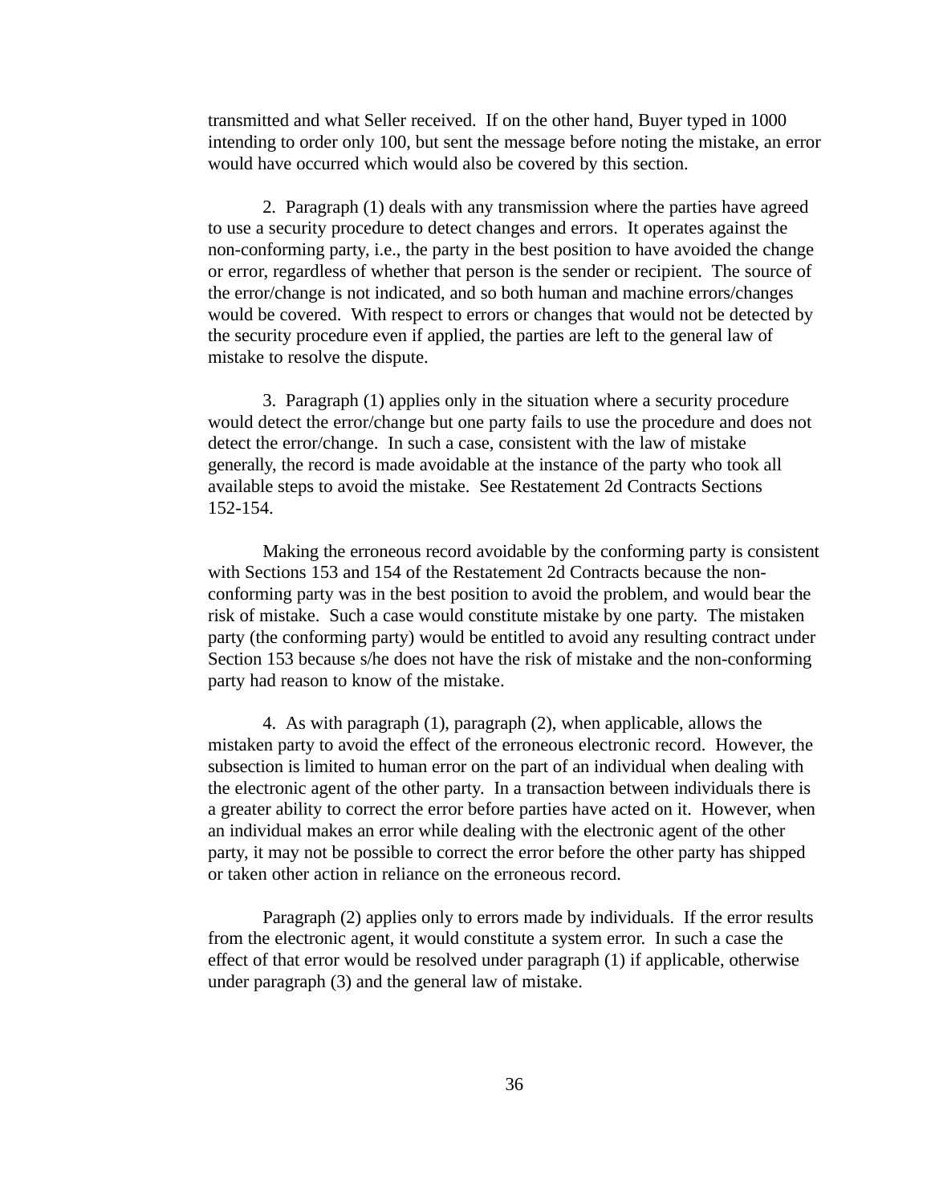transmitted and what Seller received. If on the other hand, Buyer typed in 1000 intending to order only 100, but sent the message before noting the mistake, an error would have occurred which would also be covered by this section.

2. Paragraph (1) deals with any transmission where the parties have agreed to use a security procedure to detect changes and errors. It operates against the non-conforming party, i.e., the party in the best position to have avoided the change or error, regardless of whether that person is the sender or recipient. The source of the error/change is not indicated, and so both human and machine errors/changes would be covered. With respect to errors or changes that would not be detected by the security procedure even if applied, the parties are left to the general law of mistake to resolve the dispute.

3. Paragraph (1) applies only in the situation where a security procedure would detect the error/change but one party fails to use the procedure and does not detect the error/change. In such a case, consistent with the law of mistake generally, the record is made avoidable at the instance of the party who took all available steps to avoid the mistake. See Restatement 2d Contracts Sections 152-154.

Making the erroneous record avoidable by the conforming party is consistent with Sections 153 and 154 of the Restatement 2d Contracts because the non-conforming party was in the best position to avoid the problem, and would bear the risk of mistake. Such a case would constitute mistake by one party. The mistaken party (the conforming party) would be entitled to avoid any resulting contract under Section 153 because s/he does not have the risk of mistake and the non-conforming party had reason to know of the mistake.

4. As with paragraph (1), paragraph (2), when applicable, allows the mistaken party to avoid the effect of the erroneous electronic record. However, the subsection is limited to human error on the part of an individual when dealing with the electronic agent of the other party. In a transaction between individuals there is a greater ability to correct the error before parties have acted on it. However, when an individual makes an error while dealing with the electronic agent of the other party, it may not be possible to correct the error before the other party has shipped or taken other action in reliance on the erroneous record.

Paragraph (2) applies only to errors made by individuals. If the error results from the electronic agent, it would constitute a system error. In such a case the effect of that error would be resolved under paragraph (1) if applicable, otherwise under paragraph (3) and the general law of mistake.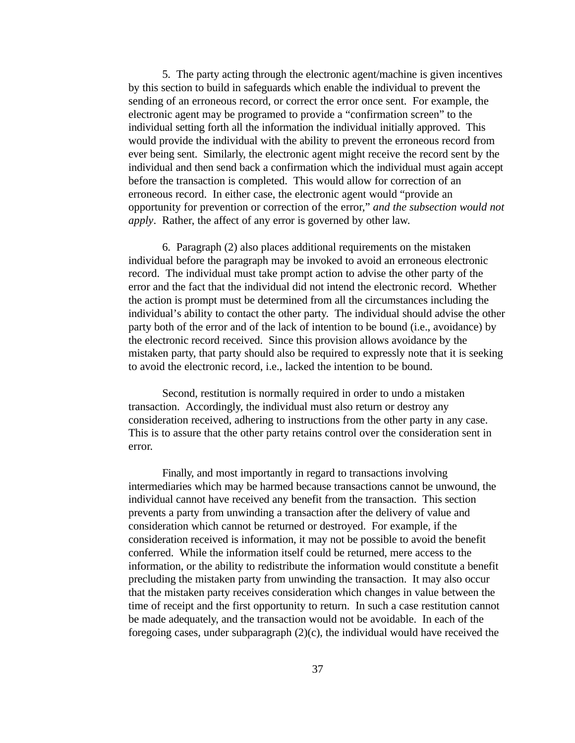5. The party acting through the electronic agent/machine is given incentives by this section to build in safeguards which enable the individual to prevent the sending of an erroneous record, or correct the error once sent. For example, the electronic agent may be programed to provide a "confirmation screen" to the individual setting forth all the information the individual initially approved. This would provide the individual with the ability to prevent the erroneous record from ever being sent. Similarly, the electronic agent might receive the record sent by the individual and then send back a confirmation which the individual must again accept before the transaction is completed. This would allow for correction of an erroneous record. In either case, the electronic agent would "provide an opportunity for prevention or correction of the error," *and the subsection would not apply*. Rather, the affect of any error is governed by other law.

6. Paragraph (2) also places additional requirements on the mistaken individual before the paragraph may be invoked to avoid an erroneous electronic record. The individual must take prompt action to advise the other party of the error and the fact that the individual did not intend the electronic record. Whether the action is prompt must be determined from all the circumstances including the individual's ability to contact the other party. The individual should advise the other party both of the error and of the lack of intention to be bound (i.e., avoidance) by the electronic record received. Since this provision allows avoidance by the mistaken party, that party should also be required to expressly note that it is seeking to avoid the electronic record, i.e., lacked the intention to be bound.

Second, restitution is normally required in order to undo a mistaken transaction. Accordingly, the individual must also return or destroy any consideration received, adhering to instructions from the other party in any case. This is to assure that the other party retains control over the consideration sent in error.

Finally, and most importantly in regard to transactions involving intermediaries which may be harmed because transactions cannot be unwound, the individual cannot have received any benefit from the transaction. This section prevents a party from unwinding a transaction after the delivery of value and consideration which cannot be returned or destroyed. For example, if the consideration received is information, it may not be possible to avoid the benefit conferred. While the information itself could be returned, mere access to the information, or the ability to redistribute the information would constitute a benefit precluding the mistaken party from unwinding the transaction. It may also occur that the mistaken party receives consideration which changes in value between the time of receipt and the first opportunity to return. In such a case restitution cannot be made adequately, and the transaction would not be avoidable. In each of the foregoing cases, under subparagraph (2)(c), the individual would have received the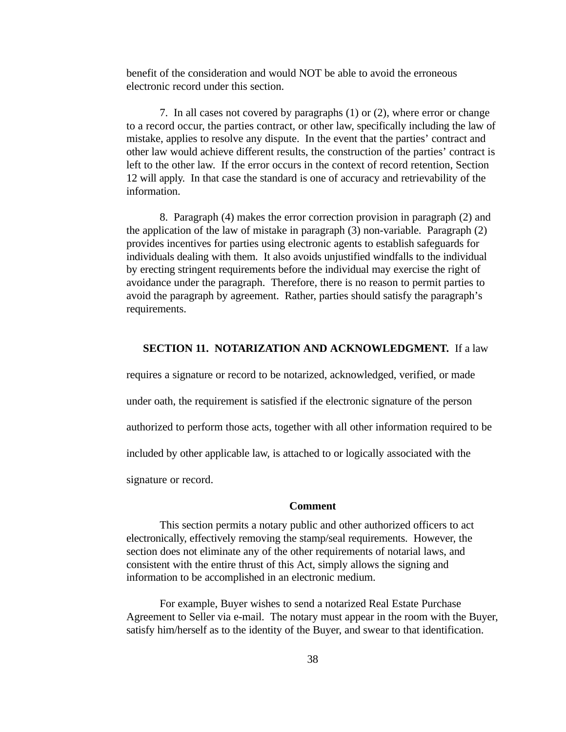benefit of the consideration and would NOT be able to avoid the erroneous electronic record under this section.

7. In all cases not covered by paragraphs (1) or (2), where error or change to a record occur, the parties contract, or other law, specifically including the law of mistake, applies to resolve any dispute. In the event that the parties' contract and other law would achieve different results, the construction of the parties' contract is left to the other law. If the error occurs in the context of record retention, Section 12 will apply. In that case the standard is one of accuracy and retrievability of the information.

8. Paragraph (4) makes the error correction provision in paragraph (2) and the application of the law of mistake in paragraph (3) non-variable. Paragraph (2) provides incentives for parties using electronic agents to establish safeguards for individuals dealing with them. It also avoids unjustified windfalls to the individual by erecting stringent requirements before the individual may exercise the right of avoidance under the paragraph. Therefore, there is no reason to permit parties to avoid the paragraph by agreement. Rather, parties should satisfy the paragraph's requirements.

**SECTION 11. NOTARIZATION AND ACKNOWLEDGMENT.** If a law requires a signature or record to be notarized, acknowledged, verified, or made under oath, the requirement is satisfied if the electronic signature of the person authorized to perform those acts, together with all other information required to be included by other applicable law, is attached to or logically associated with the signature or record.

**Comment**

This section permits a notary public and other authorized officers to act electronically, effectively removing the stamp/seal requirements. However, the section does not eliminate any of the other requirements of notarial laws, and consistent with the entire thrust of this Act, simply allows the signing and information to be accomplished in an electronic medium.

For example, Buyer wishes to send a notarized Real Estate Purchase Agreement to Seller via e-mail. The notary must appear in the room with the Buyer, satisfy him/herself as to the identity of the Buyer, and swear to that identification.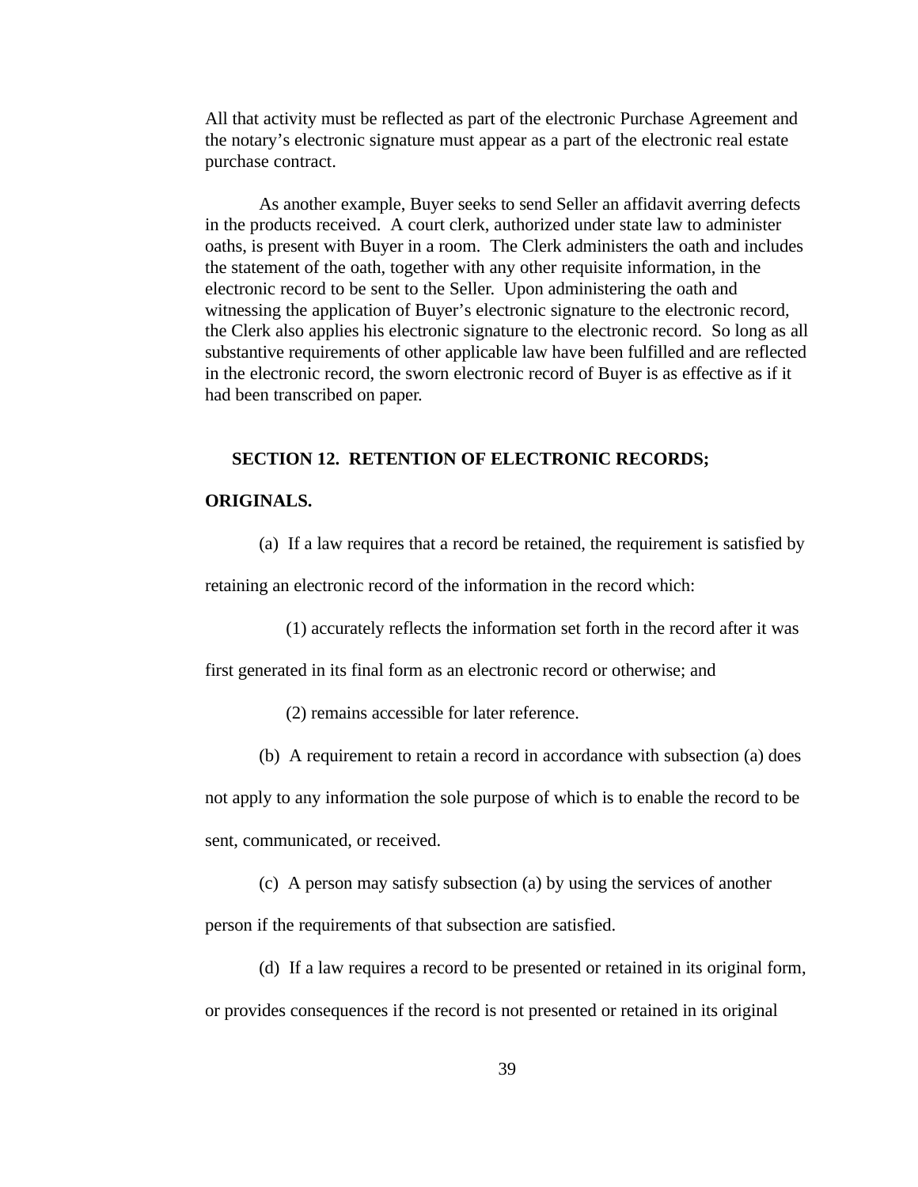All that activity must be reflected as part of the electronic Purchase Agreement and the notary's electronic signature must appear as a part of the electronic real estate purchase contract.

As another example, Buyer seeks to send Seller an affidavit averring defects in the products received. A court clerk, authorized under state law to administer oaths, is present with Buyer in a room. The Clerk administers the oath and includes the statement of the oath, together with any other requisite information, in the electronic record to be sent to the Seller. Upon administering the oath and witnessing the application of Buyer's electronic signature to the electronic record, the Clerk also applies his electronic signature to the electronic record. So long as all substantive requirements of other applicable law have been fulfilled and are reflected in the electronic record, the sworn electronic record of Buyer is as effective as if it had been transcribed on paper.

## SECTION 12. RETENTION OF ELECTRONIC RECORDS; ORIGINALS.

(a) If a law requires that a record be retained, the requirement is satisfied by retaining an electronic record of the information in the record which:

(1) accurately reflects the information set forth in the record after it was first generated in its final form as an electronic record or otherwise; and

(2) remains accessible for later reference.

(b) A requirement to retain a record in accordance with subsection (a) does not apply to any information the sole purpose of which is to enable the record to be sent, communicated, or received.

(c) A person may satisfy subsection (a) by using the services of another person if the requirements of that subsection are satisfied.

(d) If a law requires a record to be presented or retained in its original form, or provides consequences if the record is not presented or retained in its original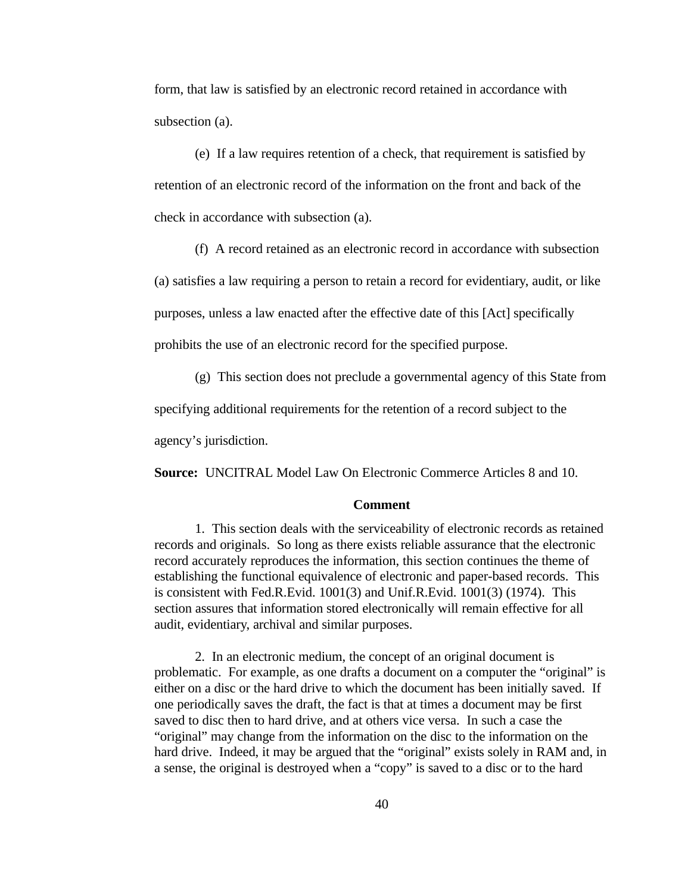form, that law is satisfied by an electronic record retained in accordance with subsection (a).

(e) If a law requires retention of a check, that requirement is satisfied by retention of an electronic record of the information on the front and back of the check in accordance with subsection (a).

(f) A record retained as an electronic record in accordance with subsection (a) satisfies a law requiring a person to retain a record for evidentiary, audit, or like purposes, unless a law enacted after the effective date of this [Act] specifically prohibits the use of an electronic record for the specified purpose.

(g) This section does not preclude a governmental agency of this State from specifying additional requirements for the retention of a record subject to the agency's jurisdiction.

**Source:** UNCITRAL Model Law On Electronic Commerce Articles 8 and 10.

**Comment**

1. This section deals with the serviceability of electronic records as retained records and originals. So long as there exists reliable assurance that the electronic record accurately reproduces the information, this section continues the theme of establishing the functional equivalence of electronic and paper-based records. This is consistent with Fed.R.Evid. 1001(3) and Unif.R.Evid. 1001(3) (1974). This section assures that information stored electronically will remain effective for all audit, evidentiary, archival and similar purposes.

2. In an electronic medium, the concept of an original document is problematic. For example, as one drafts a document on a computer the "original" is either on a disc or the hard drive to which the document has been initially saved. If one periodically saves the draft, the fact is that at times a document may be first saved to disc then to hard drive, and at others vice versa. In such a case the "original" may change from the information on the disc to the information on the hard drive. Indeed, it may be argued that the "original" exists solely in RAM and, in a sense, the original is destroyed when a "copy" is saved to a disc or to the hard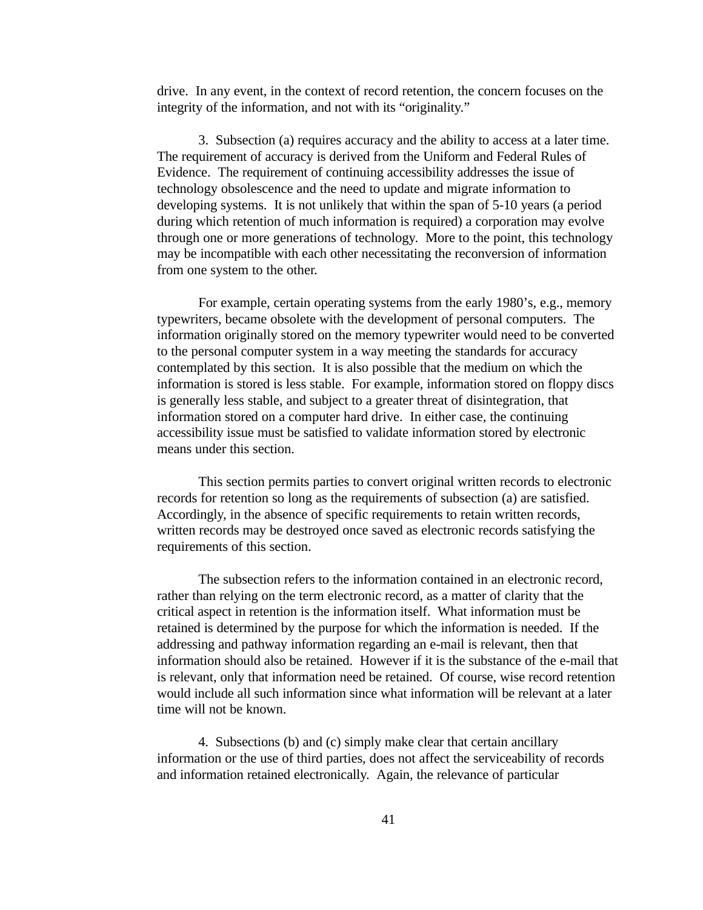drive. In any event, in the context of record retention, the concern focuses on the integrity of the information, and not with its “originality.”

3. Subsection (a) requires accuracy and the ability to access at a later time. The requirement of accuracy is derived from the Uniform and Federal Rules of Evidence. The requirement of continuing accessibility addresses the issue of technology obsolescence and the need to update and migrate information to developing systems. It is not unlikely that within the span of 5-10 years (a period during which retention of much information is required) a corporation may evolve through one or more generations of technology. More to the point, this technology may be incompatible with each other necessitating the reconversion of information from one system to the other.

For example, certain operating systems from the early 1980’s, e.g., memory typewriters, became obsolete with the development of personal computers. The information originally stored on the memory typewriter would need to be converted to the personal computer system in a way meeting the standards for accuracy contemplated by this section. It is also possible that the medium on which the information is stored is less stable. For example, information stored on floppy discs is generally less stable, and subject to a greater threat of disintegration, that information stored on a computer hard drive. In either case, the continuing accessibility issue must be satisfied to validate information stored by electronic means under this section.

This section permits parties to convert original written records to electronic records for retention so long as the requirements of subsection (a) are satisfied. Accordingly, in the absence of specific requirements to retain written records, written records may be destroyed once saved as electronic records satisfying the requirements of this section.

The subsection refers to the information contained in an electronic record, rather than relying on the term electronic record, as a matter of clarity that the critical aspect in retention is the information itself. What information must be retained is determined by the purpose for which the information is needed. If the addressing and pathway information regarding an e-mail is relevant, then that information should also be retained. However if it is the substance of the e-mail that is relevant, only that information need be retained. Of course, wise record retention would include all such information since what information will be relevant at a later time will not be known.

4. Subsections (b) and (c) simply make clear that certain ancillary information or the use of third parties, does not affect the serviceability of records and information retained electronically. Again, the relevance of particular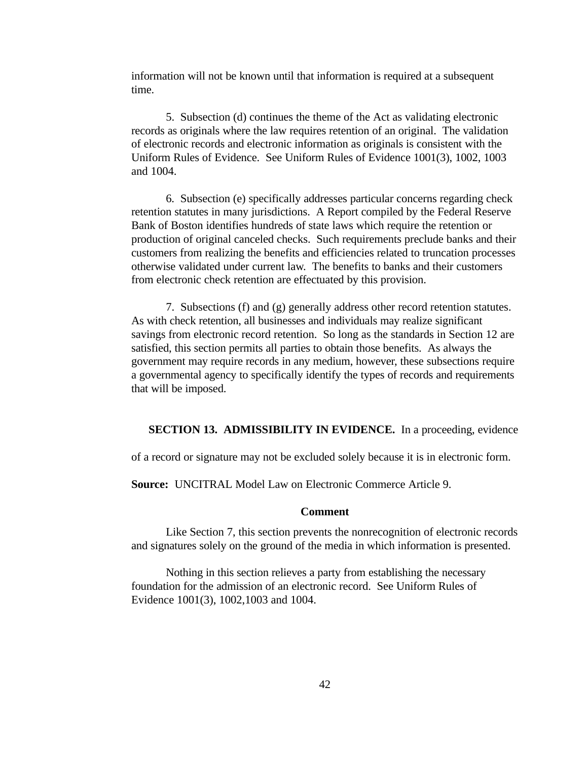information will not be known until that information is required at a subsequent time.

5. Subsection (d) continues the theme of the Act as validating electronic records as originals where the law requires retention of an original. The validation of electronic records and electronic information as originals is consistent with the Uniform Rules of Evidence. See Uniform Rules of Evidence 1001(3), 1002, 1003 and 1004.

6. Subsection (e) specifically addresses particular concerns regarding check retention statutes in many jurisdictions. A Report compiled by the Federal Reserve Bank of Boston identifies hundreds of state laws which require the retention or production of original canceled checks. Such requirements preclude banks and their customers from realizing the benefits and efficiencies related to truncation processes otherwise validated under current law. The benefits to banks and their customers from electronic check retention are effectuated by this provision.

7. Subsections (f) and (g) generally address other record retention statutes. As with check retention, all businesses and individuals may realize significant savings from electronic record retention. So long as the standards in Section 12 are satisfied, this section permits all parties to obtain those benefits. As always the government may require records in any medium, however, these subsections require a governmental agency to specifically identify the types of records and requirements that will be imposed.

**SECTION 13. ADMISSIBILITY IN EVIDENCE.** In a proceeding, evidence of a record or signature may not be excluded solely because it is in electronic form.

**Source:** UNCITRAL Model Law on Electronic Commerce Article 9.

**Comment**

Like Section 7, this section prevents the nonrecognition of electronic records and signatures solely on the ground of the media in which information is presented.

Nothing in this section relieves a party from establishing the necessary foundation for the admission of an electronic record. See Uniform Rules of Evidence 1001(3), 1002,1003 and 1004.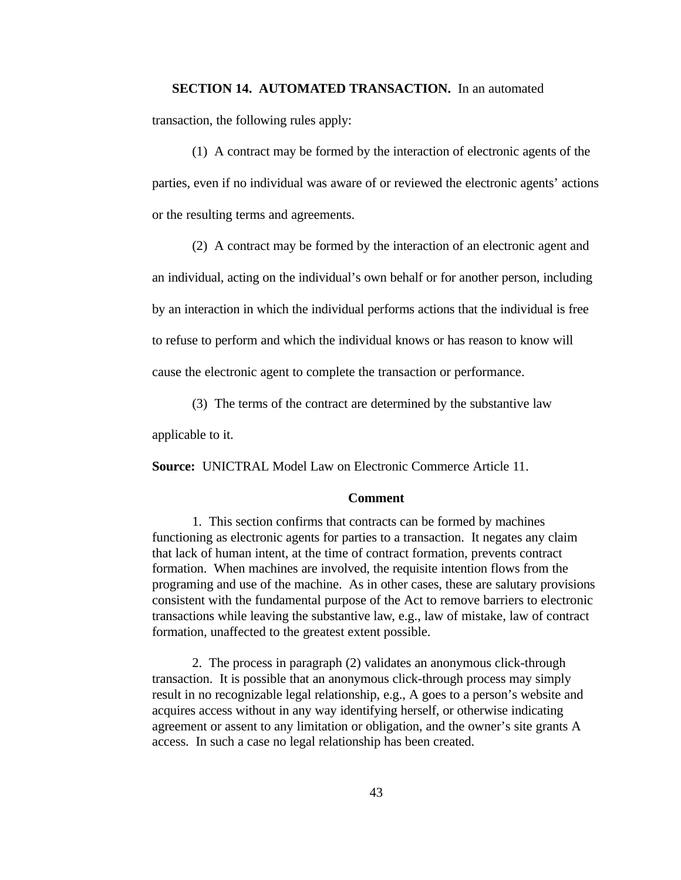**SECTION 14. AUTOMATED TRANSACTION.** In an automated transaction, the following rules apply:

(1) A contract may be formed by the interaction of electronic agents of the parties, even if no individual was aware of or reviewed the electronic agents' actions or the resulting terms and agreements.

(2) A contract may be formed by the interaction of an electronic agent and an individual, acting on the individual's own behalf or for another person, including by an interaction in which the individual performs actions that the individual is free to refuse to perform and which the individual knows or has reason to know will cause the electronic agent to complete the transaction or performance.

(3) The terms of the contract are determined by the substantive law applicable to it.

**Source:** UNICTRAL Model Law on Electronic Commerce Article 11.

**Comment**

1. This section confirms that contracts can be formed by machines functioning as electronic agents for parties to a transaction. It negates any claim that lack of human intent, at the time of contract formation, prevents contract formation. When machines are involved, the requisite intention flows from the programing and use of the machine. As in other cases, these are salutary provisions consistent with the fundamental purpose of the Act to remove barriers to electronic transactions while leaving the substantive law, e.g., law of mistake, law of contract formation, unaffected to the greatest extent possible.

2. The process in paragraph (2) validates an anonymous click-through transaction. It is possible that an anonymous click-through process may simply result in no recognizable legal relationship, e.g., A goes to a person's website and acquires access without in any way identifying herself, or otherwise indicating agreement or assent to any limitation or obligation, and the owner's site grants A access. In such a case no legal relationship has been created.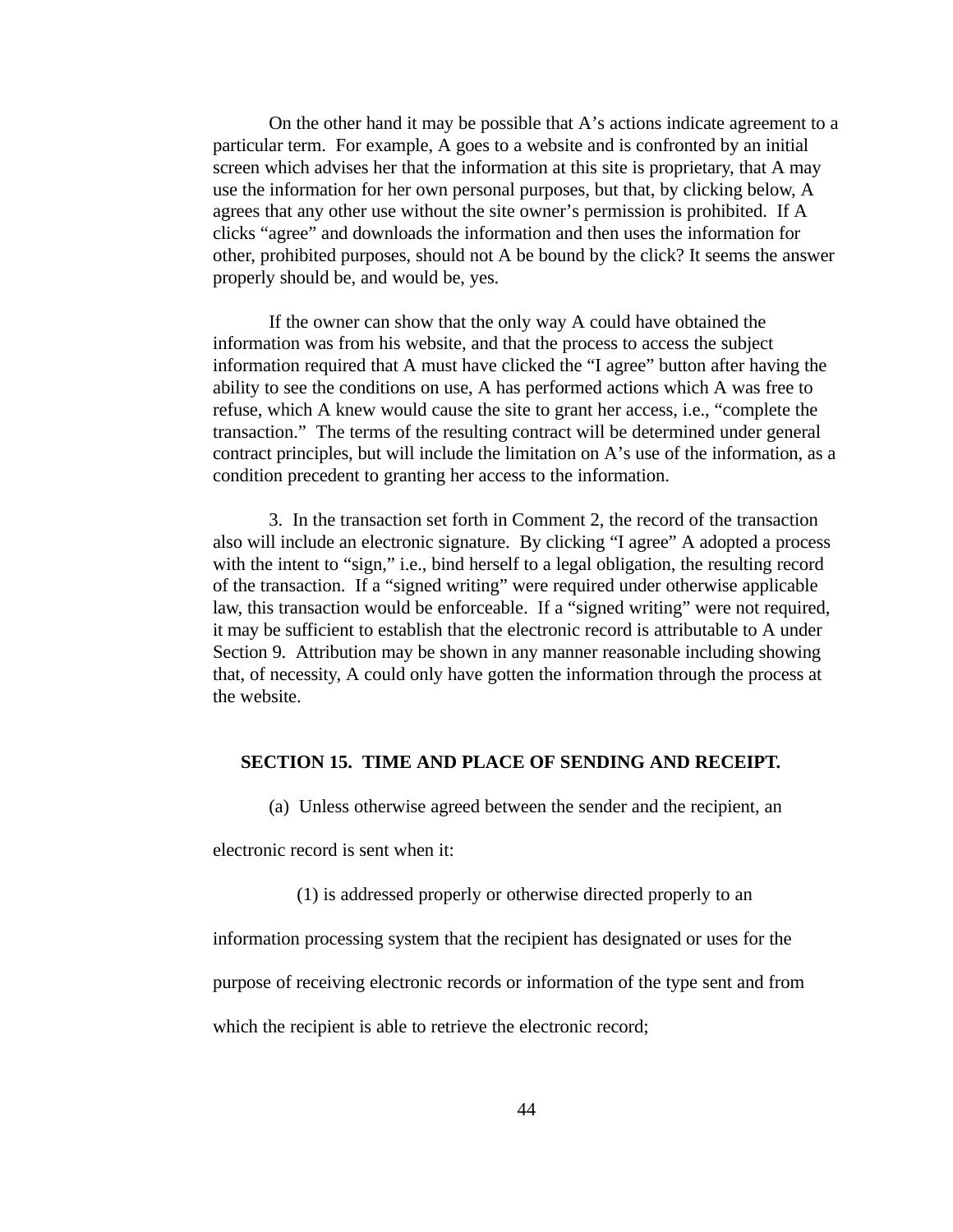On the other hand it may be possible that A's actions indicate agreement to a particular term. For example, A goes to a website and is confronted by an initial screen which advises her that the information at this site is proprietary, that A may use the information for her own personal purposes, but that, by clicking below, A agrees that any other use without the site owner's permission is prohibited. If A clicks "agree" and downloads the information and then uses the information for other, prohibited purposes, should not A be bound by the click? It seems the answer properly should be, and would be, yes.

If the owner can show that the only way A could have obtained the information was from his website, and that the process to access the subject information required that A must have clicked the "I agree" button after having the ability to see the conditions on use, A has performed actions which A was free to refuse, which A knew would cause the site to grant her access, i.e., "complete the transaction." The terms of the resulting contract will be determined under general contract principles, but will include the limitation on A's use of the information, as a condition precedent to granting her access to the information.

3. In the transaction set forth in Comment 2, the record of the transaction also will include an electronic signature. By clicking "I agree" A adopted a process with the intent to "sign," i.e., bind herself to a legal obligation, the resulting record of the transaction. If a "signed writing" were required under otherwise applicable law, this transaction would be enforceable. If a "signed writing" were not required, it may be sufficient to establish that the electronic record is attributable to A under Section 9. Attribution may be shown in any manner reasonable including showing that, of necessity, A could only have gotten the information through the process at the website.

**SECTION 15. TIME AND PLACE OF SENDING AND RECEIPT.**

(a) Unless otherwise agreed between the sender and the recipient, an electronic record is sent when it:

(1) is addressed properly or otherwise directed properly to an information processing system that the recipient has designated or uses for the purpose of receiving electronic records or information of the type sent and from which the recipient is able to retrieve the electronic record;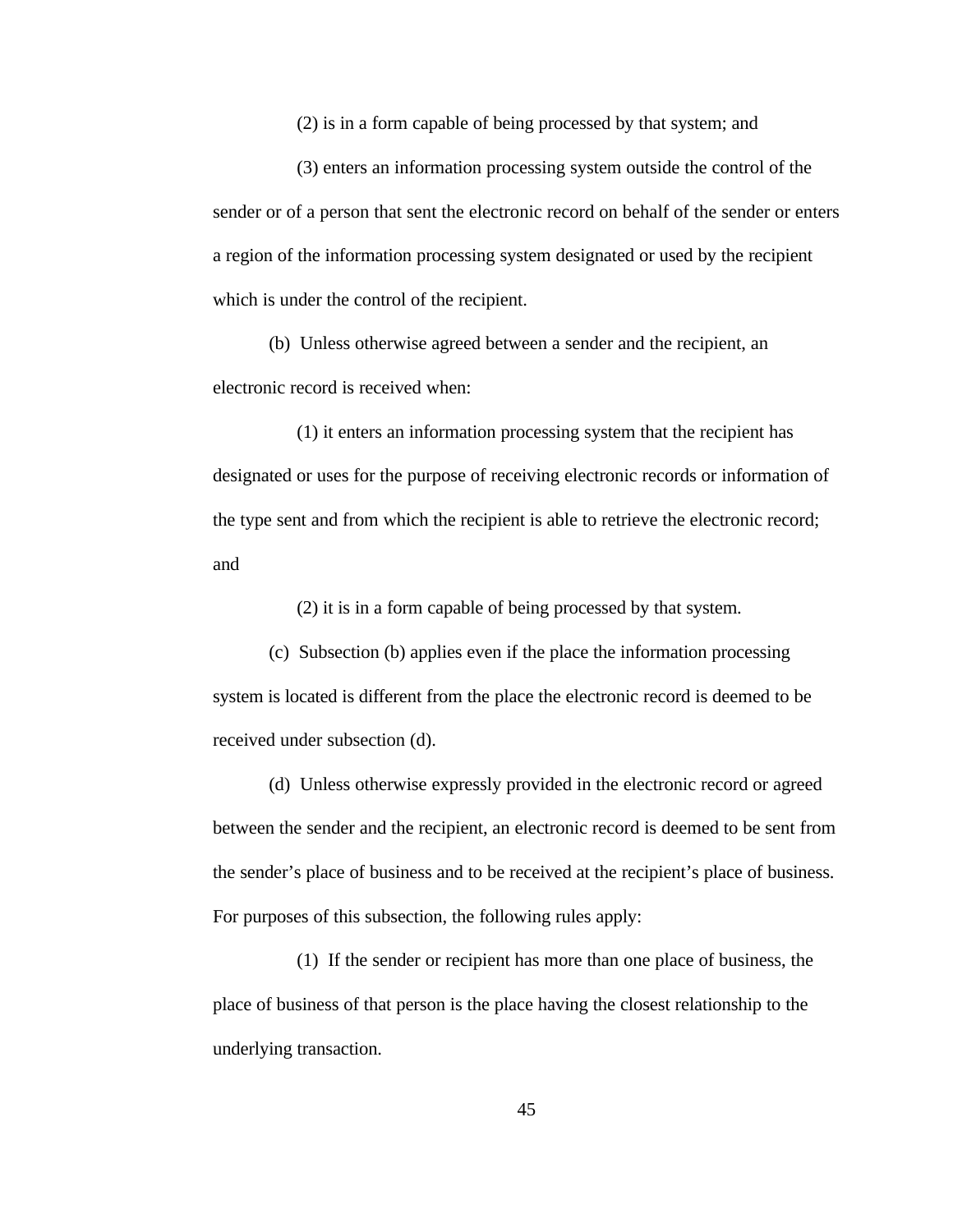(2) is in a form capable of being processed by that system; and

(3) enters an information processing system outside the control of the sender or of a person that sent the electronic record on behalf of the sender or enters a region of the information processing system designated or used by the recipient which is under the control of the recipient.

(b) Unless otherwise agreed between a sender and the recipient, an electronic record is received when:

(1) it enters an information processing system that the recipient has designated or uses for the purpose of receiving electronic records or information of the type sent and from which the recipient is able to retrieve the electronic record; and

(2) it is in a form capable of being processed by that system.

(c) Subsection (b) applies even if the place the information processing system is located is different from the place the electronic record is deemed to be received under subsection (d).

(d) Unless otherwise expressly provided in the electronic record or agreed between the sender and the recipient, an electronic record is deemed to be sent from the sender's place of business and to be received at the recipient's place of business. For purposes of this subsection, the following rules apply:

(1) If the sender or recipient has more than one place of business, the place of business of that person is the place having the closest relationship to the underlying transaction.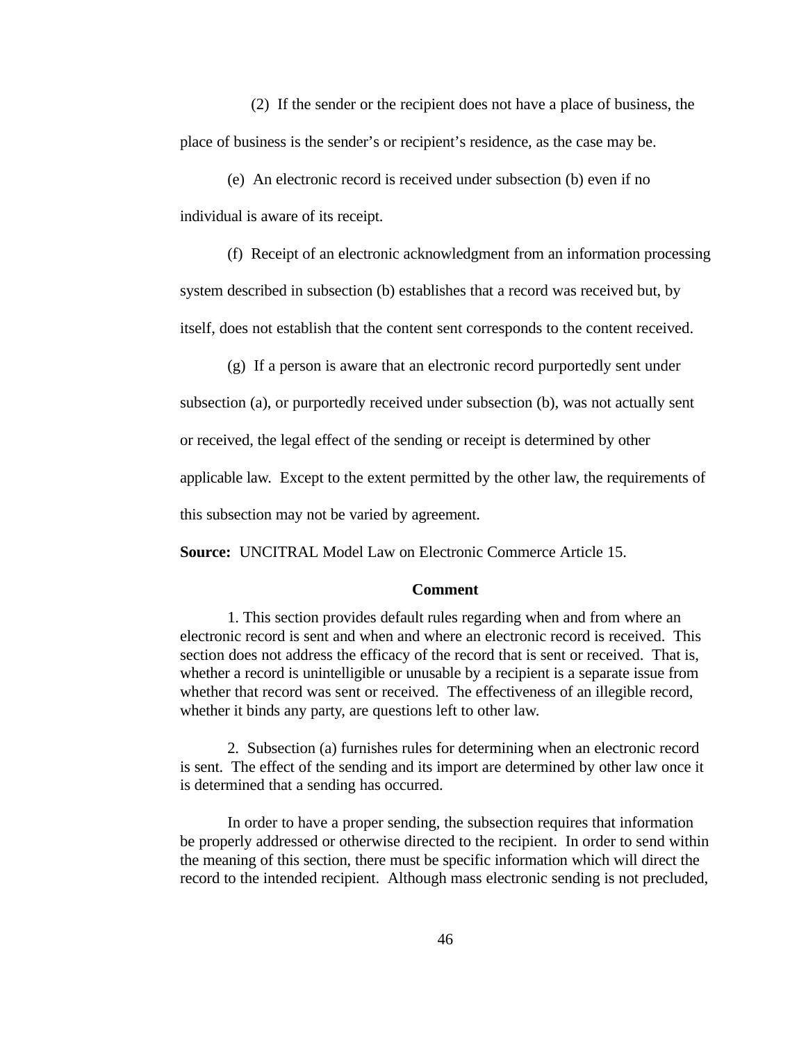(2) If the sender or the recipient does not have a place of business, the place of business is the sender's or recipient's residence, as the case may be.

(e) An electronic record is received under subsection (b) even if no individual is aware of its receipt.

(f) Receipt of an electronic acknowledgment from an information processing system described in subsection (b) establishes that a record was received but, by itself, does not establish that the content sent corresponds to the content received.

(g) If a person is aware that an electronic record purportedly sent under subsection (a), or purportedly received under subsection (b), was not actually sent or received, the legal effect of the sending or receipt is determined by other applicable law. Except to the extent permitted by the other law, the requirements of this subsection may not be varied by agreement.

**Source:** UNCITRAL Model Law on Electronic Commerce Article 15.

**Comment**

1. This section provides default rules regarding when and from where an electronic record is sent and when and where an electronic record is received. This section does not address the efficacy of the record that is sent or received. That is, whether a record is unintelligible or unusable by a recipient is a separate issue from whether that record was sent or received. The effectiveness of an illegible record, whether it binds any party, are questions left to other law.

2. Subsection (a) furnishes rules for determining when an electronic record is sent. The effect of the sending and its import are determined by other law once it is determined that a sending has occurred.

In order to have a proper sending, the subsection requires that information be properly addressed or otherwise directed to the recipient. In order to send within the meaning of this section, there must be specific information which will direct the record to the intended recipient. Although mass electronic sending is not precluded,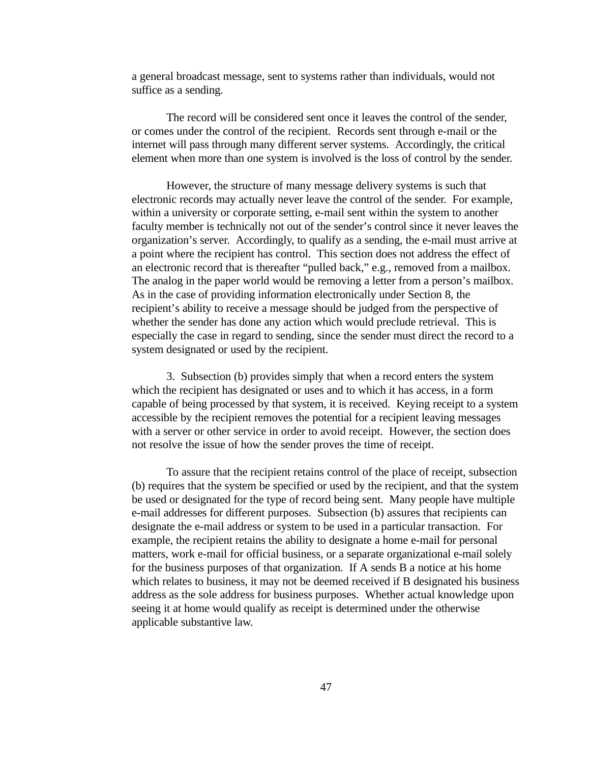a general broadcast message, sent to systems rather than individuals, would not suffice as a sending.

The record will be considered sent once it leaves the control of the sender, or comes under the control of the recipient. Records sent through e-mail or the internet will pass through many different server systems. Accordingly, the critical element when more than one system is involved is the loss of control by the sender.

However, the structure of many message delivery systems is such that electronic records may actually never leave the control of the sender. For example, within a university or corporate setting, e-mail sent within the system to another faculty member is technically not out of the sender's control since it never leaves the organization's server. Accordingly, to qualify as a sending, the e-mail must arrive at a point where the recipient has control. This section does not address the effect of an electronic record that is thereafter "pulled back," e.g., removed from a mailbox. The analog in the paper world would be removing a letter from a person's mailbox. As in the case of providing information electronically under Section 8, the recipient's ability to receive a message should be judged from the perspective of whether the sender has done any action which would preclude retrieval. This is especially the case in regard to sending, since the sender must direct the record to a system designated or used by the recipient.

3. Subsection (b) provides simply that when a record enters the system which the recipient has designated or uses and to which it has access, in a form capable of being processed by that system, it is received. Keying receipt to a system accessible by the recipient removes the potential for a recipient leaving messages with a server or other service in order to avoid receipt. However, the section does not resolve the issue of how the sender proves the time of receipt.

To assure that the recipient retains control of the place of receipt, subsection (b) requires that the system be specified or used by the recipient, and that the system be used or designated for the type of record being sent. Many people have multiple e-mail addresses for different purposes. Subsection (b) assures that recipients can designate the e-mail address or system to be used in a particular transaction. For example, the recipient retains the ability to designate a home e-mail for personal matters, work e-mail for official business, or a separate organizational e-mail solely for the business purposes of that organization. If A sends B a notice at his home which relates to business, it may not be deemed received if B designated his business address as the sole address for business purposes. Whether actual knowledge upon seeing it at home would qualify as receipt is determined under the otherwise applicable substantive law.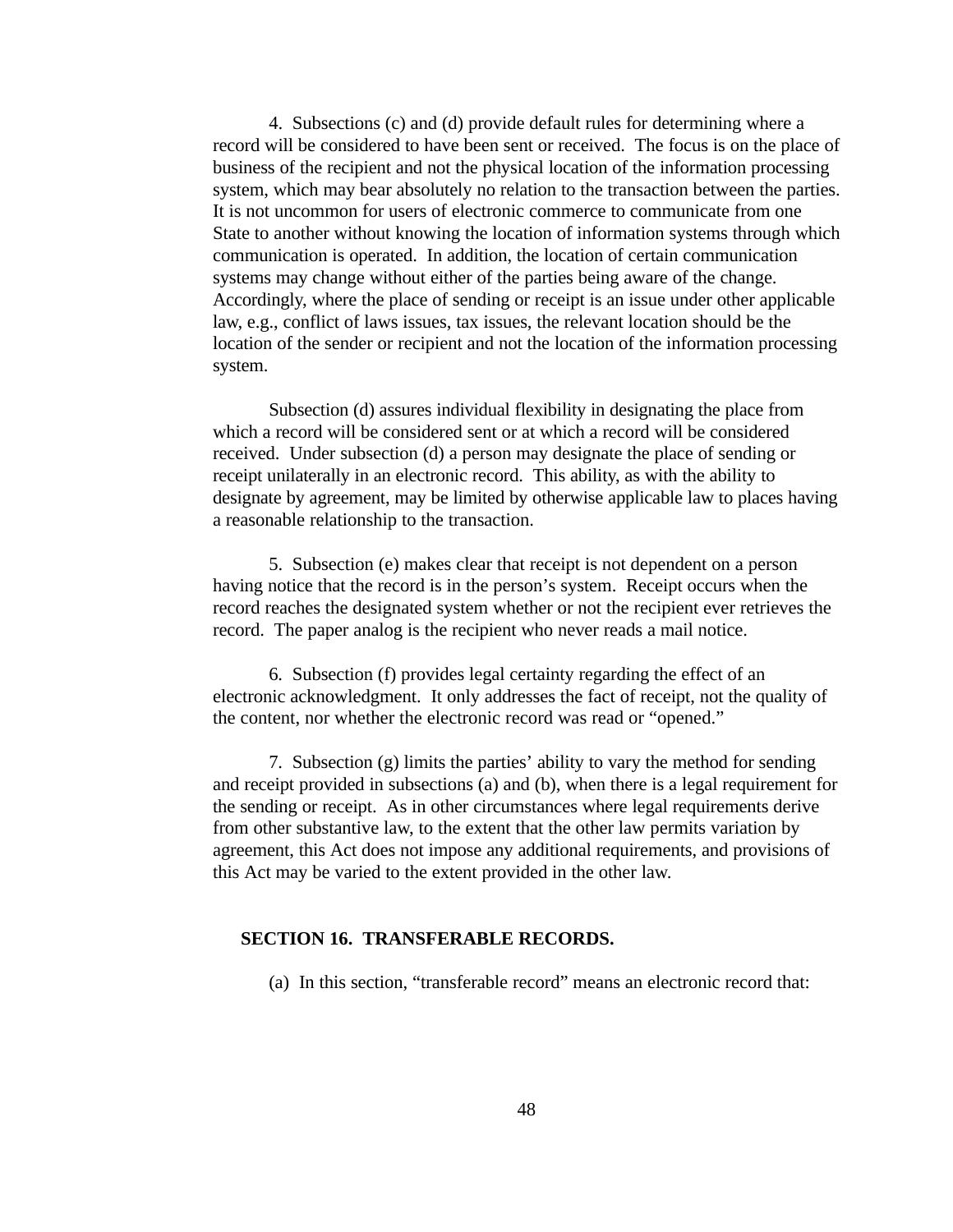4. Subsections (c) and (d) provide default rules for determining where a record will be considered to have been sent or received. The focus is on the place of business of the recipient and not the physical location of the information processing system, which may bear absolutely no relation to the transaction between the parties. It is not uncommon for users of electronic commerce to communicate from one State to another without knowing the location of information systems through which communication is operated. In addition, the location of certain communication systems may change without either of the parties being aware of the change. Accordingly, where the place of sending or receipt is an issue under other applicable law, e.g., conflict of laws issues, tax issues, the relevant location should be the location of the sender or recipient and not the location of the information processing system.

Subsection (d) assures individual flexibility in designating the place from which a record will be considered sent or at which a record will be considered received. Under subsection (d) a person may designate the place of sending or receipt unilaterally in an electronic record. This ability, as with the ability to designate by agreement, may be limited by otherwise applicable law to places having a reasonable relationship to the transaction.

5. Subsection (e) makes clear that receipt is not dependent on a person having notice that the record is in the person's system. Receipt occurs when the record reaches the designated system whether or not the recipient ever retrieves the record. The paper analog is the recipient who never reads a mail notice.

6. Subsection (f) provides legal certainty regarding the effect of an electronic acknowledgment. It only addresses the fact of receipt, not the quality of the content, nor whether the electronic record was read or "opened."

7. Subsection (g) limits the parties' ability to vary the method for sending and receipt provided in subsections (a) and (b), when there is a legal requirement for the sending or receipt. As in other circumstances where legal requirements derive from other substantive law, to the extent that the other law permits variation by agreement, this Act does not impose any additional requirements, and provisions of this Act may be varied to the extent provided in the other law.

## SECTION 16. TRANSFERABLE RECORDS.

(a) In this section, "transferable record" means an electronic record that: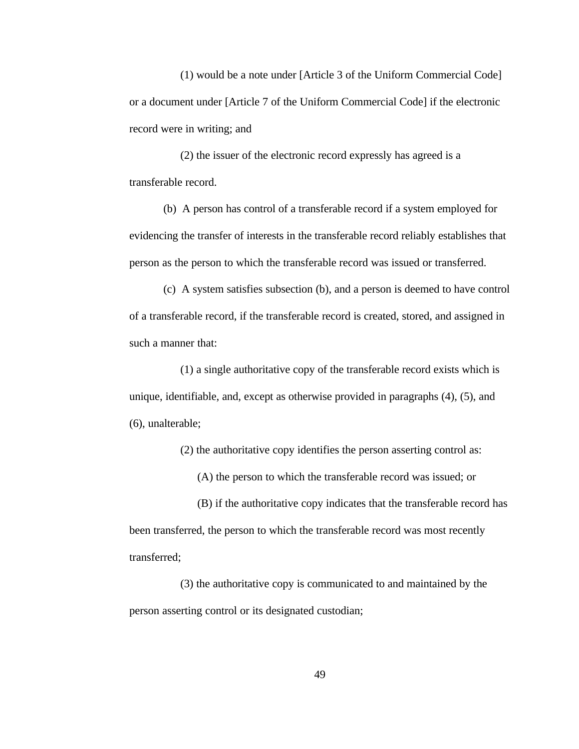(1) would be a note under [Article 3 of the Uniform Commercial Code] or a document under [Article 7 of the Uniform Commercial Code] if the electronic record were in writing; and

(2) the issuer of the electronic record expressly has agreed is a transferable record.

(b) A person has control of a transferable record if a system employed for evidencing the transfer of interests in the transferable record reliably establishes that person as the person to which the transferable record was issued or transferred.

(c) A system satisfies subsection (b), and a person is deemed to have control of a transferable record, if the transferable record is created, stored, and assigned in such a manner that:

(1) a single authoritative copy of the transferable record exists which is unique, identifiable, and, except as otherwise provided in paragraphs (4), (5), and (6), unalterable;

(2) the authoritative copy identifies the person asserting control as:

(A) the person to which the transferable record was issued; or

(B) if the authoritative copy indicates that the transferable record has been transferred, the person to which the transferable record was most recently transferred;

(3) the authoritative copy is communicated to and maintained by the person asserting control or its designated custodian;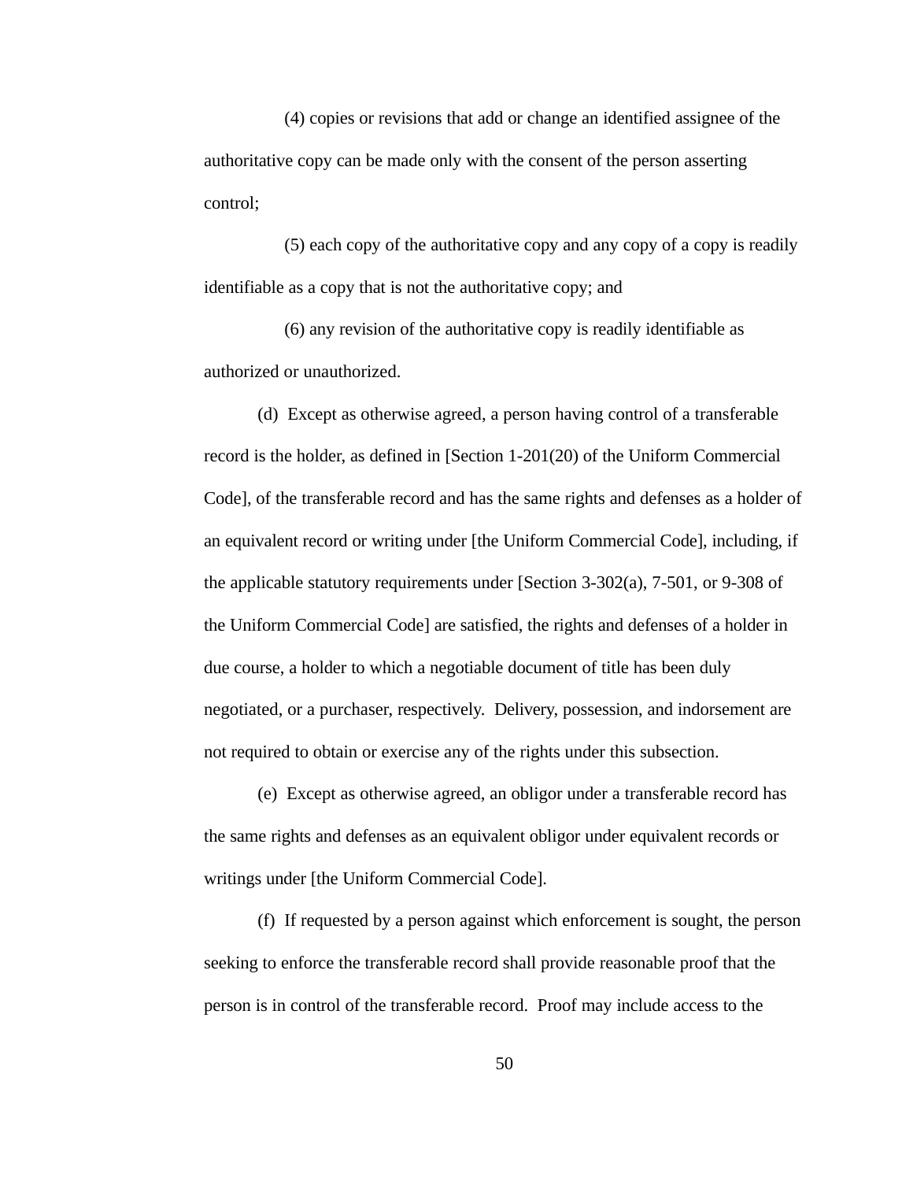(4) copies or revisions that add or change an identified assignee of the authoritative copy can be made only with the consent of the person asserting control;

(5) each copy of the authoritative copy and any copy of a copy is readily identifiable as a copy that is not the authoritative copy; and

(6) any revision of the authoritative copy is readily identifiable as authorized or unauthorized.

(d) Except as otherwise agreed, a person having control of a transferable record is the holder, as defined in [Section 1-201(20) of the Uniform Commercial Code], of the transferable record and has the same rights and defenses as a holder of an equivalent record or writing under [the Uniform Commercial Code], including, if the applicable statutory requirements under [Section 3-302(a), 7-501, or 9-308 of the Uniform Commercial Code] are satisfied, the rights and defenses of a holder in due course, a holder to which a negotiable document of title has been duly negotiated, or a purchaser, respectively. Delivery, possession, and indorsement are not required to obtain or exercise any of the rights under this subsection.

(e) Except as otherwise agreed, an obligor under a transferable record has the same rights and defenses as an equivalent obligor under equivalent records or writings under [the Uniform Commercial Code].

(f) If requested by a person against which enforcement is sought, the person seeking to enforce the transferable record shall provide reasonable proof that the person is in control of the transferable record. Proof may include access to the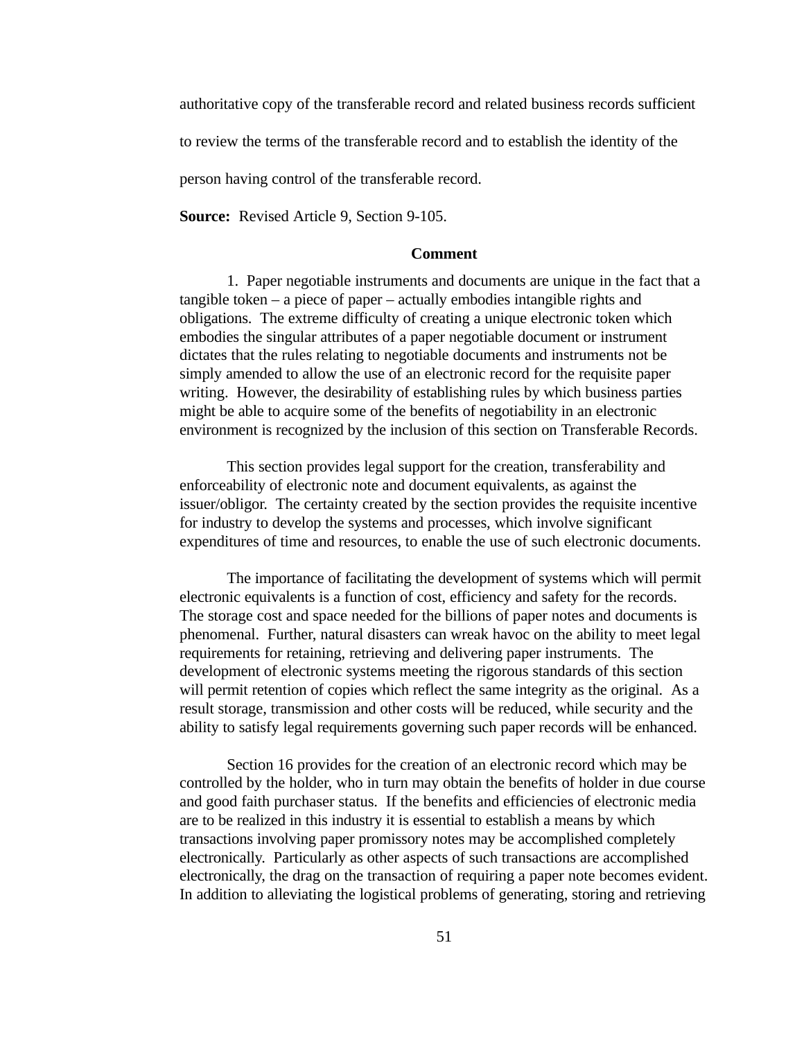authoritative copy of the transferable record and related business records sufficient to review the terms of the transferable record and to establish the identity of the person having control of the transferable record.

**Source:** Revised Article 9, Section 9-105.

**Comment**

1. Paper negotiable instruments and documents are unique in the fact that a tangible token – a piece of paper – actually embodies intangible rights and obligations. The extreme difficulty of creating a unique electronic token which embodies the singular attributes of a paper negotiable document or instrument dictates that the rules relating to negotiable documents and instruments not be simply amended to allow the use of an electronic record for the requisite paper writing. However, the desirability of establishing rules by which business parties might be able to acquire some of the benefits of negotiability in an electronic environment is recognized by the inclusion of this section on Transferable Records.

This section provides legal support for the creation, transferability and enforceability of electronic note and document equivalents, as against the issuer/obligor. The certainty created by the section provides the requisite incentive for industry to develop the systems and processes, which involve significant expenditures of time and resources, to enable the use of such electronic documents.

The importance of facilitating the development of systems which will permit electronic equivalents is a function of cost, efficiency and safety for the records. The storage cost and space needed for the billions of paper notes and documents is phenomenal. Further, natural disasters can wreak havoc on the ability to meet legal requirements for retaining, retrieving and delivering paper instruments. The development of electronic systems meeting the rigorous standards of this section will permit retention of copies which reflect the same integrity as the original. As a result storage, transmission and other costs will be reduced, while security and the ability to satisfy legal requirements governing such paper records will be enhanced.

Section 16 provides for the creation of an electronic record which may be controlled by the holder, who in turn may obtain the benefits of holder in due course and good faith purchaser status. If the benefits and efficiencies of electronic media are to be realized in this industry it is essential to establish a means by which transactions involving paper promissory notes may be accomplished completely electronically. Particularly as other aspects of such transactions are accomplished electronically, the drag on the transaction of requiring a paper note becomes evident. In addition to alleviating the logistical problems of generating, storing and retrieving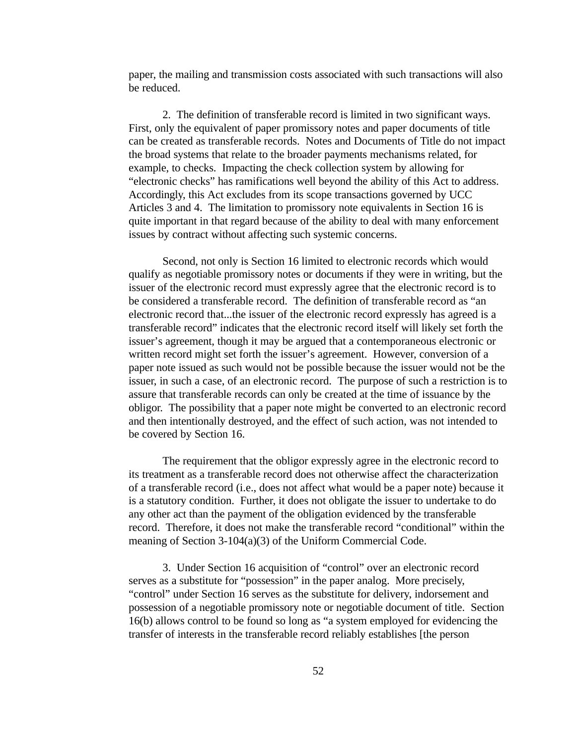paper, the mailing and transmission costs associated with such transactions will also be reduced.

2. The definition of transferable record is limited in two significant ways. First, only the equivalent of paper promissory notes and paper documents of title can be created as transferable records. Notes and Documents of Title do not impact the broad systems that relate to the broader payments mechanisms related, for example, to checks. Impacting the check collection system by allowing for "electronic checks" has ramifications well beyond the ability of this Act to address. Accordingly, this Act excludes from its scope transactions governed by UCC Articles 3 and 4. The limitation to promissory note equivalents in Section 16 is quite important in that regard because of the ability to deal with many enforcement issues by contract without affecting such systemic concerns.

Second, not only is Section 16 limited to electronic records which would qualify as negotiable promissory notes or documents if they were in writing, but the issuer of the electronic record must expressly agree that the electronic record is to be considered a transferable record. The definition of transferable record as "an electronic record that...the issuer of the electronic record expressly has agreed is a transferable record" indicates that the electronic record itself will likely set forth the issuer's agreement, though it may be argued that a contemporaneous electronic or written record might set forth the issuer's agreement. However, conversion of a paper note issued as such would not be possible because the issuer would not be the issuer, in such a case, of an electronic record. The purpose of such a restriction is to assure that transferable records can only be created at the time of issuance by the obligor. The possibility that a paper note might be converted to an electronic record and then intentionally destroyed, and the effect of such action, was not intended to be covered by Section 16.

The requirement that the obligor expressly agree in the electronic record to its treatment as a transferable record does not otherwise affect the characterization of a transferable record (i.e., does not affect what would be a paper note) because it is a statutory condition. Further, it does not obligate the issuer to undertake to do any other act than the payment of the obligation evidenced by the transferable record. Therefore, it does not make the transferable record "conditional" within the meaning of Section 3-104(a)(3) of the Uniform Commercial Code.

3. Under Section 16 acquisition of "control" over an electronic record serves as a substitute for "possession" in the paper analog. More precisely, "control" under Section 16 serves as the substitute for delivery, indorsement and possession of a negotiable promissory note or negotiable document of title. Section 16(b) allows control to be found so long as "a system employed for evidencing the transfer of interests in the transferable record reliably establishes [the person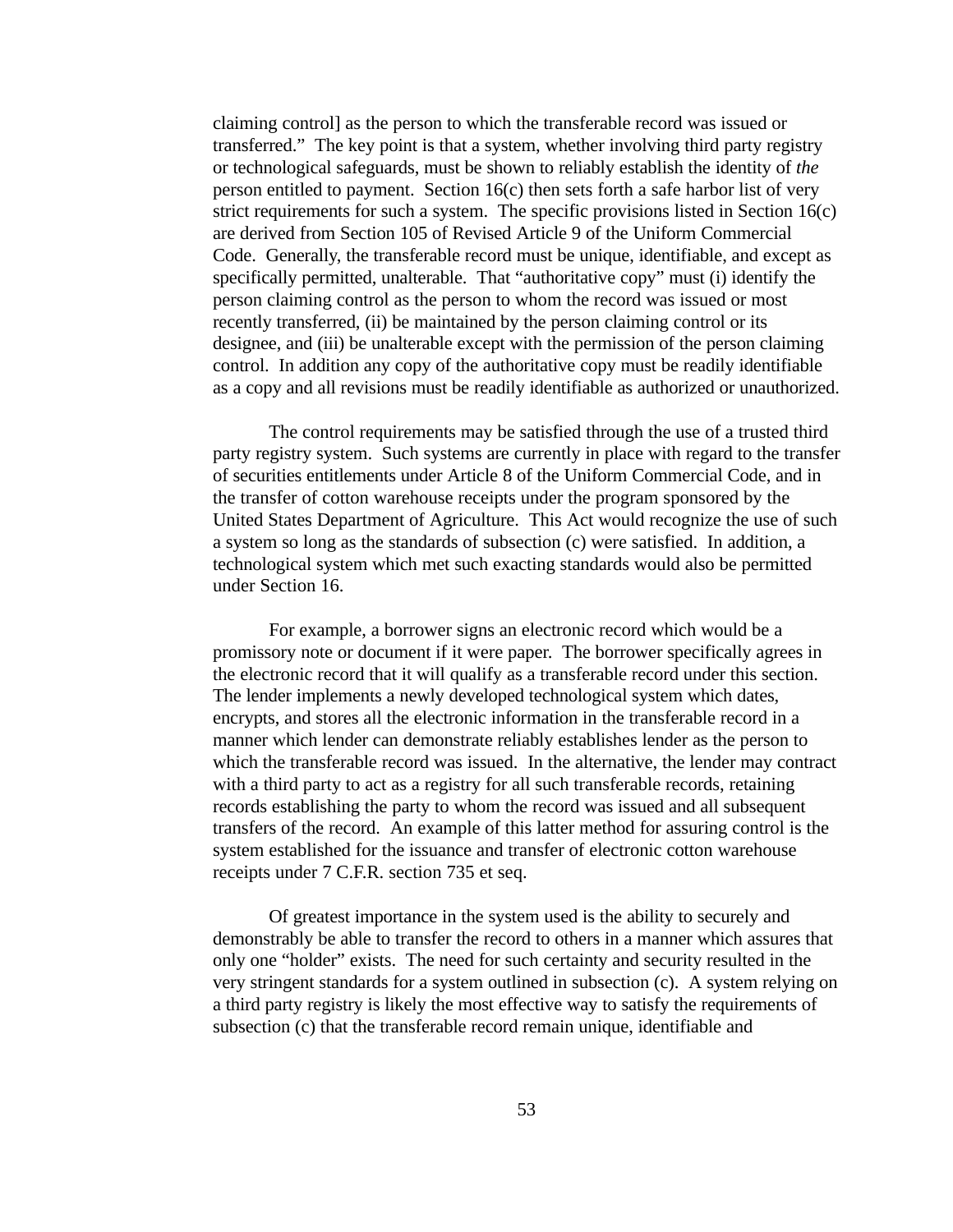claiming control] as the person to which the transferable record was issued or transferred." The key point is that a system, whether involving third party registry or technological safeguards, must be shown to reliably establish the identity of *the* person entitled to payment. Section 16(c) then sets forth a safe harbor list of very strict requirements for such a system. The specific provisions listed in Section 16(c) are derived from Section 105 of Revised Article 9 of the Uniform Commercial Code. Generally, the transferable record must be unique, identifiable, and except as specifically permitted, unalterable. That "authoritative copy" must (i) identify the person claiming control as the person to whom the record was issued or most recently transferred, (ii) be maintained by the person claiming control or its designee, and (iii) be unalterable except with the permission of the person claiming control. In addition any copy of the authoritative copy must be readily identifiable as a copy and all revisions must be readily identifiable as authorized or unauthorized.

The control requirements may be satisfied through the use of a trusted third party registry system. Such systems are currently in place with regard to the transfer of securities entitlements under Article 8 of the Uniform Commercial Code, and in the transfer of cotton warehouse receipts under the program sponsored by the United States Department of Agriculture. This Act would recognize the use of such a system so long as the standards of subsection (c) were satisfied. In addition, a technological system which met such exacting standards would also be permitted under Section 16.

For example, a borrower signs an electronic record which would be a promissory note or document if it were paper. The borrower specifically agrees in the electronic record that it will qualify as a transferable record under this section. The lender implements a newly developed technological system which dates, encrypts, and stores all the electronic information in the transferable record in a manner which lender can demonstrate reliably establishes lender as the person to which the transferable record was issued. In the alternative, the lender may contract with a third party to act as a registry for all such transferable records, retaining records establishing the party to whom the record was issued and all subsequent transfers of the record. An example of this latter method for assuring control is the system established for the issuance and transfer of electronic cotton warehouse receipts under 7 C.F.R. section 735 et seq.

Of greatest importance in the system used is the ability to securely and demonstrably be able to transfer the record to others in a manner which assures that only one "holder" exists. The need for such certainty and security resulted in the very stringent standards for a system outlined in subsection (c). A system relying on a third party registry is likely the most effective way to satisfy the requirements of subsection (c) that the transferable record remain unique, identifiable and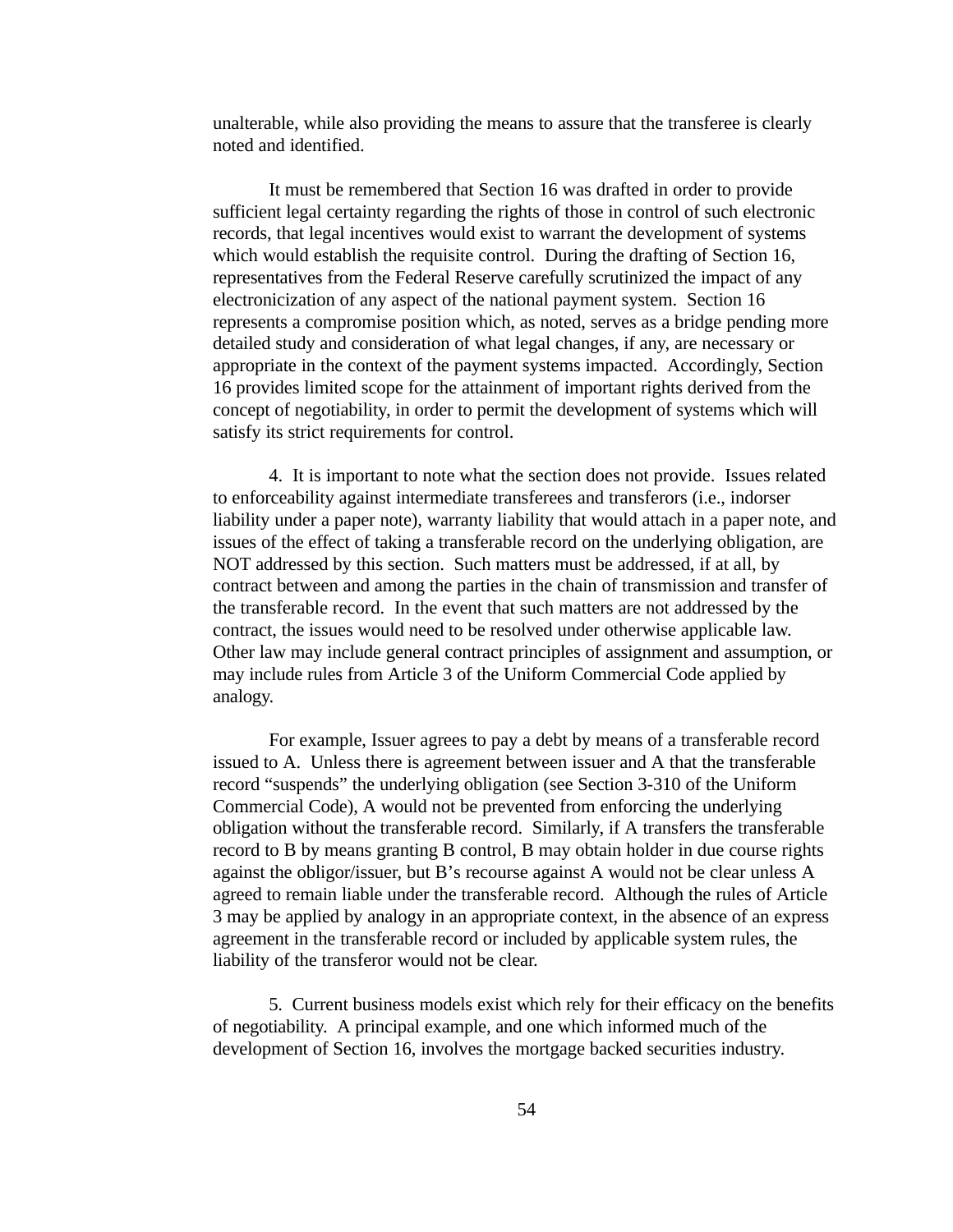unalterable, while also providing the means to assure that the transferee is clearly noted and identified.

It must be remembered that Section 16 was drafted in order to provide sufficient legal certainty regarding the rights of those in control of such electronic records, that legal incentives would exist to warrant the development of systems which would establish the requisite control. During the drafting of Section 16, representatives from the Federal Reserve carefully scrutinized the impact of any electronicization of any aspect of the national payment system. Section 16 represents a compromise position which, as noted, serves as a bridge pending more detailed study and consideration of what legal changes, if any, are necessary or appropriate in the context of the payment systems impacted. Accordingly, Section 16 provides limited scope for the attainment of important rights derived from the concept of negotiability, in order to permit the development of systems which will satisfy its strict requirements for control.

4. It is important to note what the section does not provide. Issues related to enforceability against intermediate transferees and transferors (i.e., indorser liability under a paper note), warranty liability that would attach in a paper note, and issues of the effect of taking a transferable record on the underlying obligation, are NOT addressed by this section. Such matters must be addressed, if at all, by contract between and among the parties in the chain of transmission and transfer of the transferable record. In the event that such matters are not addressed by the contract, the issues would need to be resolved under otherwise applicable law. Other law may include general contract principles of assignment and assumption, or may include rules from Article 3 of the Uniform Commercial Code applied by analogy.

For example, Issuer agrees to pay a debt by means of a transferable record issued to A. Unless there is agreement between issuer and A that the transferable record "suspends" the underlying obligation (see Section 3-310 of the Uniform Commercial Code), A would not be prevented from enforcing the underlying obligation without the transferable record. Similarly, if A transfers the transferable record to B by means granting B control, B may obtain holder in due course rights against the obligor/issuer, but B's recourse against A would not be clear unless A agreed to remain liable under the transferable record. Although the rules of Article 3 may be applied by analogy in an appropriate context, in the absence of an express agreement in the transferable record or included by applicable system rules, the liability of the transferor would not be clear.

5. Current business models exist which rely for their efficacy on the benefits of negotiability. A principal example, and one which informed much of the development of Section 16, involves the mortgage backed securities industry.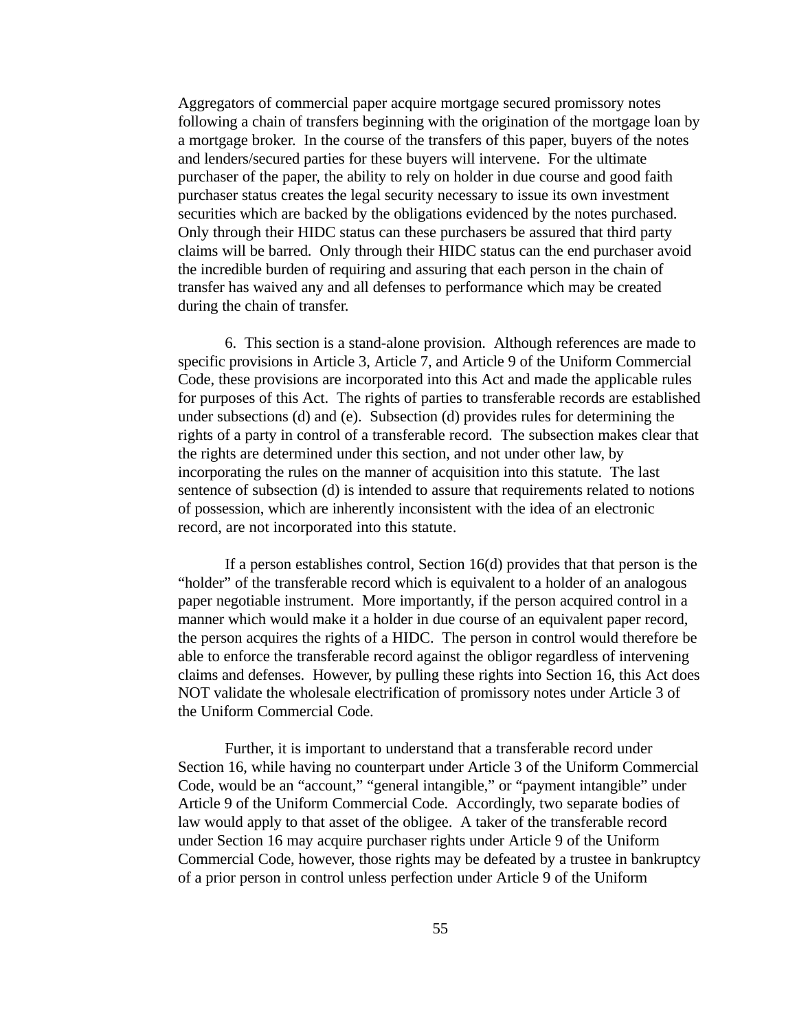Aggregators of commercial paper acquire mortgage secured promissory notes following a chain of transfers beginning with the origination of the mortgage loan by a mortgage broker. In the course of the transfers of this paper, buyers of the notes and lenders/secured parties for these buyers will intervene. For the ultimate purchaser of the paper, the ability to rely on holder in due course and good faith purchaser status creates the legal security necessary to issue its own investment securities which are backed by the obligations evidenced by the notes purchased. Only through their HIDC status can these purchasers be assured that third party claims will be barred. Only through their HIDC status can the end purchaser avoid the incredible burden of requiring and assuring that each person in the chain of transfer has waived any and all defenses to performance which may be created during the chain of transfer.

6. This section is a stand-alone provision. Although references are made to specific provisions in Article 3, Article 7, and Article 9 of the Uniform Commercial Code, these provisions are incorporated into this Act and made the applicable rules for purposes of this Act. The rights of parties to transferable records are established under subsections (d) and (e). Subsection (d) provides rules for determining the rights of a party in control of a transferable record. The subsection makes clear that the rights are determined under this section, and not under other law, by incorporating the rules on the manner of acquisition into this statute. The last sentence of subsection (d) is intended to assure that requirements related to notions of possession, which are inherently inconsistent with the idea of an electronic record, are not incorporated into this statute.

If a person establishes control, Section 16(d) provides that that person is the "holder" of the transferable record which is equivalent to a holder of an analogous paper negotiable instrument. More importantly, if the person acquired control in a manner which would make it a holder in due course of an equivalent paper record, the person acquires the rights of a HIDC. The person in control would therefore be able to enforce the transferable record against the obligor regardless of intervening claims and defenses. However, by pulling these rights into Section 16, this Act does NOT validate the wholesale electrification of promissory notes under Article 3 of the Uniform Commercial Code.

Further, it is important to understand that a transferable record under Section 16, while having no counterpart under Article 3 of the Uniform Commercial Code, would be an "account," "general intangible," or "payment intangible" under Article 9 of the Uniform Commercial Code. Accordingly, two separate bodies of law would apply to that asset of the obligee. A taker of the transferable record under Section 16 may acquire purchaser rights under Article 9 of the Uniform Commercial Code, however, those rights may be defeated by a trustee in bankruptcy of a prior person in control unless perfection under Article 9 of the Uniform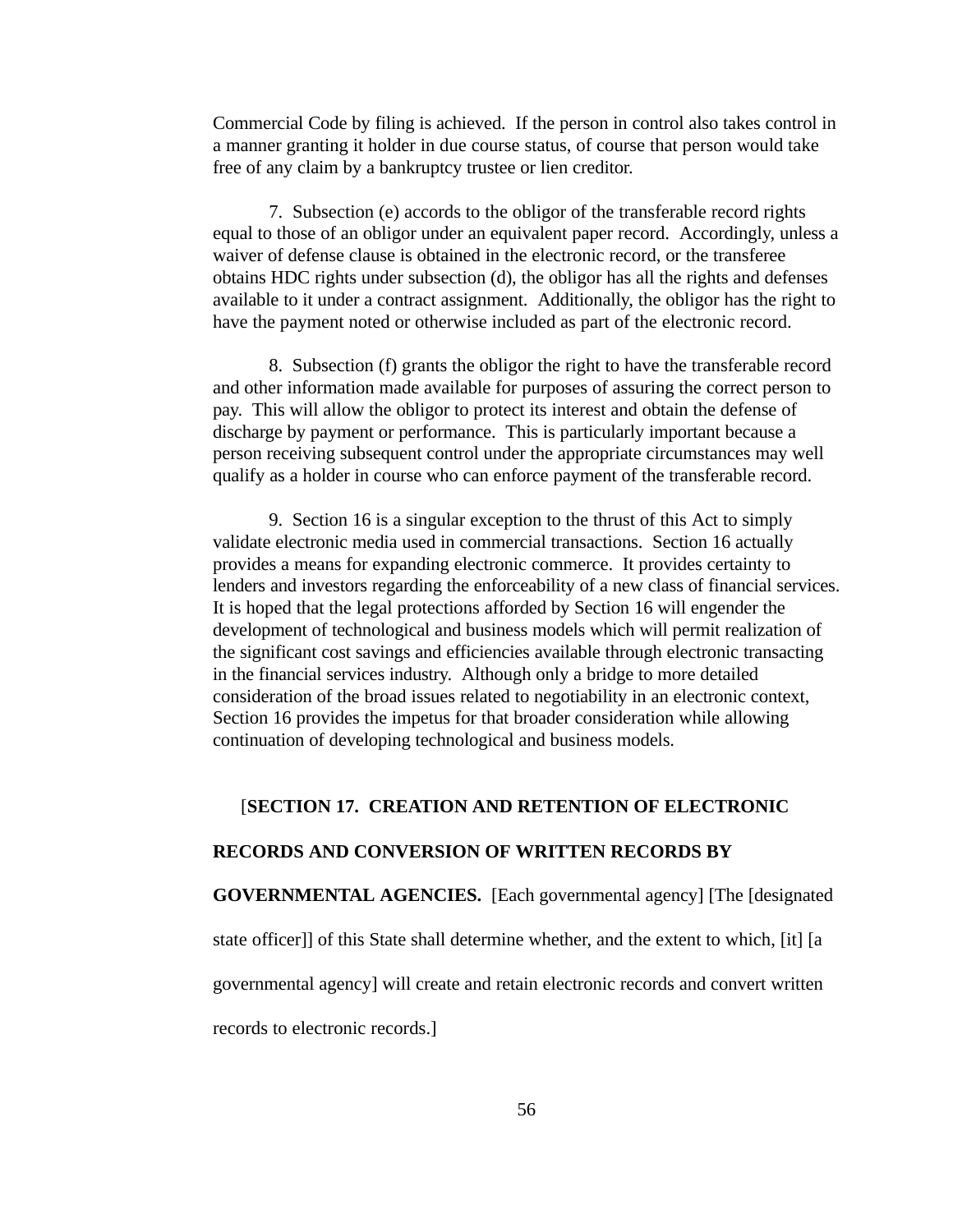Commercial Code by filing is achieved. If the person in control also takes control in a manner granting it holder in due course status, of course that person would take free of any claim by a bankruptcy trustee or lien creditor.

7. Subsection (e) accords to the obligor of the transferable record rights equal to those of an obligor under an equivalent paper record. Accordingly, unless a waiver of defense clause is obtained in the electronic record, or the transferee obtains HDC rights under subsection (d), the obligor has all the rights and defenses available to it under a contract assignment. Additionally, the obligor has the right to have the payment noted or otherwise included as part of the electronic record.

8. Subsection (f) grants the obligor the right to have the transferable record and other information made available for purposes of assuring the correct person to pay. This will allow the obligor to protect its interest and obtain the defense of discharge by payment or performance. This is particularly important because a person receiving subsequent control under the appropriate circumstances may well qualify as a holder in course who can enforce payment of the transferable record.

9. Section 16 is a singular exception to the thrust of this Act to simply validate electronic media used in commercial transactions. Section 16 actually provides a means for expanding electronic commerce. It provides certainty to lenders and investors regarding the enforceability of a new class of financial services. It is hoped that the legal protections afforded by Section 16 will engender the development of technological and business models which will permit realization of the significant cost savings and efficiencies available through electronic transacting in the financial services industry. Although only a bridge to more detailed consideration of the broad issues related to negotiability in an electronic context, Section 16 provides the impetus for that broader consideration while allowing continuation of developing technological and business models.

[**SECTION 17. CREATION AND RETENTION OF ELECTRONIC RECORDS AND CONVERSION OF WRITTEN RECORDS BY GOVERNMENTAL AGENCIES.** [Each governmental agency] [The [designated state officer]] of this State shall determine whether, and the extent to which, [it] [a governmental agency] will create and retain electronic records and convert written records to electronic records.]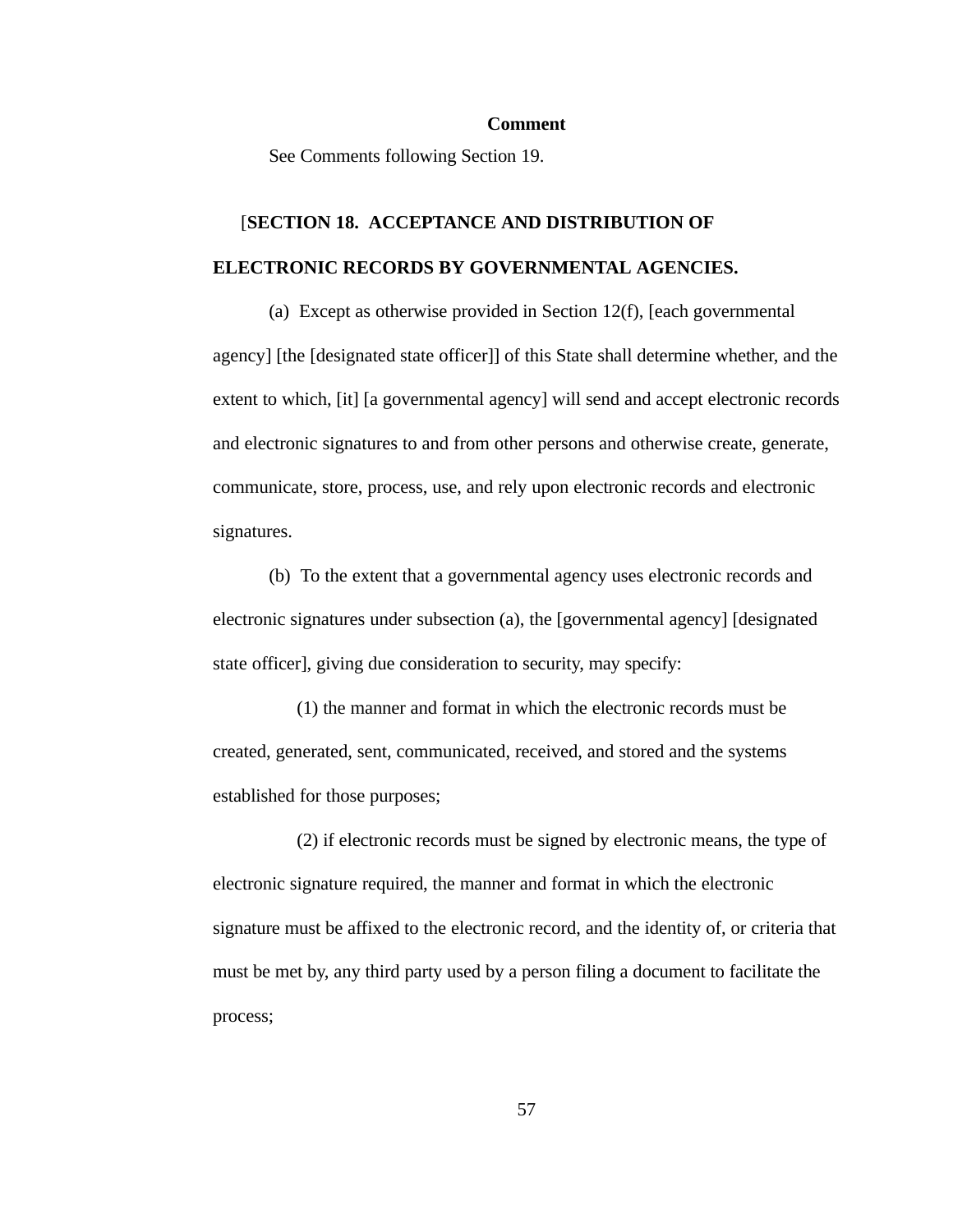**Comment**

See Comments following Section 19.

[**SECTION 18. ACCEPTANCE AND DISTRIBUTION OF ELECTRONIC RECORDS BY GOVERNMENTAL AGENCIES.**

(a) Except as otherwise provided in Section 12(f), [each governmental agency] [the [designated state officer]] of this State shall determine whether, and the extent to which, [it] [a governmental agency] will send and accept electronic records and electronic signatures to and from other persons and otherwise create, generate, communicate, store, process, use, and rely upon electronic records and electronic signatures.

(b) To the extent that a governmental agency uses electronic records and electronic signatures under subsection (a), the [governmental agency] [designated state officer], giving due consideration to security, may specify:

(1) the manner and format in which the electronic records must be created, generated, sent, communicated, received, and stored and the systems established for those purposes;

(2) if electronic records must be signed by electronic means, the type of electronic signature required, the manner and format in which the electronic signature must be affixed to the electronic record, and the identity of, or criteria that must be met by, any third party used by a person filing a document to facilitate the process;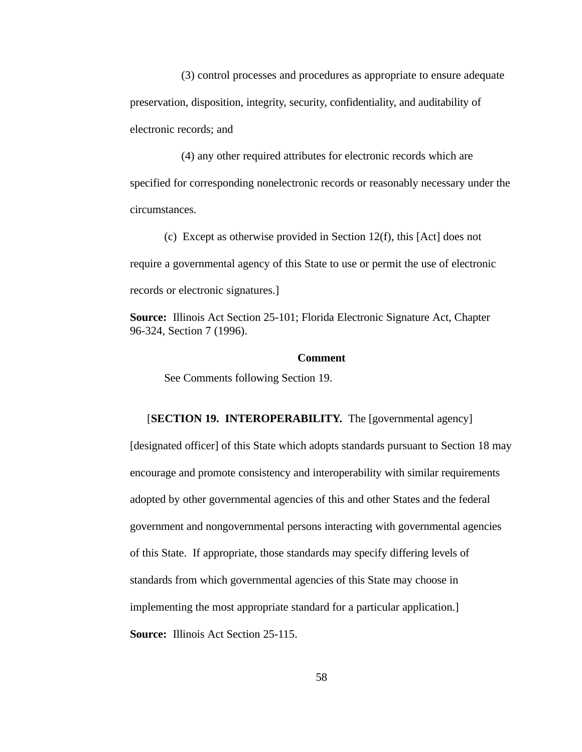(3) control processes and procedures as appropriate to ensure adequate preservation, disposition, integrity, security, confidentiality, and auditability of electronic records; and

(4) any other required attributes for electronic records which are specified for corresponding nonelectronic records or reasonably necessary under the circumstances.

(c) Except as otherwise provided in Section 12(f), this [Act] does not require a governmental agency of this State to use or permit the use of electronic records or electronic signatures.]

**Source:** Illinois Act Section 25-101; Florida Electronic Signature Act, Chapter 96-324, Section 7 (1996).

**Comment**

See Comments following Section 19.

[**SECTION 19. INTEROPERABILITY.** The [governmental agency] [designated officer] of this State which adopts standards pursuant to Section 18 may encourage and promote consistency and interoperability with similar requirements adopted by other governmental agencies of this and other States and the federal government and nongovernmental persons interacting with governmental agencies of this State. If appropriate, those standards may specify differing levels of standards from which governmental agencies of this State may choose in implementing the most appropriate standard for a particular application.]

**Source:** Illinois Act Section 25-115.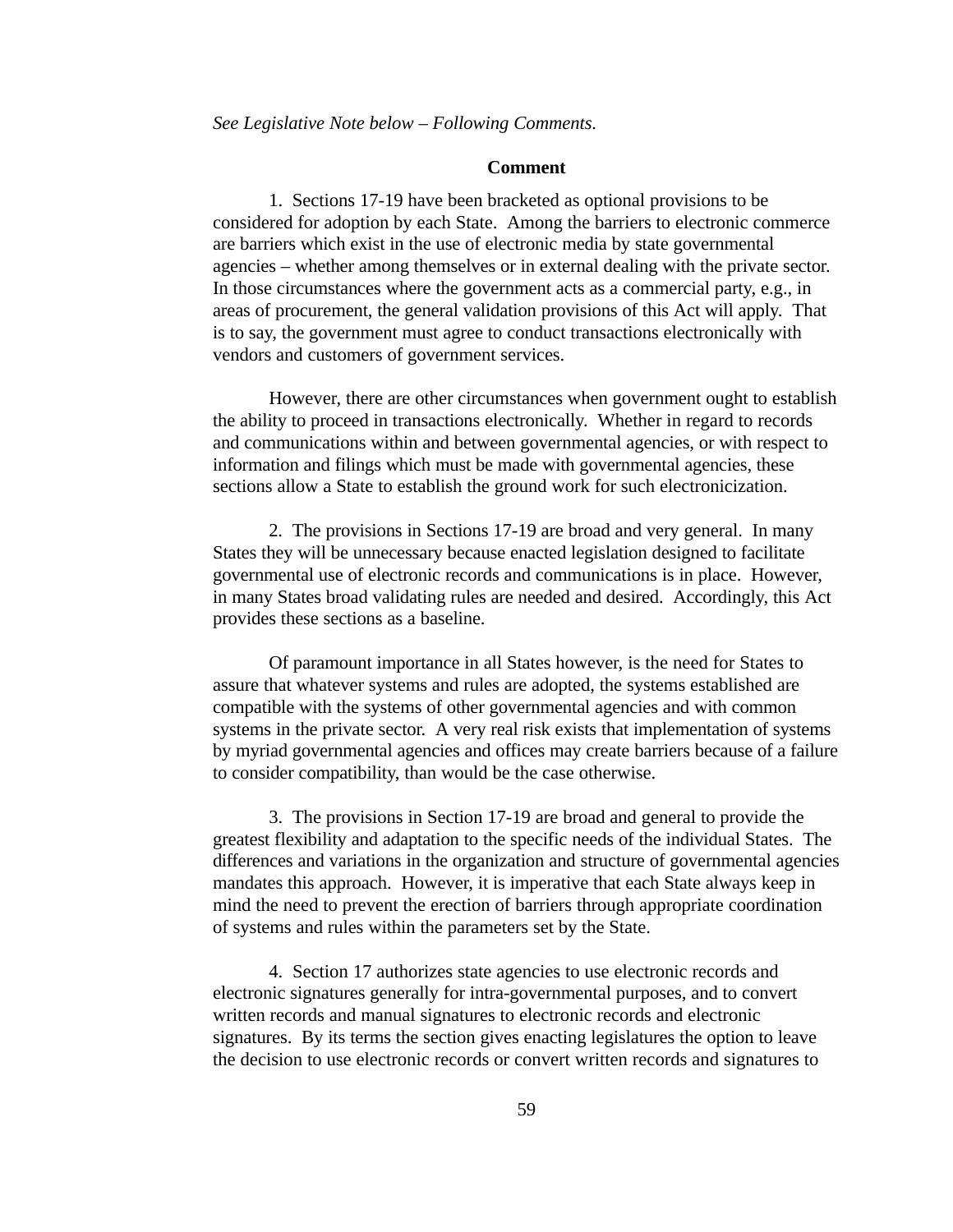*See Legislative Note below – Following Comments.*

**Comment**

1. Sections 17-19 have been bracketed as optional provisions to be considered for adoption by each State. Among the barriers to electronic commerce are barriers which exist in the use of electronic media by state governmental agencies – whether among themselves or in external dealing with the private sector. In those circumstances where the government acts as a commercial party, e.g., in areas of procurement, the general validation provisions of this Act will apply. That is to say, the government must agree to conduct transactions electronically with vendors and customers of government services.

However, there are other circumstances when government ought to establish the ability to proceed in transactions electronically. Whether in regard to records and communications within and between governmental agencies, or with respect to information and filings which must be made with governmental agencies, these sections allow a State to establish the ground work for such electronicization.

2. The provisions in Sections 17-19 are broad and very general. In many States they will be unnecessary because enacted legislation designed to facilitate governmental use of electronic records and communications is in place. However, in many States broad validating rules are needed and desired. Accordingly, this Act provides these sections as a baseline.

Of paramount importance in all States however, is the need for States to assure that whatever systems and rules are adopted, the systems established are compatible with the systems of other governmental agencies and with common systems in the private sector. A very real risk exists that implementation of systems by myriad governmental agencies and offices may create barriers because of a failure to consider compatibility, than would be the case otherwise.

3. The provisions in Section 17-19 are broad and general to provide the greatest flexibility and adaptation to the specific needs of the individual States. The differences and variations in the organization and structure of governmental agencies mandates this approach. However, it is imperative that each State always keep in mind the need to prevent the erection of barriers through appropriate coordination of systems and rules within the parameters set by the State.

4. Section 17 authorizes state agencies to use electronic records and electronic signatures generally for intra-governmental purposes, and to convert written records and manual signatures to electronic records and electronic signatures. By its terms the section gives enacting legislatures the option to leave the decision to use electronic records or convert written records and signatures to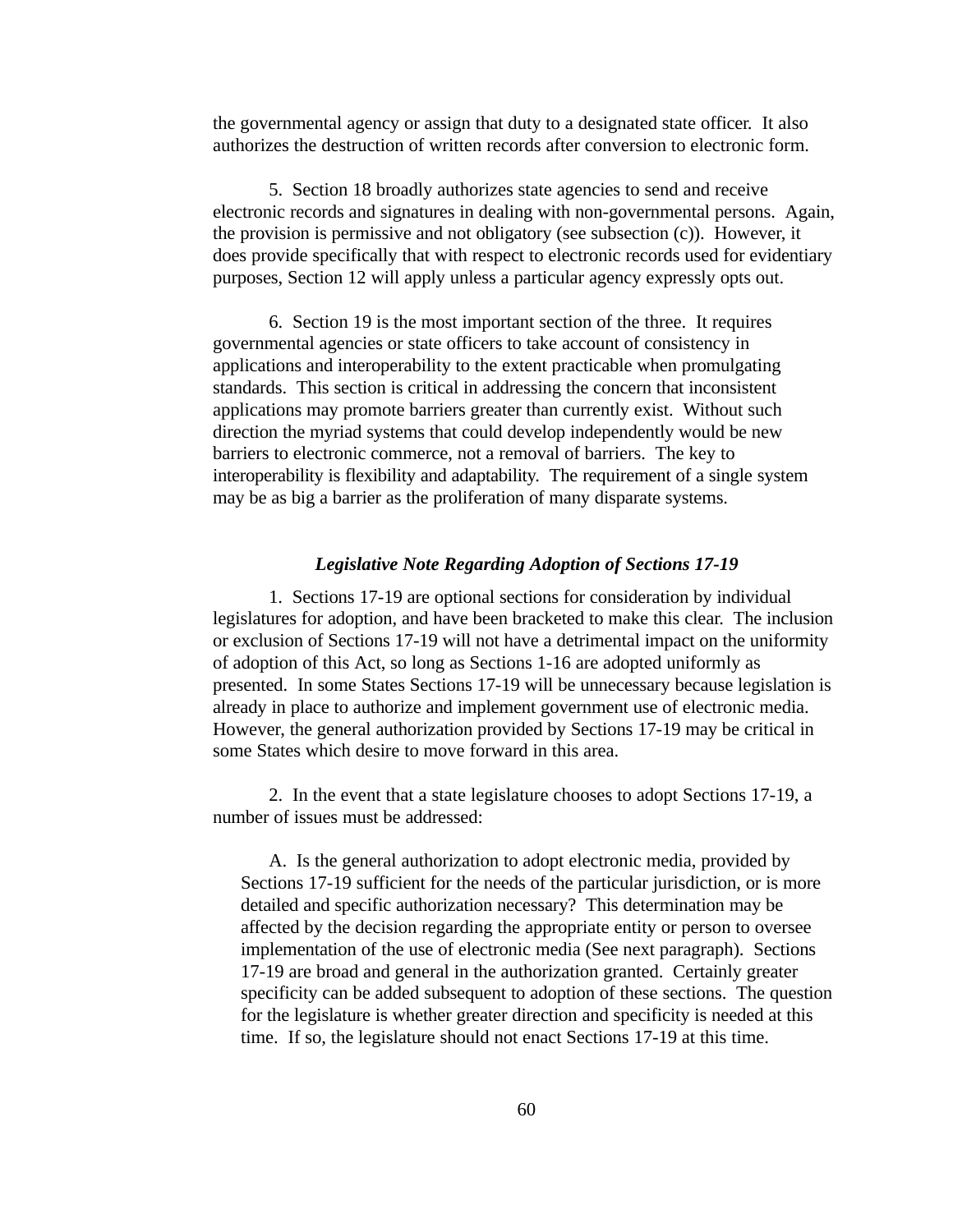the governmental agency or assign that duty to a designated state officer. It also authorizes the destruction of written records after conversion to electronic form.

5. Section 18 broadly authorizes state agencies to send and receive electronic records and signatures in dealing with non-governmental persons. Again, the provision is permissive and not obligatory (see subsection (c)). However, it does provide specifically that with respect to electronic records used for evidentiary purposes, Section 12 will apply unless a particular agency expressly opts out.

6. Section 19 is the most important section of the three. It requires governmental agencies or state officers to take account of consistency in applications and interoperability to the extent practicable when promulgating standards. This section is critical in addressing the concern that inconsistent applications may promote barriers greater than currently exist. Without such direction the myriad systems that could develop independently would be new barriers to electronic commerce, not a removal of barriers. The key to interoperability is flexibility and adaptability. The requirement of a single system may be as big a barrier as the proliferation of many disparate systems.

### *Legislative Note Regarding Adoption of Sections 17-19*

1. Sections 17-19 are optional sections for consideration by individual legislatures for adoption, and have been bracketed to make this clear. The inclusion or exclusion of Sections 17-19 will not have a detrimental impact on the uniformity of adoption of this Act, so long as Sections 1-16 are adopted uniformly as presented. In some States Sections 17-19 will be unnecessary because legislation is already in place to authorize and implement government use of electronic media. However, the general authorization provided by Sections 17-19 may be critical in some States which desire to move forward in this area.

2. In the event that a state legislature chooses to adopt Sections 17-19, a number of issues must be addressed:

A. Is the general authorization to adopt electronic media, provided by Sections 17-19 sufficient for the needs of the particular jurisdiction, or is more detailed and specific authorization necessary? This determination may be affected by the decision regarding the appropriate entity or person to oversee implementation of the use of electronic media (See next paragraph). Sections 17-19 are broad and general in the authorization granted. Certainly greater specificity can be added subsequent to adoption of these sections. The question for the legislature is whether greater direction and specificity is needed at this time. If so, the legislature should not enact Sections 17-19 at this time.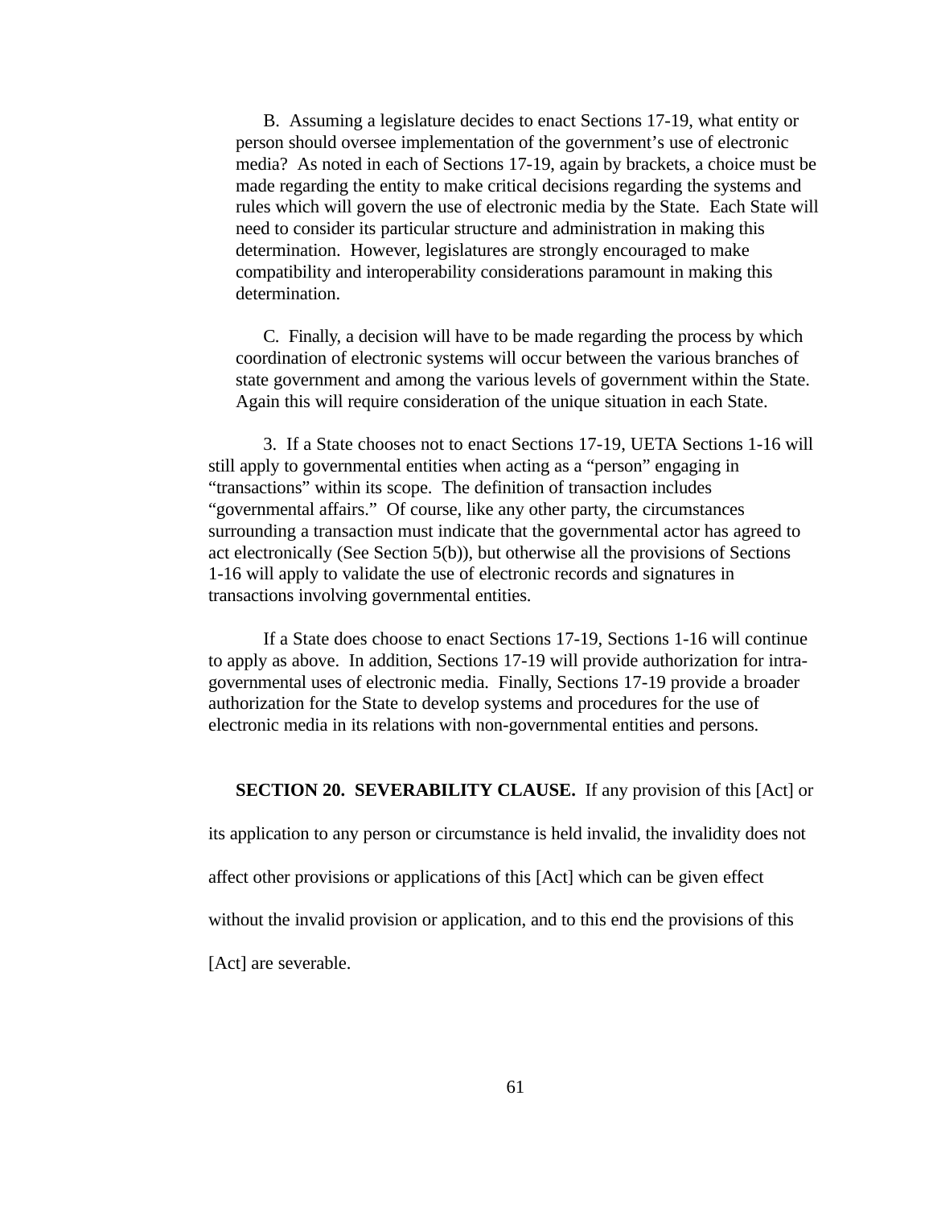B. Assuming a legislature decides to enact Sections 17-19, what entity or person should oversee implementation of the government's use of electronic media? As noted in each of Sections 17-19, again by brackets, a choice must be made regarding the entity to make critical decisions regarding the systems and rules which will govern the use of electronic media by the State. Each State will need to consider its particular structure and administration in making this determination. However, legislatures are strongly encouraged to make compatibility and interoperability considerations paramount in making this determination.

C. Finally, a decision will have to be made regarding the process by which coordination of electronic systems will occur between the various branches of state government and among the various levels of government within the State. Again this will require consideration of the unique situation in each State.

3. If a State chooses not to enact Sections 17-19, UETA Sections 1-16 will still apply to governmental entities when acting as a "person" engaging in "transactions" within its scope. The definition of transaction includes "governmental affairs." Of course, like any other party, the circumstances surrounding a transaction must indicate that the governmental actor has agreed to act electronically (See Section 5(b)), but otherwise all the provisions of Sections 1-16 will apply to validate the use of electronic records and signatures in transactions involving governmental entities.

If a State does choose to enact Sections 17-19, Sections 1-16 will continue to apply as above. In addition, Sections 17-19 will provide authorization for intra-governmental uses of electronic media. Finally, Sections 17-19 provide a broader authorization for the State to develop systems and procedures for the use of electronic media in its relations with non-governmental entities and persons.

**SECTION 20. SEVERABILITY CLAUSE.** If any provision of this [Act] or its application to any person or circumstance is held invalid, the invalidity does not affect other provisions or applications of this [Act] which can be given effect without the invalid provision or application, and to this end the provisions of this [Act] are severable.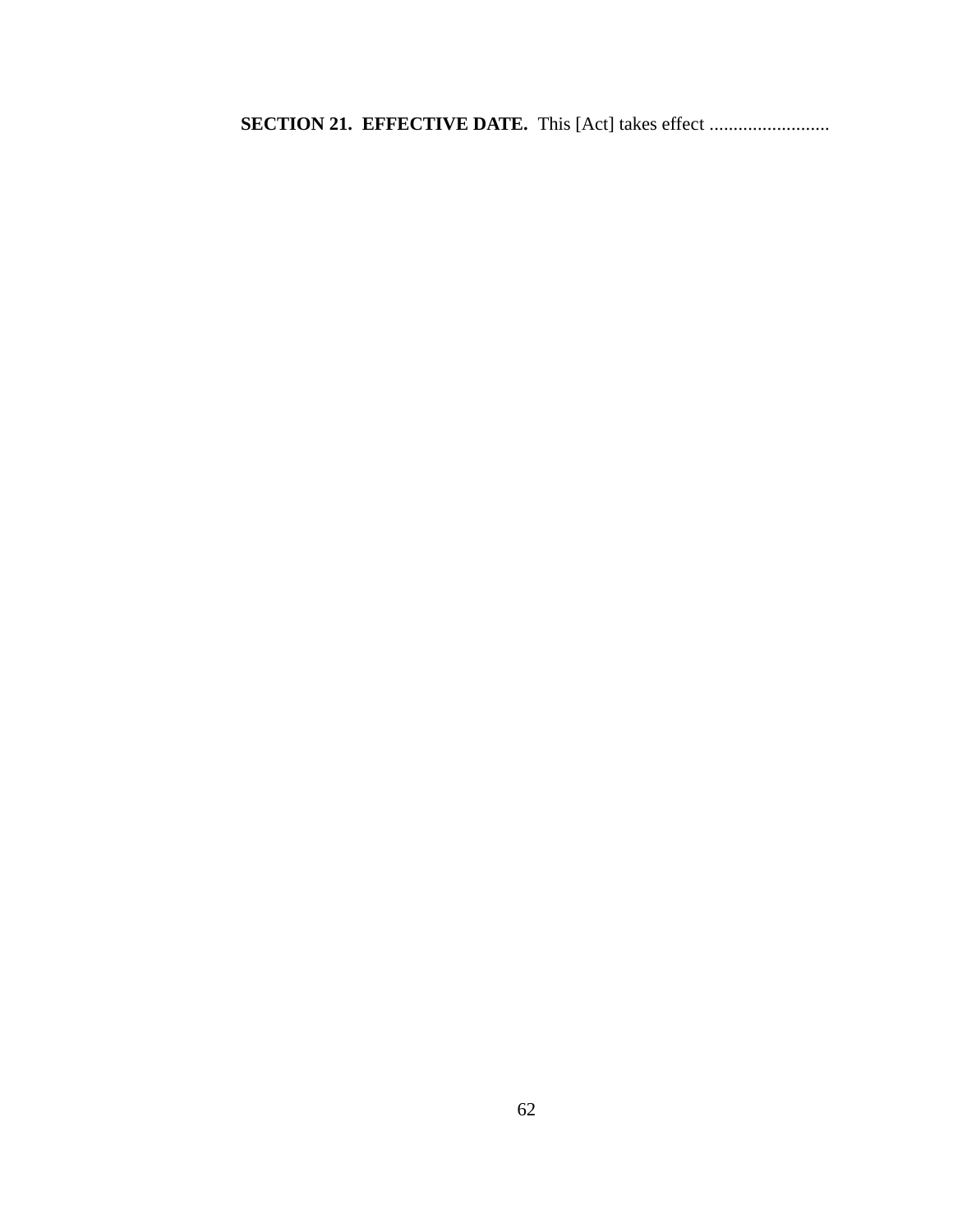**SECTION 21. EFFECTIVE DATE.** This [Act] takes effect .........................